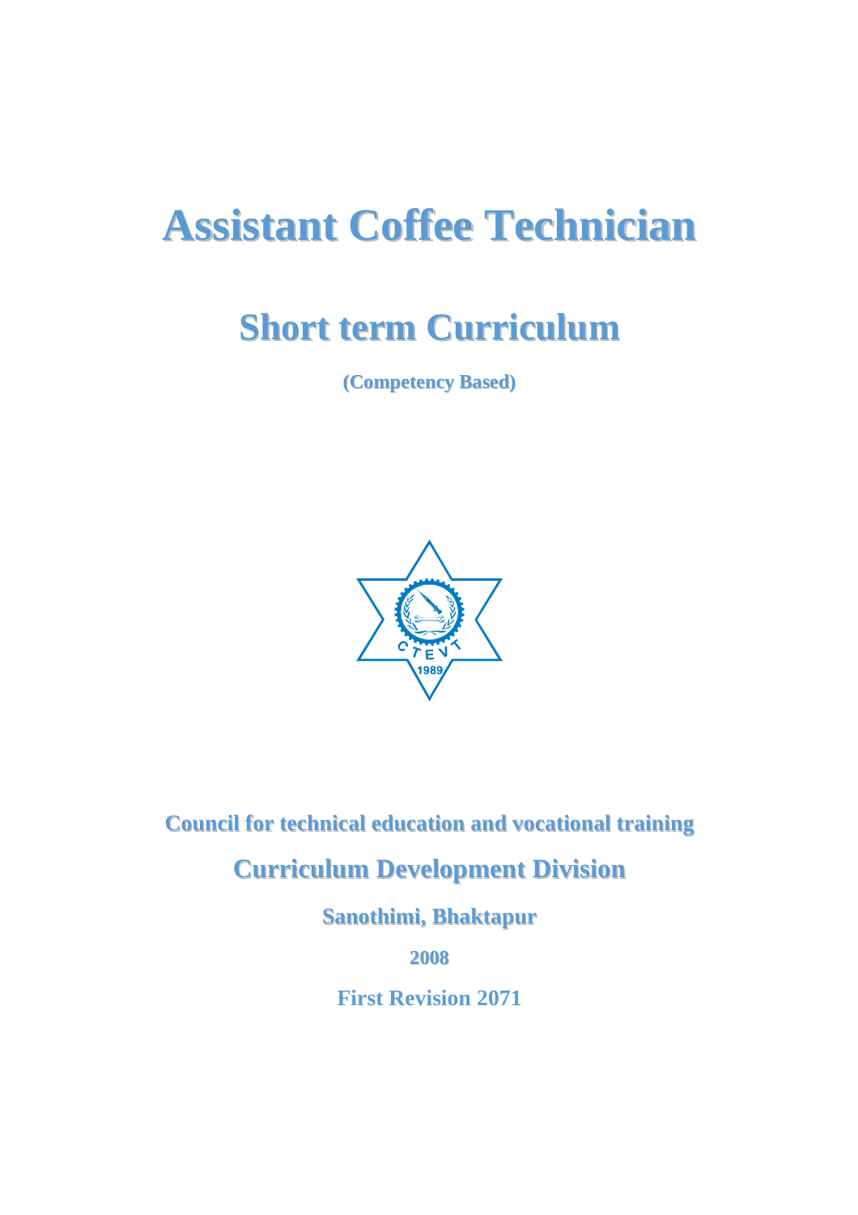# Assistant Coffee Technician

## Short term Curriculum

**(Competency Based)**

**Council for technical education and vocational training**

**Curriculum Development Division**

**Sanothimi, Bhaktapur**

**2008**

**First Revision 2071**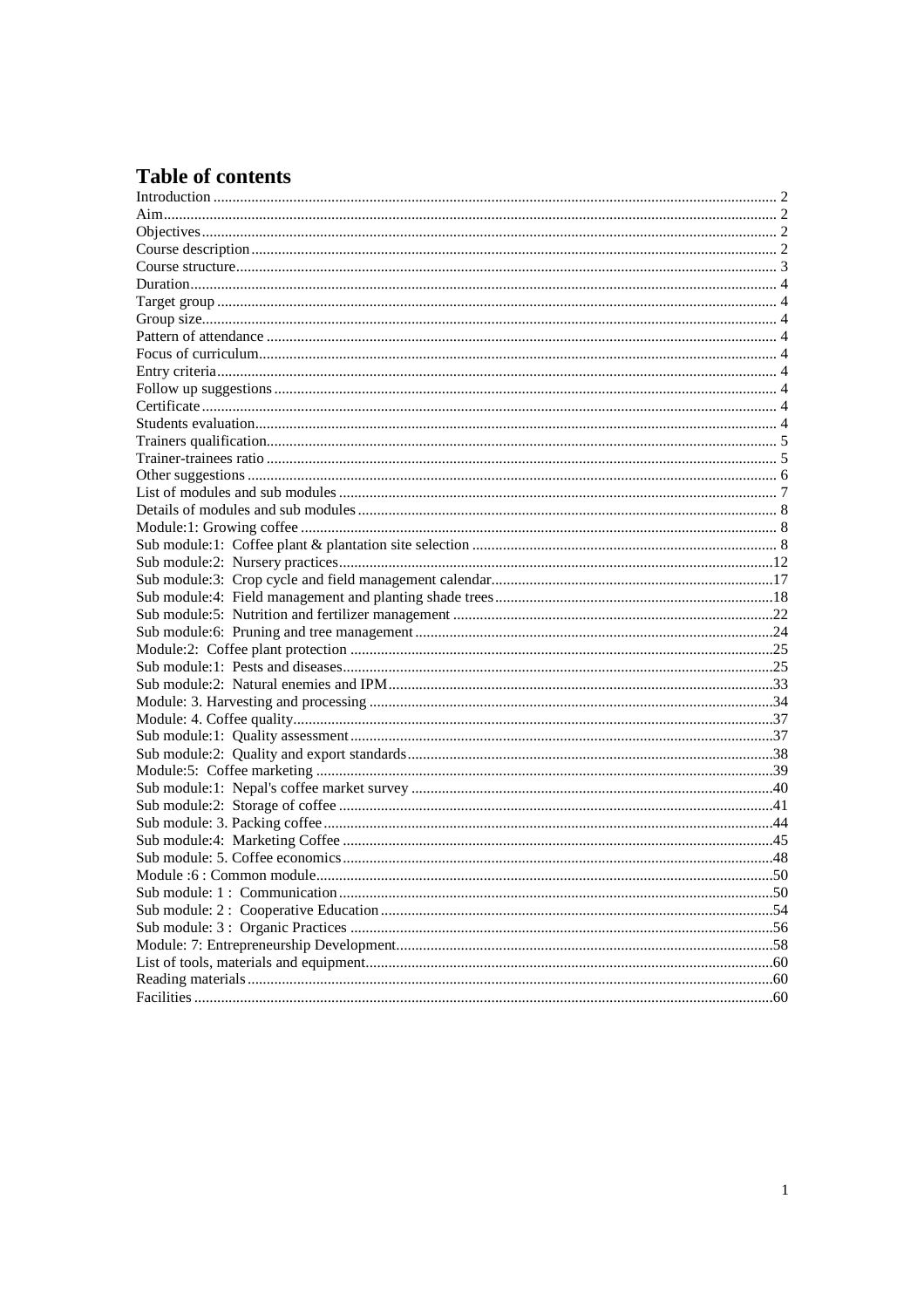# Table of contents

Introduction ........ 2
Aim ........ 2
Objectives ........ 2
Course description ........ 2
Course structure ........ 3
Duration ........ 4
Target group ........ 4
Group size ........ 4
Pattern of attendance ........ 4
Focus of curriculum ........ 4
Entry criteria ........ 4
Follow up suggestions ........ 4
Certificate ........ 4
Students evaluation ........ 4
Trainers qualification ........ 5
Trainer-trainees ratio ........ 5
Other suggestions ........ 6
List of modules and sub modules ........ 7
Details of modules and sub modules ........ 8
Module:1: Growing coffee ........ 8
Sub module:1: Coffee plant & plantation site selection ........ 8
Sub module:2: Nursery practices ........ 12
Sub module:3: Crop cycle and field management calendar ........ 17
Sub module:4: Field management and planting shade trees ........ 18
Sub module:5: Nutrition and fertilizer management ........ 22
Sub module:6: Pruning and tree management ........ 24
Module:2: Coffee plant protection ........ 25
Sub module:1: Pests and diseases ........ 25
Sub module:2: Natural enemies and IPM ........ 33
Module: 3. Harvesting and processing ........ 34
Module: 4. Coffee quality ........ 37
Sub module:1: Quality assessment ........ 37
Sub module:2: Quality and export standards ........ 38
Module:5: Coffee marketing ........ 39
Sub module:1: Nepal's coffee market survey ........ 40
Sub module:2: Storage of coffee ........ 41
Sub module: 3. Packing coffee ........ 44
Sub module:4: Marketing Coffee ........ 45
Sub module: 5. Coffee economics ........ 48
Module :6 : Common module ........ 50
Sub module: 1 : Communication ........ 50
Sub module: 2 : Cooperative Education ........ 54
Sub module: 3 : Organic Practices ........ 56
Module: 7: Entrepreneurship Development ........ 58
List of tools, materials and equipment ........ 60
Reading materials ........ 60
Facilities ........ 60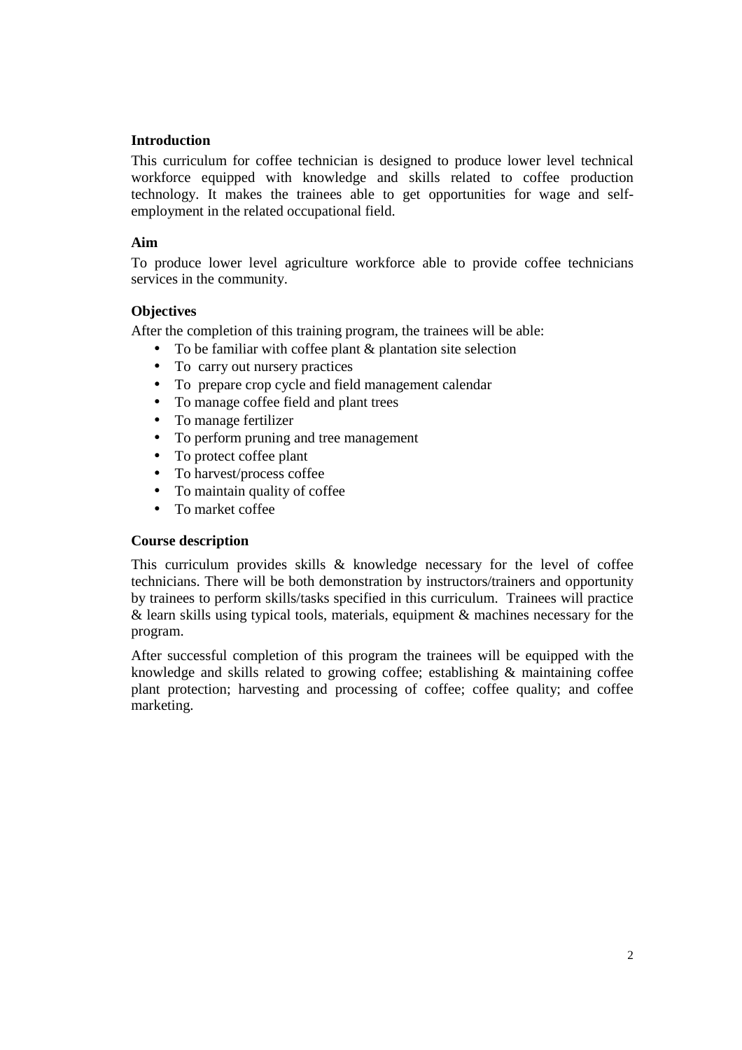## Introduction

This curriculum for coffee technician is designed to produce lower level technical workforce equipped with knowledge and skills related to coffee production technology. It makes the trainees able to get opportunities for wage and self-employment in the related occupational field.

## Aim

To produce lower level agriculture workforce able to provide coffee technicians services in the community.

## Objectives

After the completion of this training program, the trainees will be able:

- To be familiar with coffee plant & plantation site selection
- To carry out nursery practices
- To prepare crop cycle and field management calendar
- To manage coffee field and plant trees
- To manage fertilizer
- To perform pruning and tree management
- To protect coffee plant
- To harvest/process coffee
- To maintain quality of coffee
- To market coffee

## Course description

This curriculum provides skills & knowledge necessary for the level of coffee technicians. There will be both demonstration by instructors/trainers and opportunity by trainees to perform skills/tasks specified in this curriculum. Trainees will practice & learn skills using typical tools, materials, equipment & machines necessary for the program.

After successful completion of this program the trainees will be equipped with the knowledge and skills related to growing coffee; establishing & maintaining coffee plant protection; harvesting and processing of coffee; coffee quality; and coffee marketing.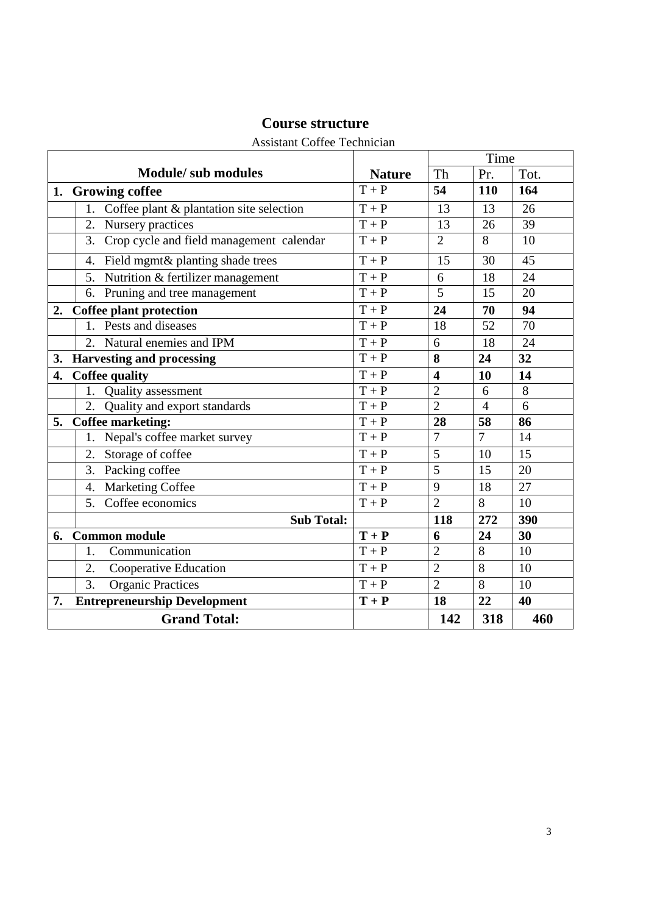# Course structure

Assistant Coffee Technician

| Module/ sub modules | Nature | Time | | |
|---|---|---|---|---|
| | | Th | Pr. | Tot. |
| **1. Growing coffee** | T + P | **54** | **110** | **164** |
| 1. Coffee plant & plantation site selection | T + P | 13 | 13 | 26 |
| 2. Nursery practices | T + P | 13 | 26 | 39 |
| 3. Crop cycle and field management calendar | T + P | 2 | 8 | 10 |
| 4. Field mgmt& planting shade trees | T + P | 15 | 30 | 45 |
| 5. Nutrition & fertilizer management | T + P | 6 | 18 | 24 |
| 6. Pruning and tree management | T + P | 5 | 15 | 20 |
| **2. Coffee plant protection** | T + P | **24** | **70** | **94** |
| 1. Pests and diseases | T + P | 18 | 52 | 70 |
| 2. Natural enemies and IPM | T + P | 6 | 18 | 24 |
| **3. Harvesting and processing** | T + P | **8** | **24** | **32** |
| **4. Coffee quality** | T + P | **4** | **10** | **14** |
| 1. Quality assessment | T + P | 2 | 6 | 8 |
| 2. Quality and export standards | T + P | 2 | 4 | 6 |
| **5. Coffee marketing:** | T + P | **28** | **58** | **86** |
| 1. Nepal's coffee market survey | T + P | 7 | 7 | 14 |
| 2. Storage of coffee | T + P | 5 | 10 | 15 |
| 3. Packing coffee | T + P | 5 | 15 | 20 |
| 4. Marketing Coffee | T + P | 9 | 18 | 27 |
| 5. Coffee economics | T + P | 2 | 8 | 10 |
| **Sub Total:** | | **118** | **272** | **390** |
| **6. Common module** | **T + P** | **6** | **24** | **30** |
| 1. Communication | T + P | 2 | 8 | 10 |
| 2. Cooperative Education | T + P | 2 | 8 | 10 |
| 3. Organic Practices | T + P | 2 | 8 | 10 |
| **7. Entrepreneurship Development** | **T + P** | **18** | **22** | **40** |
| **Grand Total:** | | **142** | **318** | **460** |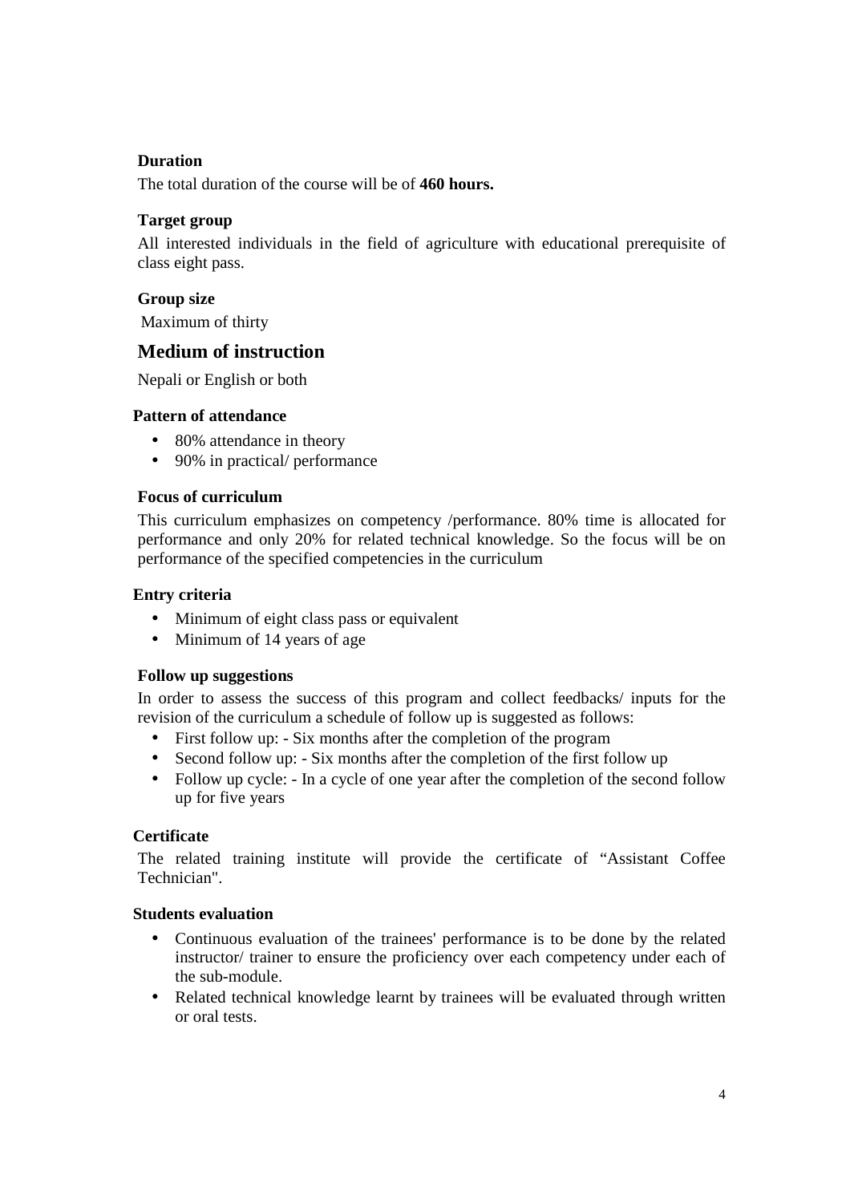### Duration

The total duration of the course will be of **460 hours.**

### Target group

All interested individuals in the field of agriculture with educational prerequisite of class eight pass.

### Group size

Maximum of thirty

## Medium of instruction

Nepali or English or both

### Pattern of attendance

- 80% attendance in theory
- 90% in practical/ performance

### Focus of curriculum

This curriculum emphasizes on competency /performance. 80% time is allocated for performance and only 20% for related technical knowledge. So the focus will be on performance of the specified competencies in the curriculum

### Entry criteria

- Minimum of eight class pass or equivalent
- Minimum of 14 years of age

### Follow up suggestions

In order to assess the success of this program and collect feedbacks/ inputs for the revision of the curriculum a schedule of follow up is suggested as follows:

- First follow up: - Six months after the completion of the program
- Second follow up: - Six months after the completion of the first follow up
- Follow up cycle: - In a cycle of one year after the completion of the second follow up for five years

### Certificate

The related training institute will provide the certificate of "Assistant Coffee Technician".

### Students evaluation

- Continuous evaluation of the trainees' performance is to be done by the related instructor/ trainer to ensure the proficiency over each competency under each of the sub-module.
- Related technical knowledge learnt by trainees will be evaluated through written or oral tests.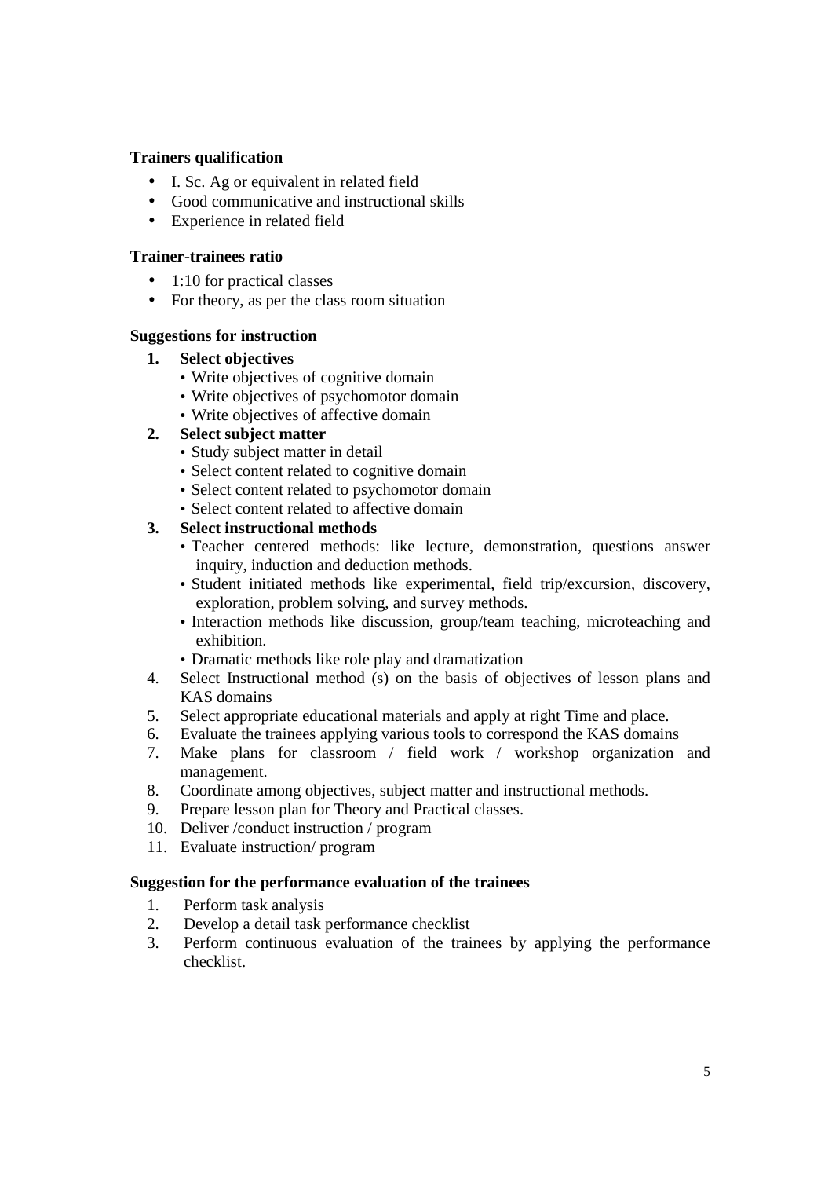**Trainers qualification**

- I. Sc. Ag or equivalent in related field
- Good communicative and instructional skills
- Experience in related field

**Trainer-trainees ratio**

- 1:10 for practical classes
- For theory, as per the class room situation

**Suggestions for instruction**

1. **Select objectives**
   - Write objectives of cognitive domain
   - Write objectives of psychomotor domain
   - Write objectives of affective domain
2. **Select subject matter**
   - Study subject matter in detail
   - Select content related to cognitive domain
   - Select content related to psychomotor domain
   - Select content related to affective domain
3. **Select instructional methods**
   - Teacher centered methods: like lecture, demonstration, questions answer inquiry, induction and deduction methods.
   - Student initiated methods like experimental, field trip/excursion, discovery, exploration, problem solving, and survey methods.
   - Interaction methods like discussion, group/team teaching, microteaching and exhibition.
   - Dramatic methods like role play and dramatization
4. Select Instructional method (s) on the basis of objectives of lesson plans and KAS domains
5. Select appropriate educational materials and apply at right Time and place.
6. Evaluate the trainees applying various tools to correspond the KAS domains
7. Make plans for classroom / field work / workshop organization and management.
8. Coordinate among objectives, subject matter and instructional methods.
9. Prepare lesson plan for Theory and Practical classes.
10. Deliver /conduct instruction / program
11. Evaluate instruction/ program

**Suggestion for the performance evaluation of the trainees**

1. Perform task analysis
2. Develop a detail task performance checklist
3. Perform continuous evaluation of the trainees by applying the performance checklist.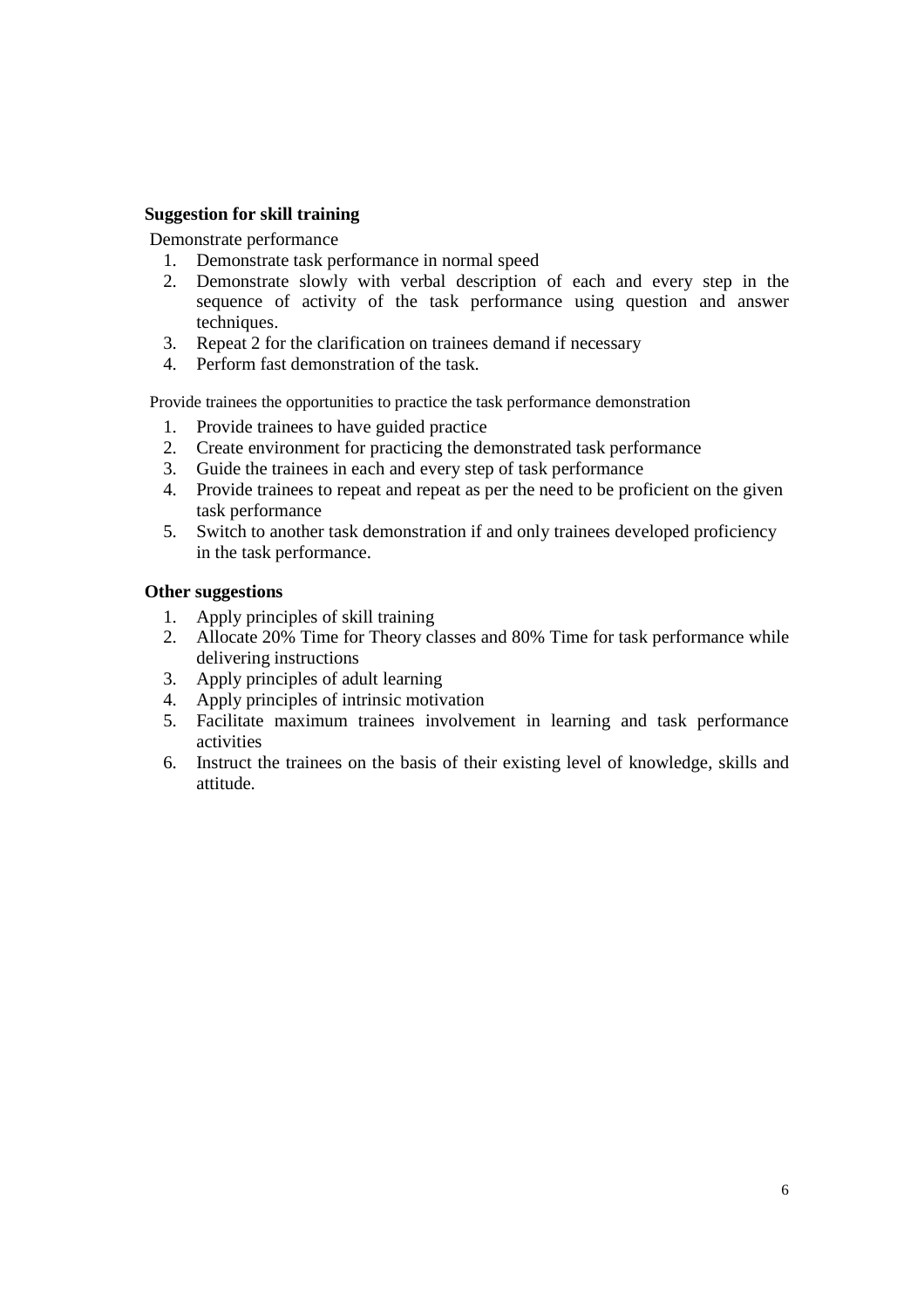**Suggestion for skill training**

Demonstrate performance

1. Demonstrate task performance in normal speed
2. Demonstrate slowly with verbal description of each and every step in the sequence of activity of the task performance using question and answer techniques.
3. Repeat 2 for the clarification on trainees demand if necessary
4. Perform fast demonstration of the task.

Provide trainees the opportunities to practice the task performance demonstration

1. Provide trainees to have guided practice
2. Create environment for practicing the demonstrated task performance
3. Guide the trainees in each and every step of task performance
4. Provide trainees to repeat and repeat as per the need to be proficient on the given task performance
5. Switch to another task demonstration if and only trainees developed proficiency in the task performance.

**Other suggestions**

1. Apply principles of skill training
2. Allocate 20% Time for Theory classes and 80% Time for task performance while delivering instructions
3. Apply principles of adult learning
4. Apply principles of intrinsic motivation
5. Facilitate maximum trainees involvement in learning and task performance activities
6. Instruct the trainees on the basis of their existing level of knowledge, skills and attitude.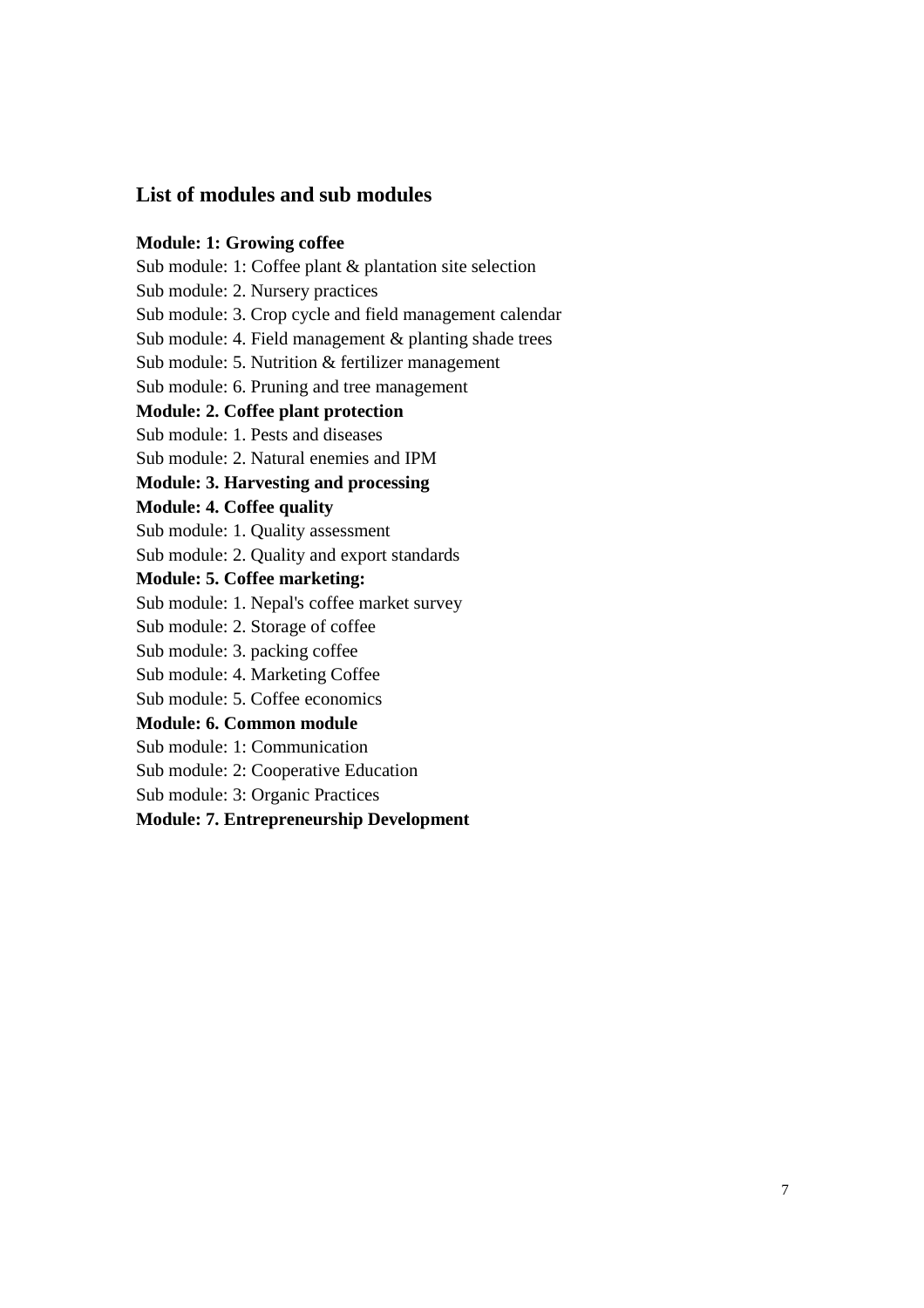## List of modules and sub modules

**Module: 1: Growing coffee**

Sub module: 1: Coffee plant & plantation site selection

Sub module: 2. Nursery practices

Sub module: 3. Crop cycle and field management calendar

Sub module: 4. Field management & planting shade trees

Sub module: 5. Nutrition & fertilizer management

Sub module: 6. Pruning and tree management

**Module: 2. Coffee plant protection**

Sub module: 1. Pests and diseases

Sub module: 2. Natural enemies and IPM

**Module: 3. Harvesting and processing**

**Module: 4. Coffee quality**

Sub module: 1. Quality assessment

Sub module: 2. Quality and export standards

**Module: 5. Coffee marketing:**

Sub module: 1. Nepal's coffee market survey

Sub module: 2. Storage of coffee

Sub module: 3. packing coffee

Sub module: 4. Marketing Coffee

Sub module: 5. Coffee economics

**Module: 6. Common module**

Sub module: 1: Communication

Sub module: 2: Cooperative Education

Sub module: 3: Organic Practices

**Module: 7. Entrepreneurship Development**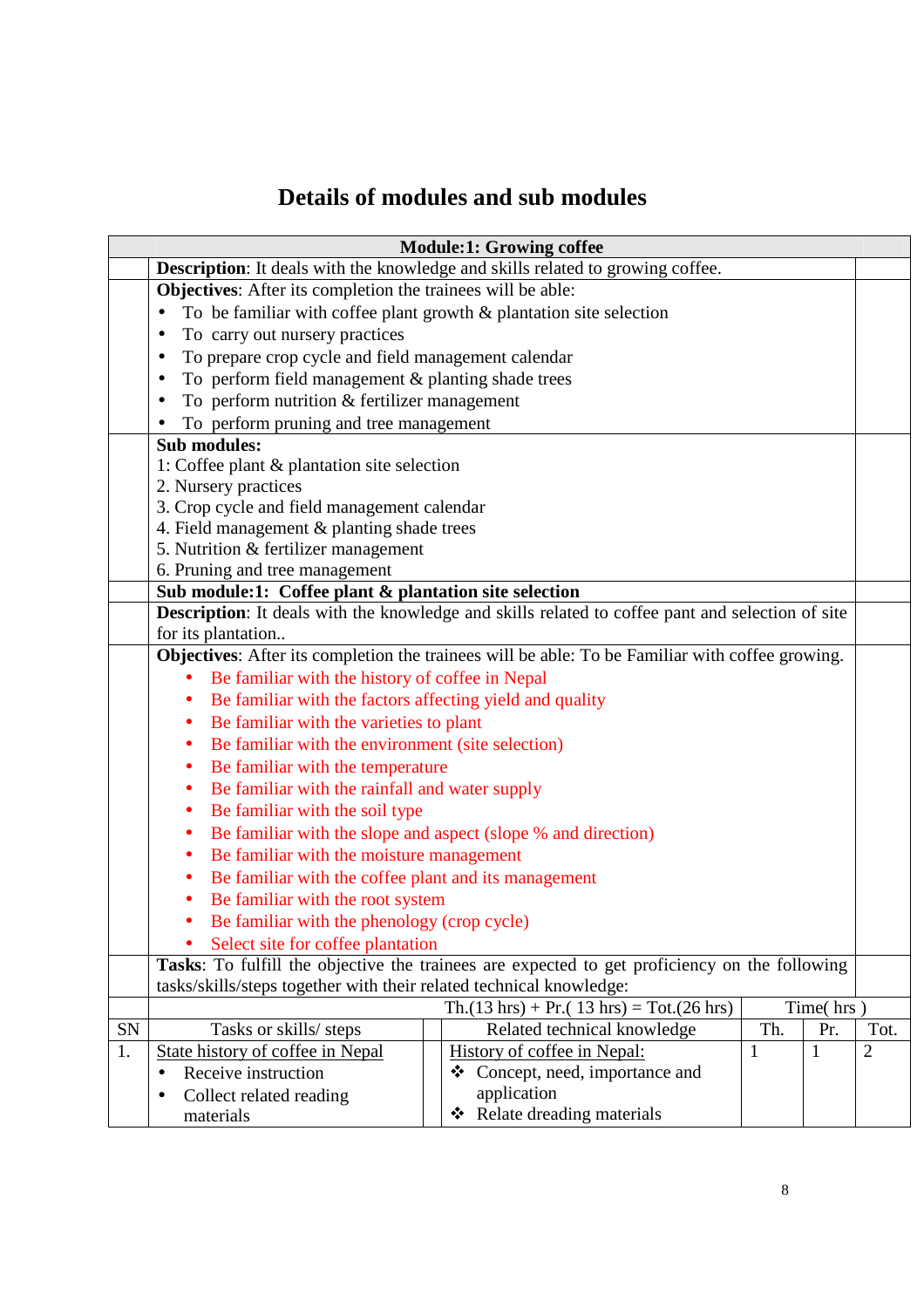# Details of modules and sub modules

**Module:1: Growing coffee**

**Description**: It deals with the knowledge and skills related to growing coffee.

**Objectives**: After its completion the trainees will be able:

- To be familiar with coffee plant growth & plantation site selection
- To carry out nursery practices
- To prepare crop cycle and field management calendar
- To perform field management & planting shade trees
- To perform nutrition & fertilizer management
- To perform pruning and tree management

**Sub modules:**

1: Coffee plant & plantation site selection
2. Nursery practices
3. Crop cycle and field management calendar
4. Field management & planting shade trees
5. Nutrition & fertilizer management
6. Pruning and tree management

**Sub module:1: Coffee plant & plantation site selection**

**Description**: It deals with the knowledge and skills related to coffee pant and selection of site for its plantation..

**Objectives**: After its completion the trainees will be able: To be Familiar with coffee growing.

- Be familiar with the history of coffee in Nepal
- Be familiar with the factors affecting yield and quality
- Be familiar with the varieties to plant
- Be familiar with the environment (site selection)
- Be familiar with the temperature
- Be familiar with the rainfall and water supply
- Be familiar with the soil type
- Be familiar with the slope and aspect (slope % and direction)
- Be familiar with the moisture management
- Be familiar with the coffee plant and its management
- Be familiar with the root system
- Be familiar with the phenology (crop cycle)
- Select site for coffee plantation

**Tasks**: To fulfill the objective the trainees are expected to get proficiency on the following tasks/skills/steps together with their related technical knowledge:

| | | Th.(13 hrs) + Pr.( 13 hrs) = Tot.(26 hrs) | Time( hrs ) | | |
|---|---|---|---|---|---|
| SN | Tasks or skills/ steps | Related technical knowledge | Th. | Pr. | Tot. |
| 1. | State history of coffee in Nepal<br>• Receive instruction<br>• Collect related reading materials | History of coffee in Nepal:<br>❖ Concept, need, importance and application<br>❖ Relate dreading materials | 1 | 1 | 2 |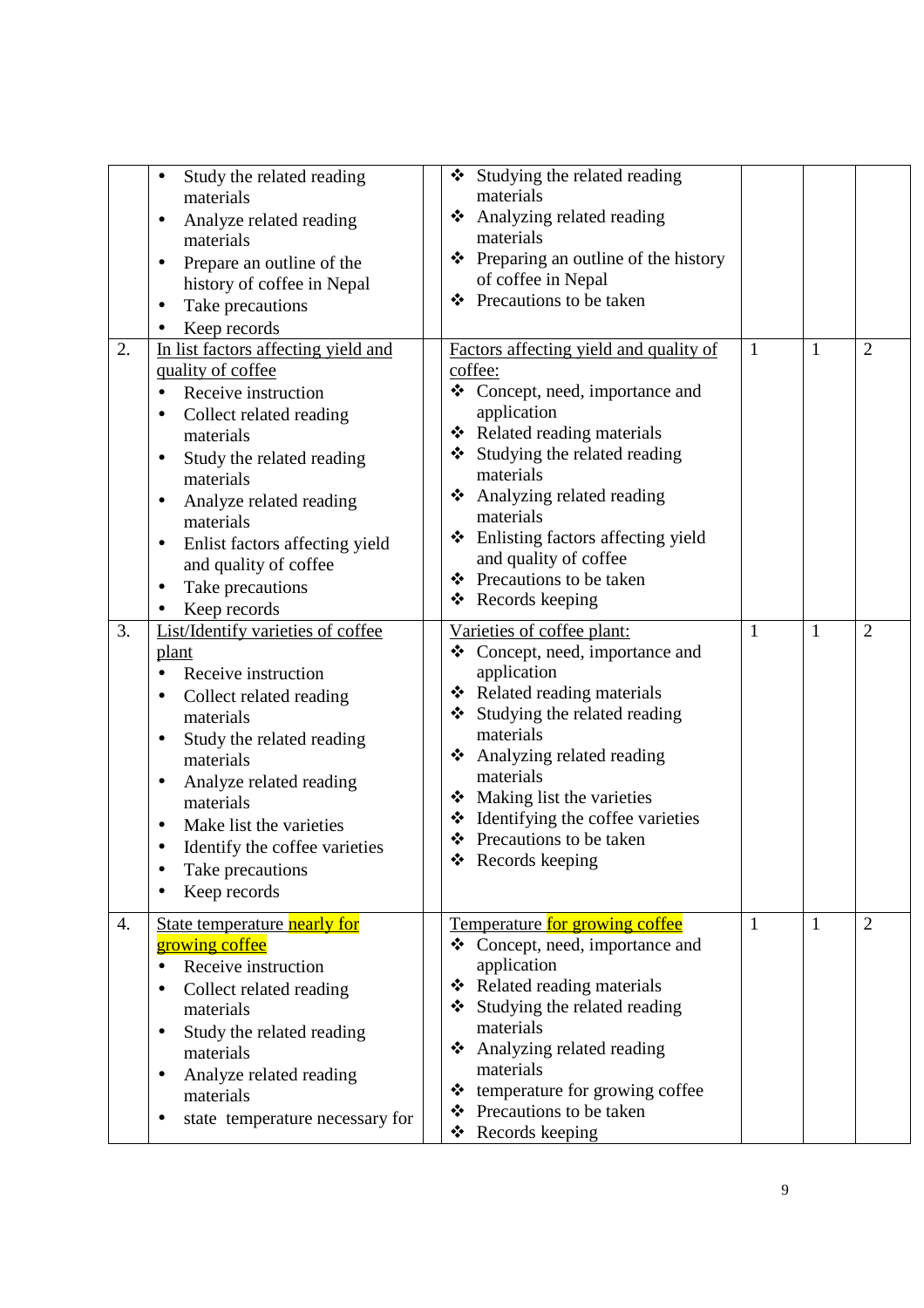|  |  |  |  |  |  |  |
|---|---|---|---|---|---|---|
|  | • Study the related reading materials<br>• Analyze related reading materials<br>• Prepare an outline of the history of coffee in Nepal<br>• Take precautions<br>• Keep records |  | ❖ Studying the related reading materials<br>❖ Analyzing related reading materials<br>❖ Preparing an outline of the history of coffee in Nepal<br>❖ Precautions to be taken |  |  |  |
| 2. | In list factors affecting yield and quality of coffee<br>• Receive instruction<br>• Collect related reading materials<br>• Study the related reading materials<br>• Analyze related reading materials<br>• Enlist factors affecting yield and quality of coffee<br>• Take precautions<br>• Keep records |  | Factors affecting yield and quality of coffee:<br>❖ Concept, need, importance and application<br>❖ Related reading materials<br>❖ Studying the related reading materials<br>❖ Analyzing related reading materials<br>❖ Enlisting factors affecting yield and quality of coffee<br>❖ Precautions to be taken<br>❖ Records keeping | 1 | 1 | 2 |
| 3. | List/Identify varieties of coffee plant<br>• Receive instruction<br>• Collect related reading materials<br>• Study the related reading materials<br>• Analyze related reading materials<br>• Make list the varieties<br>• Identify the coffee varieties<br>• Take precautions<br>• Keep records |  | Varieties of coffee plant:<br>❖ Concept, need, importance and application<br>❖ Related reading materials<br>❖ Studying the related reading materials<br>❖ Analyzing related reading materials<br>❖ Making list the varieties<br>❖ Identifying the coffee varieties<br>❖ Precautions to be taken<br>❖ Records keeping | 1 | 1 | 2 |
| 4. | State temperature nearly for growing coffee<br>• Receive instruction<br>• Collect related reading materials<br>• Study the related reading materials<br>• Analyze related reading materials<br>• state temperature necessary for |  | Temperature for growing coffee<br>❖ Concept, need, importance and application<br>❖ Related reading materials<br>❖ Studying the related reading materials<br>❖ Analyzing related reading materials<br>❖ temperature for growing coffee<br>❖ Precautions to be taken<br>❖ Records keeping | 1 | 1 | 2 |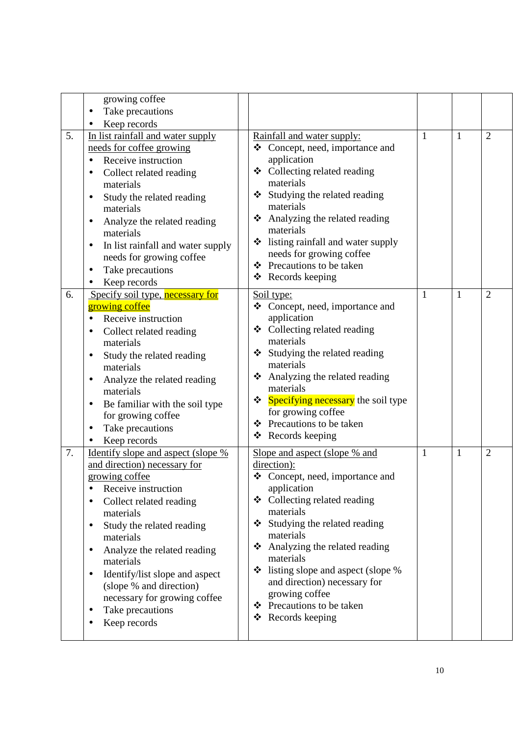| | | | | | | |
|---|---|---|---|---|---|---|
| | growing coffee<br>• Take precautions<br>• Keep records | | | | | |
| 5. | In list rainfall and water supply needs for coffee growing<br>• Receive instruction<br>• Collect related reading materials<br>• Study the related reading materials<br>• Analyze the related reading materials<br>• In list rainfall and water supply needs for growing coffee<br>• Take precautions<br>• Keep records | | Rainfall and water supply:<br>❖ Concept, need, importance and application<br>❖ Collecting related reading materials<br>❖ Studying the related reading materials<br>❖ Analyzing the related reading materials<br>❖ listing rainfall and water supply needs for growing coffee<br>❖ Precautions to be taken<br>❖ Records keeping | 1 | 1 | 2 |
| 6. | Specify soil type, necessary for growing coffee<br>• Receive instruction<br>• Collect related reading materials<br>• Study the related reading materials<br>• Analyze the related reading materials<br>• Be familiar with the soil type for growing coffee<br>• Take precautions<br>• Keep records | | Soil type:<br>❖ Concept, need, importance and application<br>❖ Collecting related reading materials<br>❖ Studying the related reading materials<br>❖ Analyzing the related reading materials<br>❖ Specifying necessary the soil type for growing coffee<br>❖ Precautions to be taken<br>❖ Records keeping | 1 | 1 | 2 |
| 7. | Identify slope and aspect (slope % and direction) necessary for growing coffee<br>• Receive instruction<br>• Collect related reading materials<br>• Study the related reading materials<br>• Analyze the related reading materials<br>• Identify/list slope and aspect (slope % and direction) necessary for growing coffee<br>• Take precautions<br>• Keep records | | Slope and aspect (slope % and direction):<br>❖ Concept, need, importance and application<br>❖ Collecting related reading materials<br>❖ Studying the related reading materials<br>❖ Analyzing the related reading materials<br>❖ listing slope and aspect (slope % and direction) necessary for growing coffee<br>❖ Precautions to be taken<br>❖ Records keeping | 1 | 1 | 2 |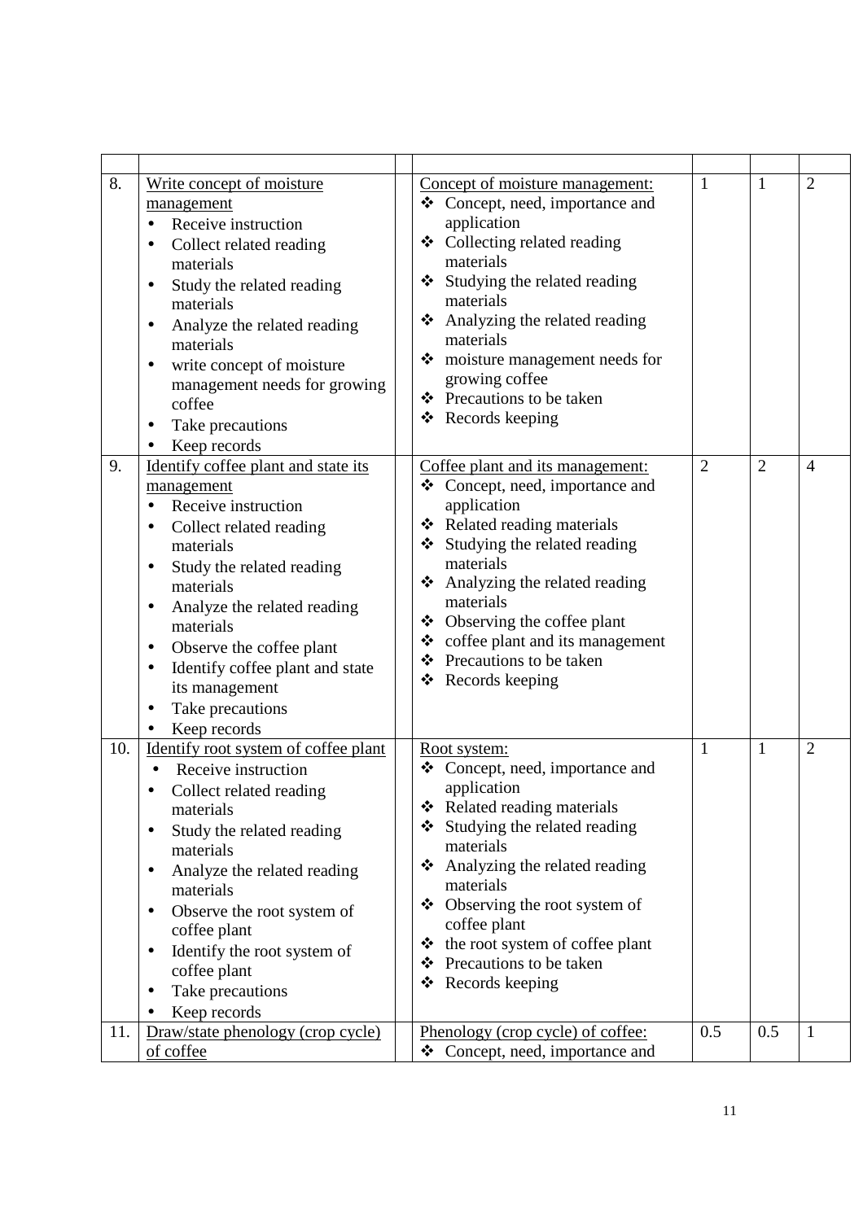| | | | | | | |
|---|---|---|---|---|---|---|
| 8. | Write concept of moisture management<br>• Receive instruction<br>• Collect related reading materials<br>• Study the related reading materials<br>• Analyze the related reading materials<br>• write concept of moisture management needs for growing coffee<br>• Take precautions<br>• Keep records | | Concept of moisture management:<br>❖ Concept, need, importance and application<br>❖ Collecting related reading materials<br>❖ Studying the related reading materials<br>❖ Analyzing the related reading materials<br>❖ moisture management needs for growing coffee<br>❖ Precautions to be taken<br>❖ Records keeping | 1 | 1 | 2 |
| 9. | Identify coffee plant and state its management<br>• Receive instruction<br>• Collect related reading materials<br>• Study the related reading materials<br>• Analyze the related reading materials<br>• Observe the coffee plant<br>• Identify coffee plant and state its management<br>• Take precautions<br>• Keep records | | Coffee plant and its management:<br>❖ Concept, need, importance and application<br>❖ Related reading materials<br>❖ Studying the related reading materials<br>❖ Analyzing the related reading materials<br>❖ Observing the coffee plant<br>❖ coffee plant and its management<br>❖ Precautions to be taken<br>❖ Records keeping | 2 | 2 | 4 |
| 10. | Identify root system of coffee plant<br>• Receive instruction<br>• Collect related reading materials<br>• Study the related reading materials<br>• Analyze the related reading materials<br>• Observe the root system of coffee plant<br>• Identify the root system of coffee plant<br>• Take precautions<br>• Keep records | | Root system:<br>❖ Concept, need, importance and application<br>❖ Related reading materials<br>❖ Studying the related reading materials<br>❖ Analyzing the related reading materials<br>❖ Observing the root system of coffee plant<br>❖ the root system of coffee plant<br>❖ Precautions to be taken<br>❖ Records keeping | 1 | 1 | 2 |
| 11. | Draw/state phenology (crop cycle) of coffee | | Phenology (crop cycle) of coffee:<br>❖ Concept, need, importance and | 0.5 | 0.5 | 1 |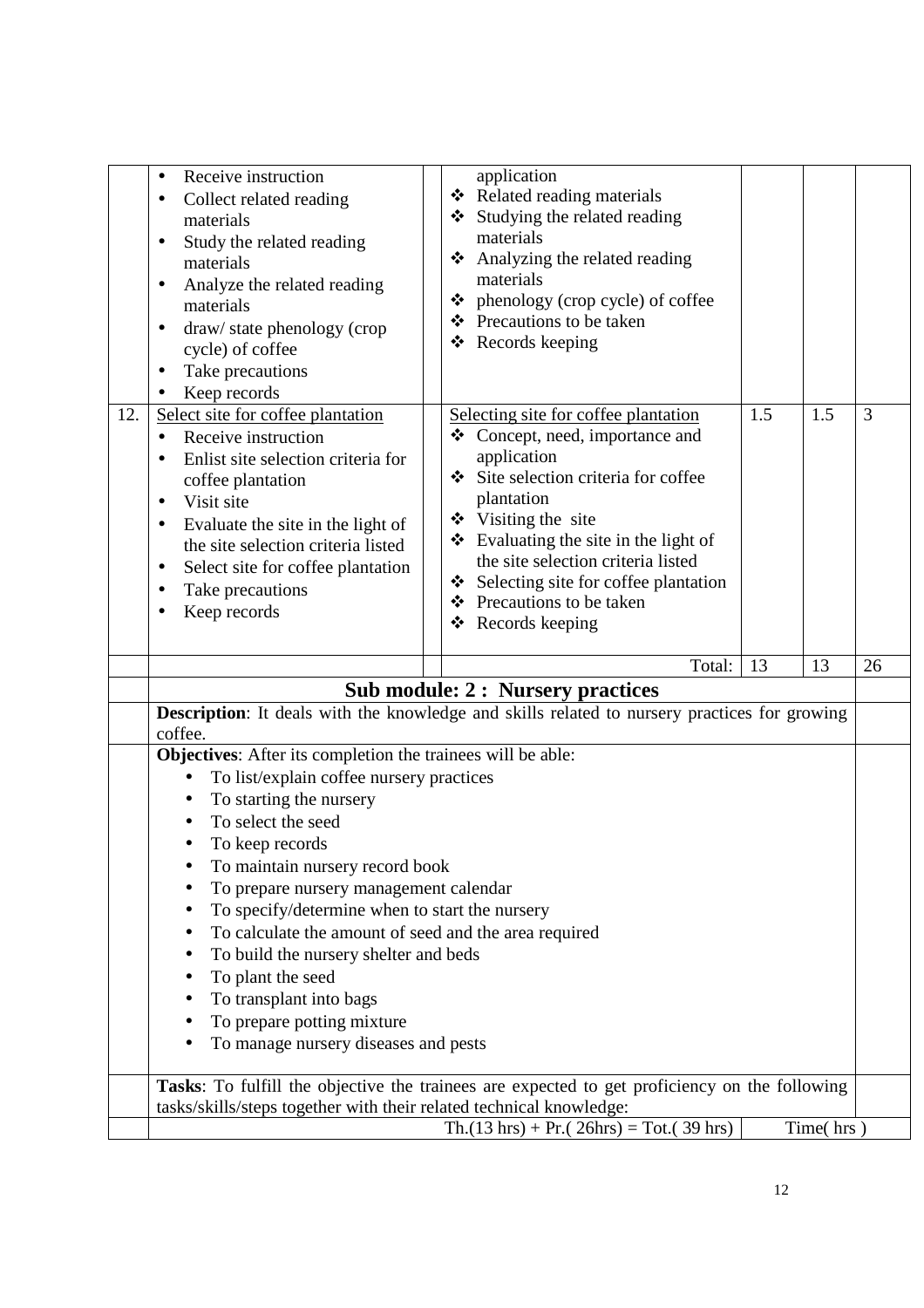| | | | | | | |
|---|---|---|---|---|---|---|
| | • Receive instruction<br>• Collect related reading materials<br>• Study the related reading materials<br>• Analyze the related reading materials<br>• draw/ state phenology (crop cycle) of coffee<br>• Take precautions<br>• Keep records | | application<br>❖ Related reading materials<br>❖ Studying the related reading materials<br>❖ Analyzing the related reading materials<br>❖ phenology (crop cycle) of coffee<br>❖ Precautions to be taken<br>❖ Records keeping | | | |
| 12. | Select site for coffee plantation<br>• Receive instruction<br>• Enlist site selection criteria for coffee plantation<br>• Visit site<br>• Evaluate the site in the light of the site selection criteria listed<br>• Select site for coffee plantation<br>• Take precautions<br>• Keep records | | Selecting site for coffee plantation<br>❖ Concept, need, importance and application<br>❖ Site selection criteria for coffee plantation<br>❖ Visiting the site<br>❖ Evaluating the site in the light of the site selection criteria listed<br>❖ Selecting site for coffee plantation<br>❖ Precautions to be taken<br>❖ Records keeping | 1.5 | 1.5 | 3 |
| | | | Total: | 13 | 13 | 26 |

## Sub module: 2 : Nursery practices

**Description**: It deals with the knowledge and skills related to nursery practices for growing coffee.

**Objectives**: After its completion the trainees will be able:

- To list/explain coffee nursery practices
- To starting the nursery
- To select the seed
- To keep records
- To maintain nursery record book
- To prepare nursery management calendar
- To specify/determine when to start the nursery
- To calculate the amount of seed and the area required
- To build the nursery shelter and beds
- To plant the seed
- To transplant into bags
- To prepare potting mixture
- To manage nursery diseases and pests

**Tasks**: To fulfill the objective the trainees are expected to get proficiency on the following tasks/skills/steps together with their related technical knowledge:

Th.(13 hrs) + Pr.( 26hrs) = Tot.( 39 hrs) Time( hrs )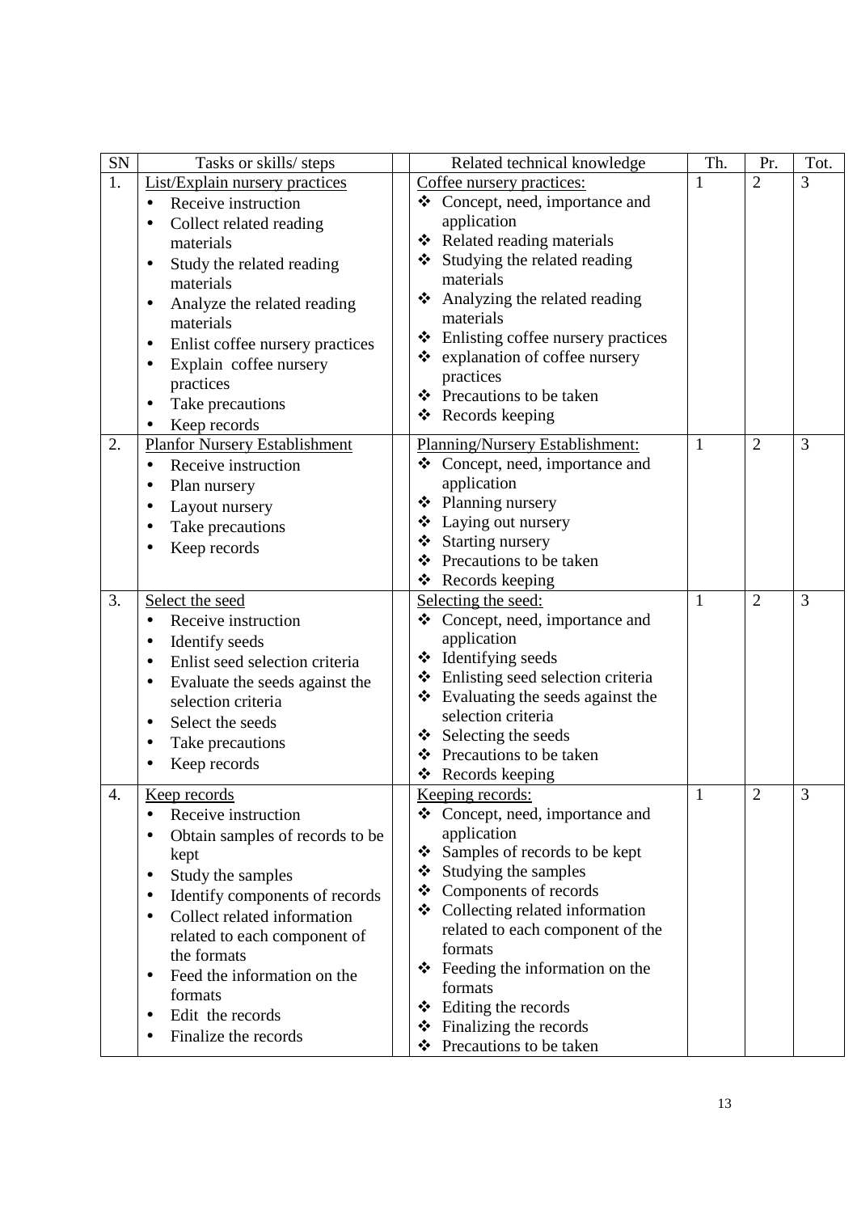| SN | Tasks or skills/ steps | | Related technical knowledge | Th. | Pr. | Tot. |
|---|---|---|---|---|---|---|
| 1. | List/Explain nursery practices<br>• Receive instruction<br>• Collect related reading materials<br>• Study the related reading materials<br>• Analyze the related reading materials<br>• Enlist coffee nursery practices<br>• Explain coffee nursery practices<br>• Take precautions<br>• Keep records | | Coffee nursery practices:<br>❖ Concept, need, importance and application<br>❖ Related reading materials<br>❖ Studying the related reading materials<br>❖ Analyzing the related reading materials<br>❖ Enlisting coffee nursery practices<br>❖ explanation of coffee nursery practices<br>❖ Precautions to be taken<br>❖ Records keeping | 1 | 2 | 3 |
| 2. | Planfor Nursery Establishment<br>• Receive instruction<br>• Plan nursery<br>• Layout nursery<br>• Take precautions<br>• Keep records | | Planning/Nursery Establishment:<br>❖ Concept, need, importance and application<br>❖ Planning nursery<br>❖ Laying out nursery<br>❖ Starting nursery<br>❖ Precautions to be taken<br>❖ Records keeping | 1 | 2 | 3 |
| 3. | Select the seed<br>• Receive instruction<br>• Identify seeds<br>• Enlist seed selection criteria<br>• Evaluate the seeds against the selection criteria<br>• Select the seeds<br>• Take precautions<br>• Keep records | | Selecting the seed:<br>❖ Concept, need, importance and application<br>❖ Identifying seeds<br>❖ Enlisting seed selection criteria<br>❖ Evaluating the seeds against the selection criteria<br>❖ Selecting the seeds<br>❖ Precautions to be taken<br>❖ Records keeping | 1 | 2 | 3 |
| 4. | Keep records<br>• Receive instruction<br>• Obtain samples of records to be kept<br>• Study the samples<br>• Identify components of records<br>• Collect related information related to each component of the formats<br>• Feed the information on the formats<br>• Edit the records<br>• Finalize the records | | Keeping records:<br>❖ Concept, need, importance and application<br>❖ Samples of records to be kept<br>❖ Studying the samples<br>❖ Components of records<br>❖ Collecting related information related to each component of the formats<br>❖ Feeding the information on the formats<br>❖ Editing the records<br>❖ Finalizing the records<br>❖ Precautions to be taken | 1 | 2 | 3 |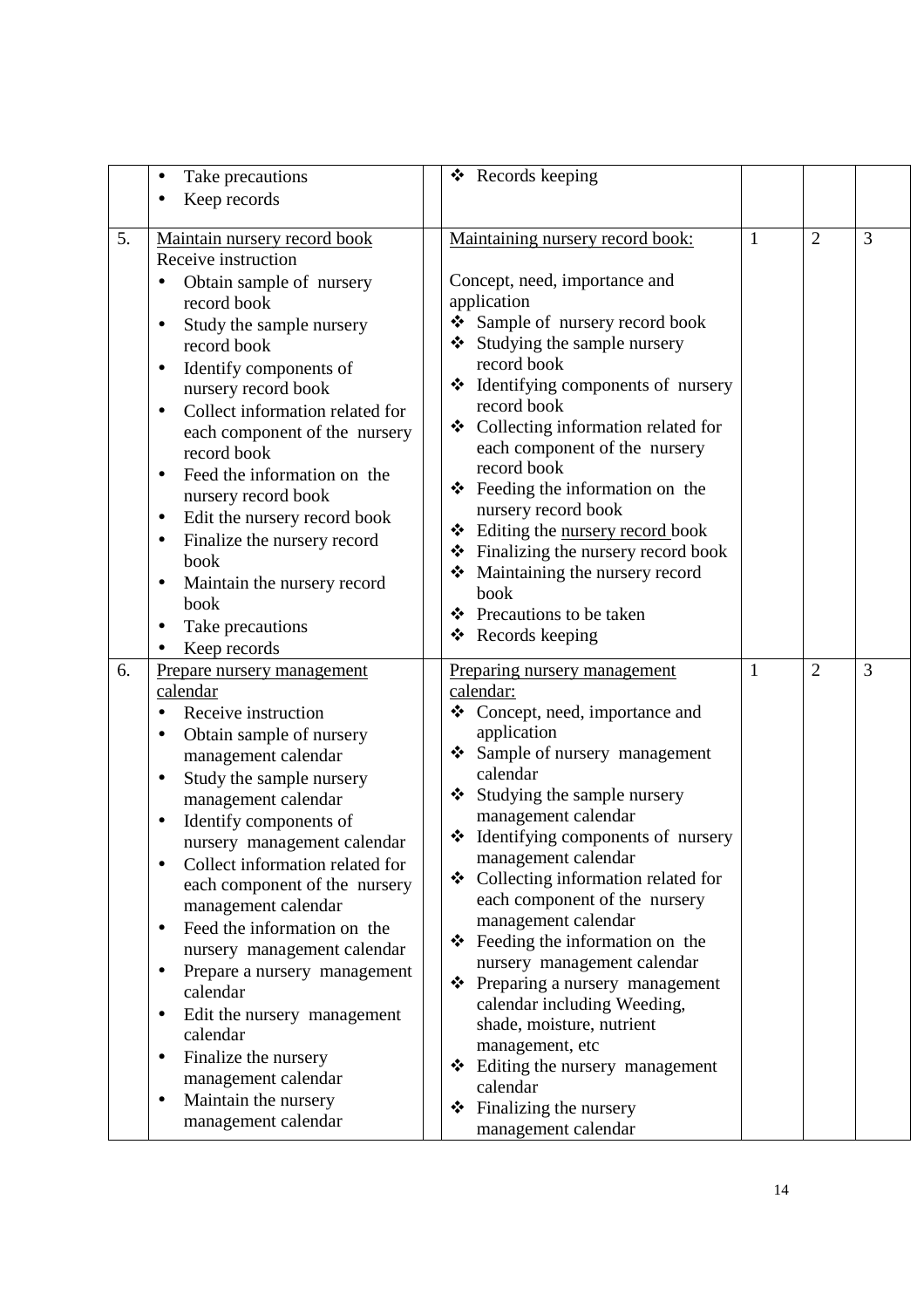| | | | | | | |
|---|---|---|---|---|---|---|
| | • Take precautions<br>• Keep records | | ❖ Records keeping | | | |
| 5. | Maintain nursery record book<br>Receive instruction<br>• Obtain sample of nursery record book<br>• Study the sample nursery record book<br>• Identify components of nursery record book<br>• Collect information related for each component of the nursery record book<br>• Feed the information on the nursery record book<br>• Edit the nursery record book<br>• Finalize the nursery record book<br>• Maintain the nursery record book<br>• Take precautions<br>• Keep records | | Maintaining nursery record book:<br><br>Concept, need, importance and application<br>❖ Sample of nursery record book<br>❖ Studying the sample nursery record book<br>❖ Identifying components of nursery record book<br>❖ Collecting information related for each component of the nursery record book<br>❖ Feeding the information on the nursery record book<br>❖ Editing the nursery record book<br>❖ Finalizing the nursery record book<br>❖ Maintaining the nursery record book<br>❖ Precautions to be taken<br>❖ Records keeping | 1 | 2 | 3 |
| 6. | Prepare nursery management calendar<br>• Receive instruction<br>• Obtain sample of nursery management calendar<br>• Study the sample nursery management calendar<br>• Identify components of nursery management calendar<br>• Collect information related for each component of the nursery management calendar<br>• Feed the information on the nursery management calendar<br>• Prepare a nursery management calendar<br>• Edit the nursery management calendar<br>• Finalize the nursery management calendar<br>• Maintain the nursery management calendar | | Preparing nursery management calendar:<br>❖ Concept, need, importance and application<br>❖ Sample of nursery management calendar<br>❖ Studying the sample nursery management calendar<br>❖ Identifying components of nursery management calendar<br>❖ Collecting information related for each component of the nursery management calendar<br>❖ Feeding the information on the nursery management calendar<br>❖ Preparing a nursery management calendar including Weeding, shade, moisture, nutrient management, etc<br>❖ Editing the nursery management calendar<br>❖ Finalizing the nursery management calendar | 1 | 2 | 3 |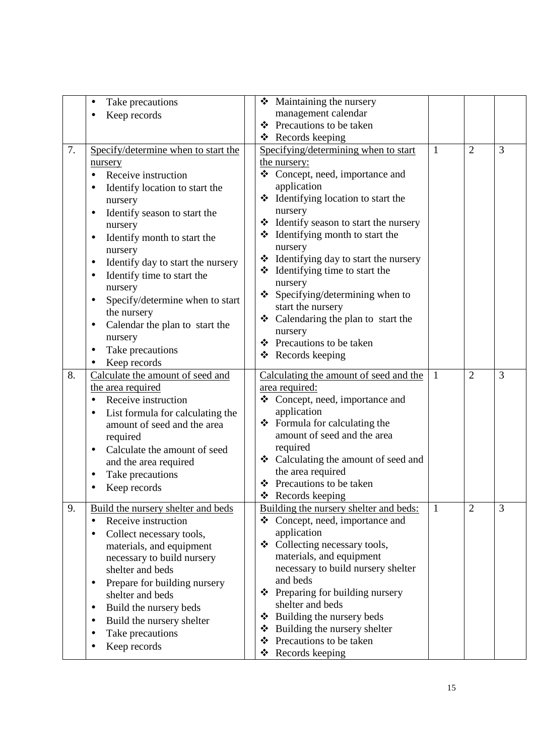|  |  |  |  |  |  |  |
|---|---|---|---|---|---|---|
|  | • Take precautions<br>• Keep records |  | ❖ Maintaining the nursery management calendar<br>❖ Precautions to be taken<br>❖ Records keeping |  |  |  |
| 7. | <u>Specify/determine when to start the nursery</u><br>• Receive instruction<br>• Identify location to start the nursery<br>• Identify season to start the nursery<br>• Identify month to start the nursery<br>• Identify day to start the nursery<br>• Identify time to start the nursery<br>• Specify/determine when to start the nursery<br>• Calendar the plan to start the nursery<br>• Take precautions<br>• Keep records |  | <u>Specifying/determining when to start the nursery:</u><br>❖ Concept, need, importance and application<br>❖ Identifying location to start the nursery<br>❖ Identify season to start the nursery<br>❖ Identifying month to start the nursery<br>❖ Identifying day to start the nursery<br>❖ Identifying time to start the nursery<br>❖ Specifying/determining when to start the nursery<br>❖ Calendaring the plan to start the nursery<br>❖ Precautions to be taken<br>❖ Records keeping | 1 | 2 | 3 |
| 8. | <u>Calculate the amount of seed and the area required</u><br>• Receive instruction<br>• List formula for calculating the amount of seed and the area required<br>• Calculate the amount of seed and the area required<br>• Take precautions<br>• Keep records |  | <u>Calculating the amount of seed and the area required:</u><br>❖ Concept, need, importance and application<br>❖ Formula for calculating the amount of seed and the area required<br>❖ Calculating the amount of seed and the area required<br>❖ Precautions to be taken<br>❖ Records keeping | 1 | 2 | 3 |
| 9. | <u>Build the nursery shelter and beds</u><br>• Receive instruction<br>• Collect necessary tools, materials, and equipment necessary to build nursery shelter and beds<br>• Prepare for building nursery shelter and beds<br>• Build the nursery beds<br>• Build the nursery shelter<br>• Take precautions<br>• Keep records |  | <u>Building the nursery shelter and beds:</u><br>❖ Concept, need, importance and application<br>❖ Collecting necessary tools, materials, and equipment necessary to build nursery shelter and beds<br>❖ Preparing for building nursery shelter and beds<br>❖ Building the nursery beds<br>❖ Building the nursery shelter<br>❖ Precautions to be taken<br>❖ Records keeping | 1 | 2 | 3 |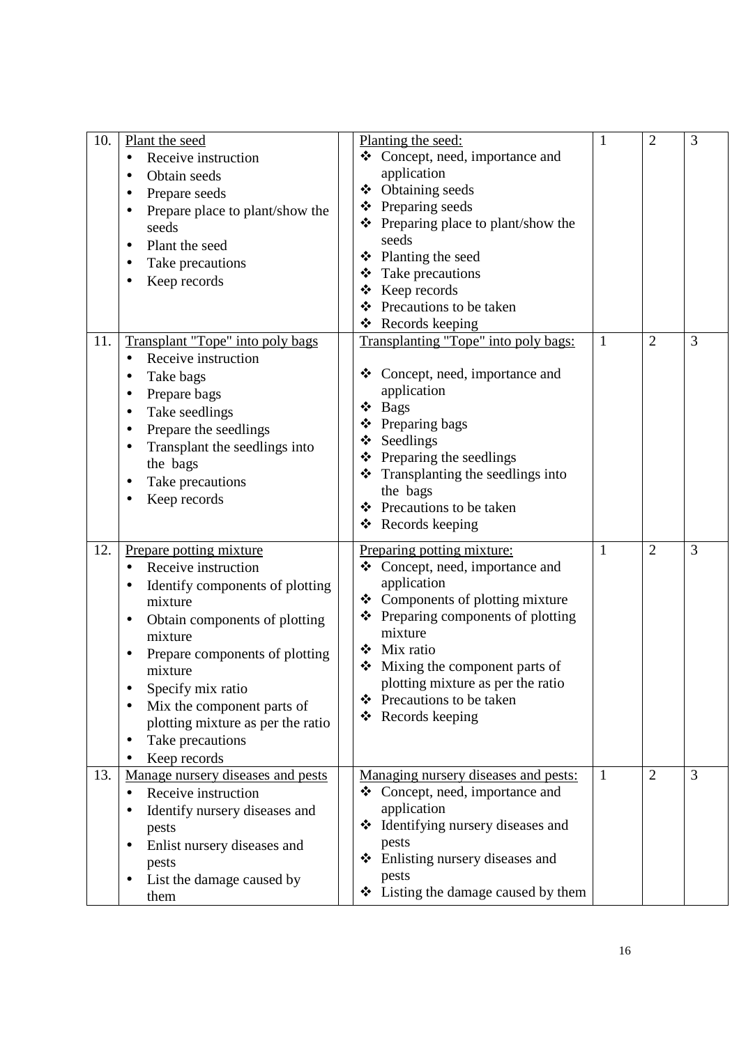| 10. | Plant the seed<br>• Receive instruction<br>• Obtain seeds<br>• Prepare seeds<br>• Prepare place to plant/show the seeds<br>• Plant the seed<br>• Take precautions<br>• Keep records | | Planting the seed:<br>❖ Concept, need, importance and application<br>❖ Obtaining seeds<br>❖ Preparing seeds<br>❖ Preparing place to plant/show the seeds<br>❖ Planting the seed<br>❖ Take precautions<br>❖ Keep records<br>❖ Precautions to be taken<br>❖ Records keeping | 1 | 2 | 3 |
|---|---|---|---|---|---|---|
| 11. | Transplant "Tope" into poly bags<br>• Receive instruction<br>• Take bags<br>• Prepare bags<br>• Take seedlings<br>• Prepare the seedlings<br>• Transplant the seedlings into the bags<br>• Take precautions<br>• Keep records | | Transplanting "Tope" into poly bags:<br>❖ Concept, need, importance and application<br>❖ Bags<br>❖ Preparing bags<br>❖ Seedlings<br>❖ Preparing the seedlings<br>❖ Transplanting the seedlings into the bags<br>❖ Precautions to be taken<br>❖ Records keeping | 1 | 2 | 3 |
| 12. | Prepare potting mixture<br>• Receive instruction<br>• Identify components of plotting mixture<br>• Obtain components of plotting mixture<br>• Prepare components of plotting mixture<br>• Specify mix ratio<br>• Mix the component parts of plotting mixture as per the ratio<br>• Take precautions<br>• Keep records | | Preparing potting mixture:<br>❖ Concept, need, importance and application<br>❖ Components of plotting mixture<br>❖ Preparing components of plotting mixture<br>❖ Mix ratio<br>❖ Mixing the component parts of plotting mixture as per the ratio<br>❖ Precautions to be taken<br>❖ Records keeping | 1 | 2 | 3 |
| 13. | Manage nursery diseases and pests<br>• Receive instruction<br>• Identify nursery diseases and pests<br>• Enlist nursery diseases and pests<br>• List the damage caused by them | | Managing nursery diseases and pests:<br>❖ Concept, need, importance and application<br>❖ Identifying nursery diseases and pests<br>❖ Enlisting nursery diseases and pests<br>❖ Listing the damage caused by them | 1 | 2 | 3 |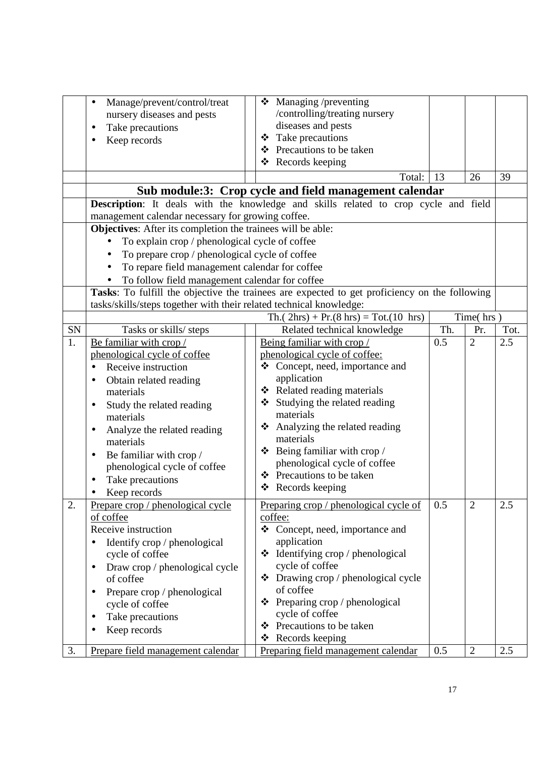| SN | Tasks or skills/ steps | | Related technical knowledge | Th. | Pr. | Tot. |
|---|---|---|---|---|---|---|
| | • Manage/prevent/control/treat nursery diseases and pests<br>• Take precautions<br>• Keep records | | ❖ Managing /preventing /controlling/treating nursery diseases and pests<br>❖ Take precautions<br>❖ Precautions to be taken<br>❖ Records keeping | | | |
| | | | Total: | 13 | 26 | 39 |

## Sub module:3: Crop cycle and field management calendar

**Description**: It deals with the knowledge and skills related to crop cycle and field management calendar necessary for growing coffee.

**Objectives**: After its completion the trainees will be able:

- To explain crop / phenological cycle of coffee
- To prepare crop / phenological cycle of coffee
- To repare field management calendar for coffee
- To follow field management calendar for coffee

**Tasks**: To fulfill the objective the trainees are expected to get proficiency on the following tasks/skills/steps together with their related technical knowledge:

| | | | Th.( 2hrs) + Pr.(8 hrs) = Tot.(10 hrs) | Time( hrs ) | | |
|---|---|---|---|---|---|---|
| SN | Tasks or skills/ steps | | Related technical knowledge | Th. | Pr. | Tot. |
| 1. | Be familiar with crop / phenological cycle of coffee<br>• Receive instruction<br>• Obtain related reading materials<br>• Study the related reading materials<br>• Analyze the related reading materials<br>• Be familiar with crop / phenological cycle of coffee<br>• Take precautions<br>• Keep records | | Being familiar with crop / phenological cycle of coffee:<br>❖ Concept, need, importance and application<br>❖ Related reading materials<br>❖ Studying the related reading materials<br>❖ Analyzing the related reading materials<br>❖ Being familiar with crop / phenological cycle of coffee<br>❖ Precautions to be taken<br>❖ Records keeping | 0.5 | 2 | 2.5 |
| 2. | Prepare crop / phenological cycle of coffee<br>Receive instruction<br>• Identify crop / phenological cycle of coffee<br>• Draw crop / phenological cycle of coffee<br>• Prepare crop / phenological cycle of coffee<br>• Take precautions<br>• Keep records | | Preparing crop / phenological cycle of coffee:<br>❖ Concept, need, importance and application<br>❖ Identifying crop / phenological cycle of coffee<br>❖ Drawing crop / phenological cycle of coffee<br>❖ Preparing crop / phenological cycle of coffee<br>❖ Precautions to be taken<br>❖ Records keeping | 0.5 | 2 | 2.5 |
| 3. | Prepare field management calendar | | Preparing field management calendar | 0.5 | 2 | 2.5 |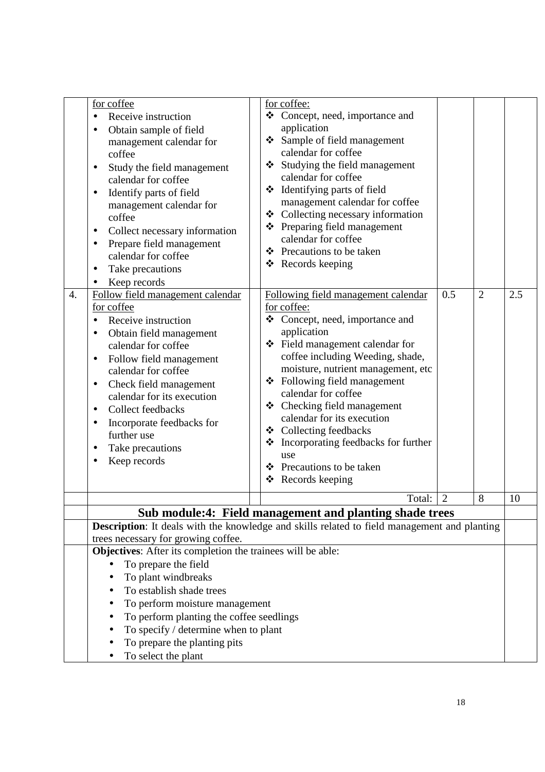| | | | | | | |
|---|---|---|---|---|---|---|
| | for coffee<br>• Receive instruction<br>• Obtain sample of field management calendar for coffee<br>• Study the field management calendar for coffee<br>• Identify parts of field management calendar for coffee<br>• Collect necessary information<br>• Prepare field management calendar for coffee<br>• Take precautions<br>• Keep records | | for coffee:<br>❖ Concept, need, importance and application<br>❖ Sample of field management calendar for coffee<br>❖ Studying the field management calendar for coffee<br>❖ Identifying parts of field management calendar for coffee<br>❖ Collecting necessary information<br>❖ Preparing field management calendar for coffee<br>❖ Precautions to be taken<br>❖ Records keeping | | | |
| 4. | Follow field management calendar for coffee<br>• Receive instruction<br>• Obtain field management calendar for coffee<br>• Follow field management calendar for coffee<br>• Check field management calendar for its execution<br>• Collect feedbacks<br>• Incorporate feedbacks for further use<br>• Take precautions<br>• Keep records | | Following field management calendar for coffee:<br>❖ Concept, need, importance and application<br>❖ Field management calendar for coffee including Weeding, shade, moisture, nutrient management, etc<br>❖ Following field management calendar for coffee<br>❖ Checking field management calendar for its execution<br>❖ Collecting feedbacks<br>❖ Incorporating feedbacks for further use<br>❖ Precautions to be taken<br>❖ Records keeping | 0.5 | 2 | 2.5 |
| | | | Total: | 2 | 8 | 10 |
| | **Sub module:4: Field management and planting shade trees** | | | | | |
| | **Description**: It deals with the knowledge and skills related to field management and planting trees necessary for growing coffee. | | | | | |
| | **Objectives**: After its completion the trainees will be able:<br>• To prepare the field<br>• To plant windbreaks<br>• To establish shade trees<br>• To perform moisture management<br>• To perform planting the coffee seedlings<br>• To specify / determine when to plant<br>• To prepare the planting pits<br>• To select the plant | | | | | |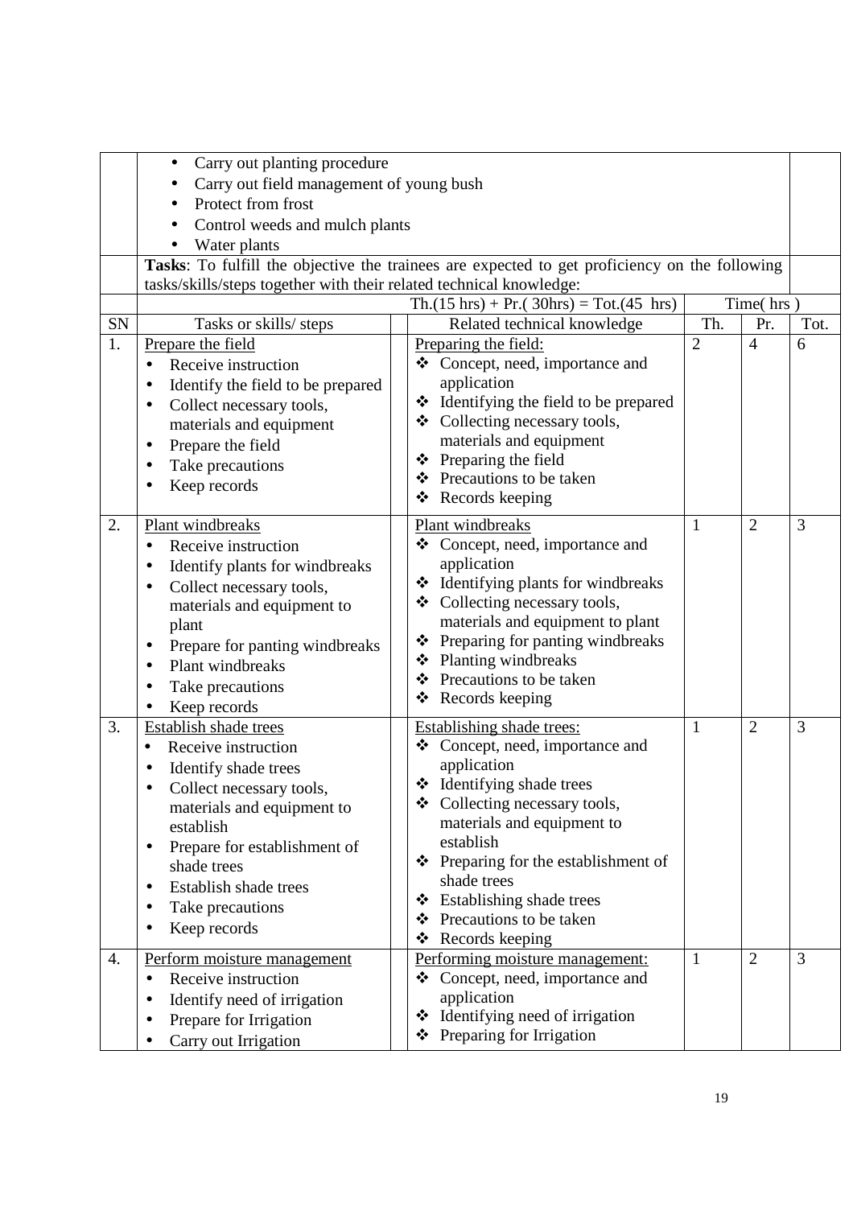| SN | Tasks or skills/ steps | | Related technical knowledge | Th. | Pr. | Tot. |
|---|---|---|---|---|---|---|
| | • Carry out planting procedure<br>• Carry out field management of young bush<br>• Protect from frost<br>• Control weeds and mulch plants<br>• Water plants | | | | | |
| | **Tasks**: To fulfill the objective the trainees are expected to get proficiency on the following tasks/skills/steps together with their related technical knowledge: | | | | | |
| | | | Th.(15 hrs) + Pr.( 30hrs) = Tot.(45 hrs) | Time( hrs ) | | |
| SN | Tasks or skills/ steps | | Related technical knowledge | Th. | Pr. | Tot. |
| 1. | Prepare the field<br>• Receive instruction<br>• Identify the field to be prepared<br>• Collect necessary tools, materials and equipment<br>• Prepare the field<br>• Take precautions<br>• Keep records | | Preparing the field:<br>❖ Concept, need, importance and application<br>❖ Identifying the field to be prepared<br>❖ Collecting necessary tools, materials and equipment<br>❖ Preparing the field<br>❖ Precautions to be taken<br>❖ Records keeping | 2 | 4 | 6 |
| 2. | Plant windbreaks<br>• Receive instruction<br>• Identify plants for windbreaks<br>• Collect necessary tools, materials and equipment to plant<br>• Prepare for panting windbreaks<br>• Plant windbreaks<br>• Take precautions<br>• Keep records | | Plant windbreaks<br>❖ Concept, need, importance and application<br>❖ Identifying plants for windbreaks<br>❖ Collecting necessary tools, materials and equipment to plant<br>❖ Preparing for panting windbreaks<br>❖ Planting windbreaks<br>❖ Precautions to be taken<br>❖ Records keeping | 1 | 2 | 3 |
| 3. | Establish shade trees<br>• Receive instruction<br>• Identify shade trees<br>• Collect necessary tools, materials and equipment to establish<br>• Prepare for establishment of shade trees<br>• Establish shade trees<br>• Take precautions<br>• Keep records | | Establishing shade trees:<br>❖ Concept, need, importance and application<br>❖ Identifying shade trees<br>❖ Collecting necessary tools, materials and equipment to establish<br>❖ Preparing for the establishment of shade trees<br>❖ Establishing shade trees<br>❖ Precautions to be taken<br>❖ Records keeping | 1 | 2 | 3 |
| 4. | Perform moisture management<br>• Receive instruction<br>• Identify need of irrigation<br>• Prepare for Irrigation<br>• Carry out Irrigation | | Performing moisture management:<br>❖ Concept, need, importance and application<br>❖ Identifying need of irrigation<br>❖ Preparing for Irrigation | 1 | 2 | 3 |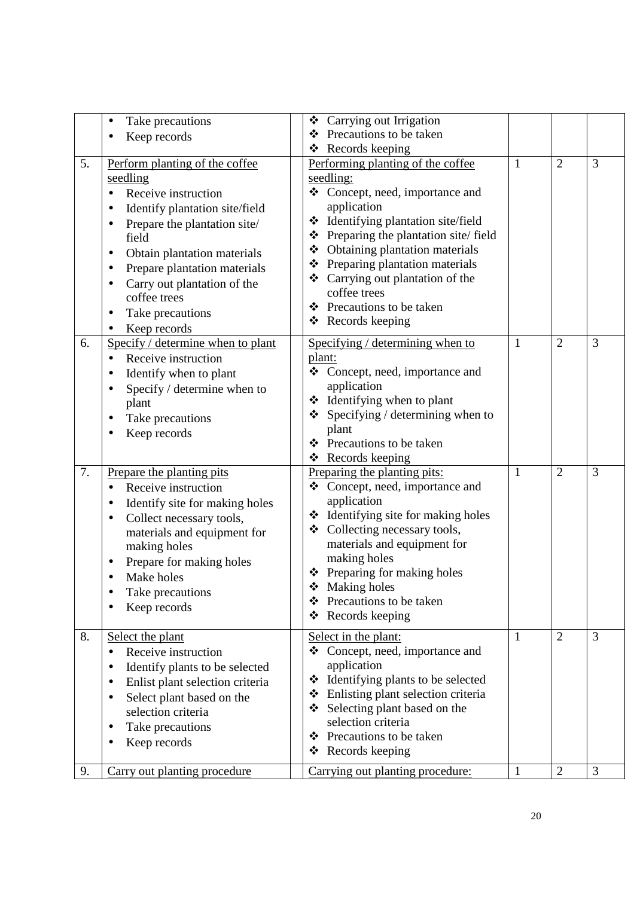| | | | | | | |
|---|---|---|---|---|---|---|
| | • Take precautions<br>• Keep records | | ❖ Carrying out Irrigation<br>❖ Precautions to be taken<br>❖ Records keeping | | | |
| 5. | Perform planting of the coffee seedling<br>• Receive instruction<br>• Identify plantation site/field<br>• Prepare the plantation site/ field<br>• Obtain plantation materials<br>• Prepare plantation materials<br>• Carry out plantation of the coffee trees<br>• Take precautions<br>• Keep records | | Performing planting of the coffee seedling:<br>❖ Concept, need, importance and application<br>❖ Identifying plantation site/field<br>❖ Preparing the plantation site/ field<br>❖ Obtaining plantation materials<br>❖ Preparing plantation materials<br>❖ Carrying out plantation of the coffee trees<br>❖ Precautions to be taken<br>❖ Records keeping | 1 | 2 | 3 |
| 6. | Specify / determine when to plant<br>• Receive instruction<br>• Identify when to plant<br>• Specify / determine when to plant<br>• Take precautions<br>• Keep records | | Specifying / determining when to plant:<br>❖ Concept, need, importance and application<br>❖ Identifying when to plant<br>❖ Specifying / determining when to plant<br>❖ Precautions to be taken<br>❖ Records keeping | 1 | 2 | 3 |
| 7. | Prepare the planting pits<br>• Receive instruction<br>• Identify site for making holes<br>• Collect necessary tools, materials and equipment for making holes<br>• Prepare for making holes<br>• Make holes<br>• Take precautions<br>• Keep records | | Preparing the planting pits:<br>❖ Concept, need, importance and application<br>❖ Identifying site for making holes<br>❖ Collecting necessary tools, materials and equipment for making holes<br>❖ Preparing for making holes<br>❖ Making holes<br>❖ Precautions to be taken<br>❖ Records keeping | 1 | 2 | 3 |
| 8. | Select the plant<br>• Receive instruction<br>• Identify plants to be selected<br>• Enlist plant selection criteria<br>• Select plant based on the selection criteria<br>• Take precautions<br>• Keep records | | Select in the plant:<br>❖ Concept, need, importance and application<br>❖ Identifying plants to be selected<br>❖ Enlisting plant selection criteria<br>❖ Selecting plant based on the selection criteria<br>❖ Precautions to be taken<br>❖ Records keeping | 1 | 2 | 3 |
| 9. | Carry out planting procedure | | Carrying out planting procedure: | 1 | 2 | 3 |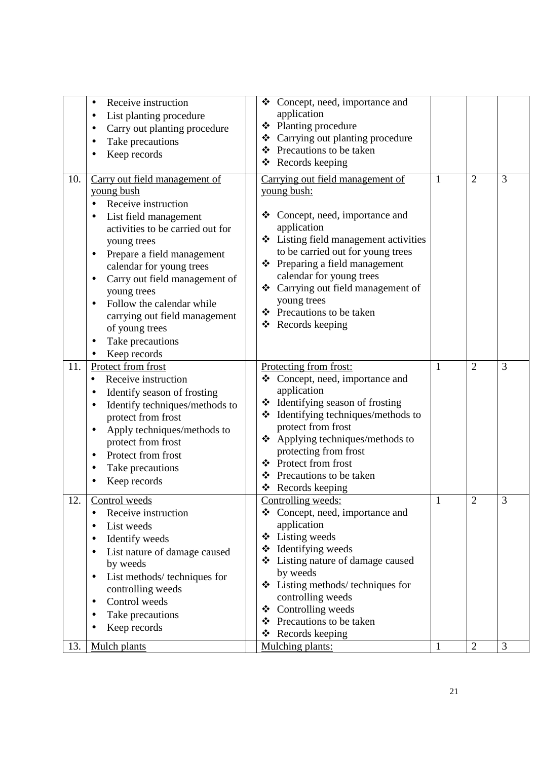| | | | | | | |
|---|---|---|---|---|---|---|
| | • Receive instruction<br>• List planting procedure<br>• Carry out planting procedure<br>• Take precautions<br>• Keep records | | ❖ Concept, need, importance and application<br>❖ Planting procedure<br>❖ Carrying out planting procedure<br>❖ Precautions to be taken<br>❖ Records keeping | | | |
| 10. | <u>Carry out field management of young bush</u><br>• Receive instruction<br>• List field management activities to be carried out for young trees<br>• Prepare a field management calendar for young trees<br>• Carry out field management of young trees<br>• Follow the calendar while carrying out field management of young trees<br>• Take precautions<br>• Keep records | | <u>Carrying out field management of young bush:</u><br>❖ Concept, need, importance and application<br>❖ Listing field management activities to be carried out for young trees<br>❖ Preparing a field management calendar for young trees<br>❖ Carrying out field management of young trees<br>❖ Precautions to be taken<br>❖ Records keeping | 1 | 2 | 3 |
| 11. | <u>Protect from frost</u><br>• Receive instruction<br>• Identify season of frosting<br>• Identify techniques/methods to protect from frost<br>• Apply techniques/methods to protect from frost<br>• Protect from frost<br>• Take precautions<br>• Keep records | | <u>Protecting from frost:</u><br>❖ Concept, need, importance and application<br>❖ Identifying season of frosting<br>❖ Identifying techniques/methods to protect from frost<br>❖ Applying techniques/methods to protecting from frost<br>❖ Protect from frost<br>❖ Precautions to be taken<br>❖ Records keeping | 1 | 2 | 3 |
| 12. | <u>Control weeds</u><br>• Receive instruction<br>• List weeds<br>• Identify weeds<br>• List nature of damage caused by weeds<br>• List methods/ techniques for controlling weeds<br>• Control weeds<br>• Take precautions<br>• Keep records | | <u>Controlling weeds:</u><br>❖ Concept, need, importance and application<br>❖ Listing weeds<br>❖ Identifying weeds<br>❖ Listing nature of damage caused by weeds<br>❖ Listing methods/ techniques for controlling weeds<br>❖ Controlling weeds<br>❖ Precautions to be taken<br>❖ Records keeping | 1 | 2 | 3 |
| 13. | <u>Mulch plants</u> | | <u>Mulching plants:</u> | 1 | 2 | 3 |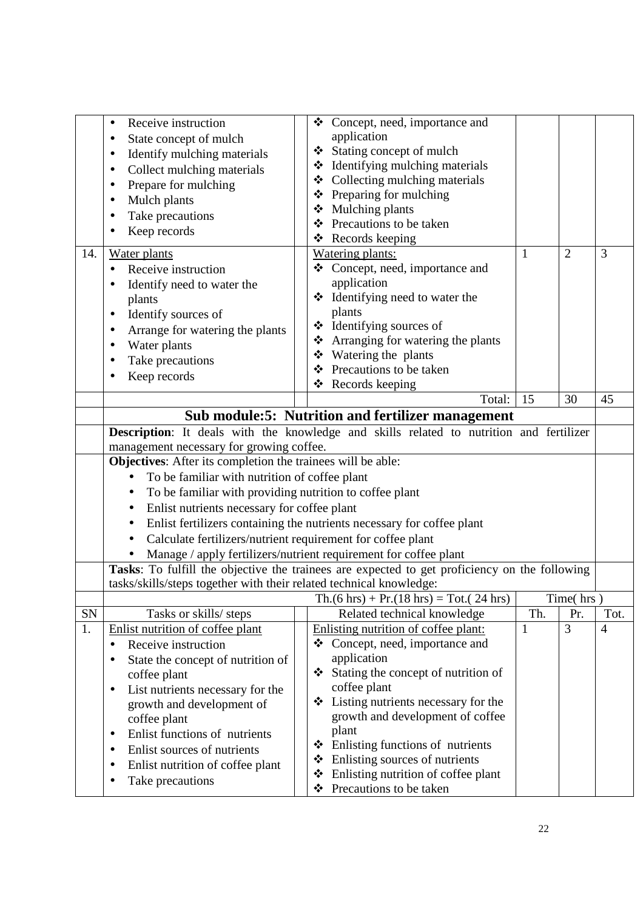| SN | Tasks or skills/ steps | | Related technical knowledge | Th. | Pr. | Tot. |
|---|---|---|---|---|---|---|
| | • Receive instruction<br>• State concept of mulch<br>• Identify mulching materials<br>• Collect mulching materials<br>• Prepare for mulching<br>• Mulch plants<br>• Take precautions<br>• Keep records | | ❖ Concept, need, importance and application<br>❖ Stating concept of mulch<br>❖ Identifying mulching materials<br>❖ Collecting mulching materials<br>❖ Preparing for mulching<br>❖ Mulching plants<br>❖ Precautions to be taken<br>❖ Records keeping | | | |
| 14. | Water plants<br>• Receive instruction<br>• Identify need to water the plants<br>• Identify sources of<br>• Arrange for watering the plants<br>• Water plants<br>• Take precautions<br>• Keep records | | Watering plants:<br>❖ Concept, need, importance and application<br>❖ Identifying need to water the plants<br>❖ Identifying sources of<br>❖ Arranging for watering the plants<br>❖ Watering the plants<br>❖ Precautions to be taken<br>❖ Records keeping | 1 | 2 | 3 |
| | | | Total: | 15 | 30 | 45 |

## Sub module:5: Nutrition and fertilizer management

**Description**: It deals with the knowledge and skills related to nutrition and fertilizer management necessary for growing coffee.

**Objectives**: After its completion the trainees will be able:

- To be familiar with nutrition of coffee plant
- To be familiar with providing nutrition to coffee plant
- Enlist nutrients necessary for coffee plant
- Enlist fertilizers containing the nutrients necessary for coffee plant
- Calculate fertilizers/nutrient requirement for coffee plant
- Manage / apply fertilizers/nutrient requirement for coffee plant

**Tasks**: To fulfill the objective the trainees are expected to get proficiency on the following tasks/skills/steps together with their related technical knowledge:

| | | | Th.(6 hrs) + Pr.(18 hrs) = Tot.( 24 hrs) | Time( hrs ) | | |
|---|---|---|---|---|---|---|
| SN | Tasks or skills/ steps | | Related technical knowledge | Th. | Pr. | Tot. |
| 1. | Enlist nutrition of coffee plant<br>• Receive instruction<br>• State the concept of nutrition of coffee plant<br>• List nutrients necessary for the growth and development of coffee plant<br>• Enlist functions of nutrients<br>• Enlist sources of nutrients<br>• Enlist nutrition of coffee plant<br>• Take precautions | | Enlisting nutrition of coffee plant:<br>❖ Concept, need, importance and application<br>❖ Stating the concept of nutrition of coffee plant<br>❖ Listing nutrients necessary for the growth and development of coffee plant<br>❖ Enlisting functions of nutrients<br>❖ Enlisting sources of nutrients<br>❖ Enlisting nutrition of coffee plant<br>❖ Precautions to be taken | 1 | 3 | 4 |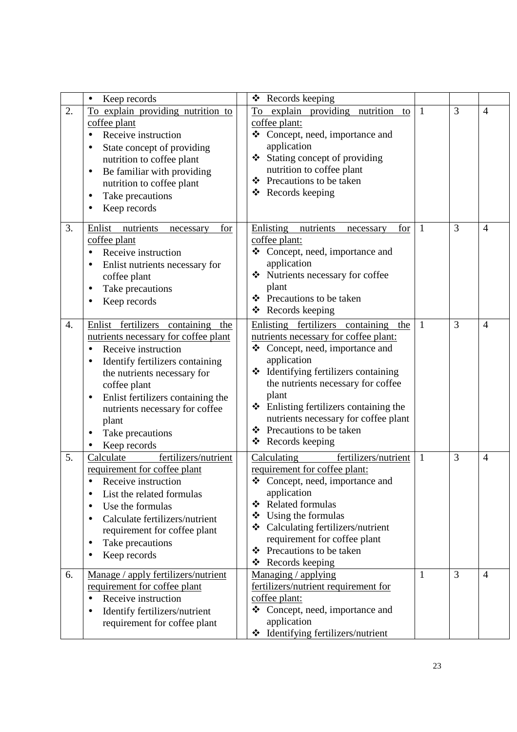| | | | | | | |
|---|---|---|---|---|---|---|
| | • Keep records | | ❖ Records keeping | | | |
| 2. | To explain providing nutrition to coffee plant<br>• Receive instruction<br>• State concept of providing nutrition to coffee plant<br>• Be familiar with providing nutrition to coffee plant<br>• Take precautions<br>• Keep records | | To explain providing nutrition to coffee plant:<br>❖ Concept, need, importance and application<br>❖ Stating concept of providing nutrition to coffee plant<br>❖ Precautions to be taken<br>❖ Records keeping | 1 | 3 | 4 |
| 3. | Enlist nutrients necessary for coffee plant<br>• Receive instruction<br>• Enlist nutrients necessary for coffee plant<br>• Take precautions<br>• Keep records | | Enlisting nutrients necessary for coffee plant:<br>❖ Concept, need, importance and application<br>❖ Nutrients necessary for coffee plant<br>❖ Precautions to be taken<br>❖ Records keeping | 1 | 3 | 4 |
| 4. | Enlist fertilizers containing the nutrients necessary for coffee plant<br>• Receive instruction<br>• Identify fertilizers containing the nutrients necessary for coffee plant<br>• Enlist fertilizers containing the nutrients necessary for coffee plant<br>• Take precautions<br>• Keep records | | Enlisting fertilizers containing the nutrients necessary for coffee plant:<br>❖ Concept, need, importance and application<br>❖ Identifying fertilizers containing the nutrients necessary for coffee plant<br>❖ Enlisting fertilizers containing the nutrients necessary for coffee plant<br>❖ Precautions to be taken<br>❖ Records keeping | 1 | 3 | 4 |
| 5. | Calculate fertilizers/nutrient requirement for coffee plant<br>• Receive instruction<br>• List the related formulas<br>• Use the formulas<br>• Calculate fertilizers/nutrient requirement for coffee plant<br>• Take precautions<br>• Keep records | | Calculating fertilizers/nutrient requirement for coffee plant:<br>❖ Concept, need, importance and application<br>❖ Related formulas<br>❖ Using the formulas<br>❖ Calculating fertilizers/nutrient requirement for coffee plant<br>❖ Precautions to be taken<br>❖ Records keeping | 1 | 3 | 4 |
| 6. | Manage / apply fertilizers/nutrient requirement for coffee plant<br>• Receive instruction<br>• Identify fertilizers/nutrient requirement for coffee plant | | Managing / applying fertilizers/nutrient requirement for coffee plant:<br>❖ Concept, need, importance and application<br>❖ Identifying fertilizers/nutrient | 1 | 3 | 4 |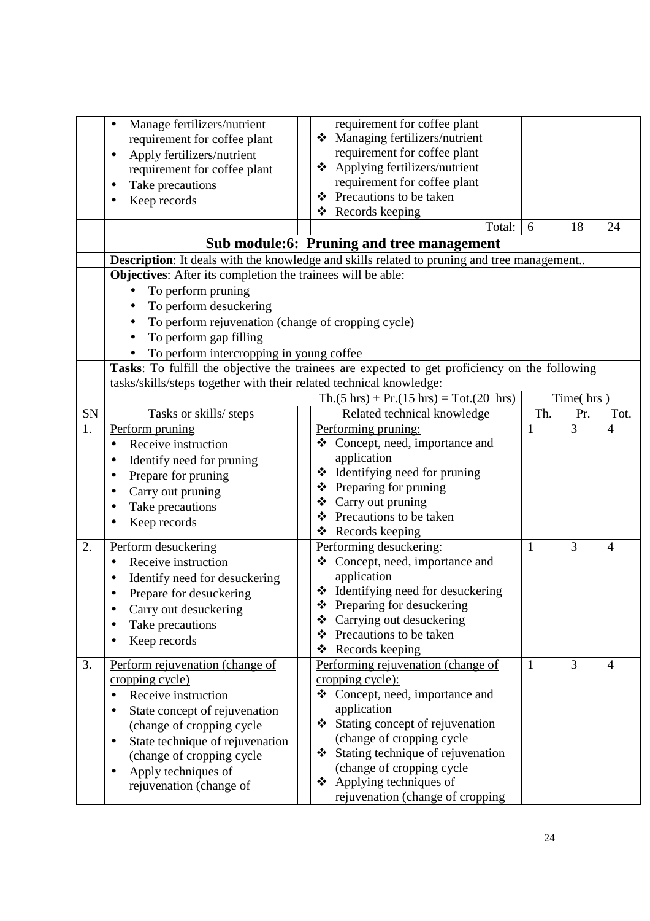| SN | Tasks or skills/ steps | | Related technical knowledge | Th. | Pr. | Tot. |
|---|---|---|---|---|---|---|
| | • Manage fertilizers/nutrient requirement for coffee plant<br>• Apply fertilizers/nutrient requirement for coffee plant<br>• Take precautions<br>• Keep records | | requirement for coffee plant<br>❖ Managing fertilizers/nutrient requirement for coffee plant<br>❖ Applying fertilizers/nutrient requirement for coffee plant<br>❖ Precautions to be taken<br>❖ Records keeping | | | |
| | | | Total: | 6 | 18 | 24 |

## Sub module:6: Pruning and tree management

**Description**: It deals with the knowledge and skills related to pruning and tree management..

**Objectives**: After its completion the trainees will be able:

- To perform pruning
- To perform desuckering
- To perform rejuvenation (change of cropping cycle)
- To perform gap filling
- To perform intercropping in young coffee

**Tasks**: To fulfill the objective the trainees are expected to get proficiency on the following tasks/skills/steps together with their related technical knowledge:

| | | | Th.(5 hrs) + Pr.(15 hrs) = Tot.(20 hrs) | Time( hrs ) | | |
|---|---|---|---|---|---|---|
| SN | Tasks or skills/ steps | | Related technical knowledge | Th. | Pr. | Tot. |
| 1. | Perform pruning<br>• Receive instruction<br>• Identify need for pruning<br>• Prepare for pruning<br>• Carry out pruning<br>• Take precautions<br>• Keep records | | Performing pruning:<br>❖ Concept, need, importance and application<br>❖ Identifying need for pruning<br>❖ Preparing for pruning<br>❖ Carry out pruning<br>❖ Precautions to be taken<br>❖ Records keeping | 1 | 3 | 4 |
| 2. | Perform desuckering<br>• Receive instruction<br>• Identify need for desuckering<br>• Prepare for desuckering<br>• Carry out desuckering<br>• Take precautions<br>• Keep records | | Performing desuckering:<br>❖ Concept, need, importance and application<br>❖ Identifying need for desuckering<br>❖ Preparing for desuckering<br>❖ Carrying out desuckering<br>❖ Precautions to be taken<br>❖ Records keeping | 1 | 3 | 4 |
| 3. | Perform rejuvenation (change of cropping cycle)<br>• Receive instruction<br>• State concept of rejuvenation (change of cropping cycle<br>• State technique of rejuvenation (change of cropping cycle<br>• Apply techniques of rejuvenation (change of | | Performing rejuvenation (change of cropping cycle):<br>❖ Concept, need, importance and application<br>❖ Stating concept of rejuvenation (change of cropping cycle<br>❖ Stating technique of rejuvenation (change of cropping cycle<br>❖ Applying techniques of rejuvenation (change of cropping | 1 | 3 | 4 |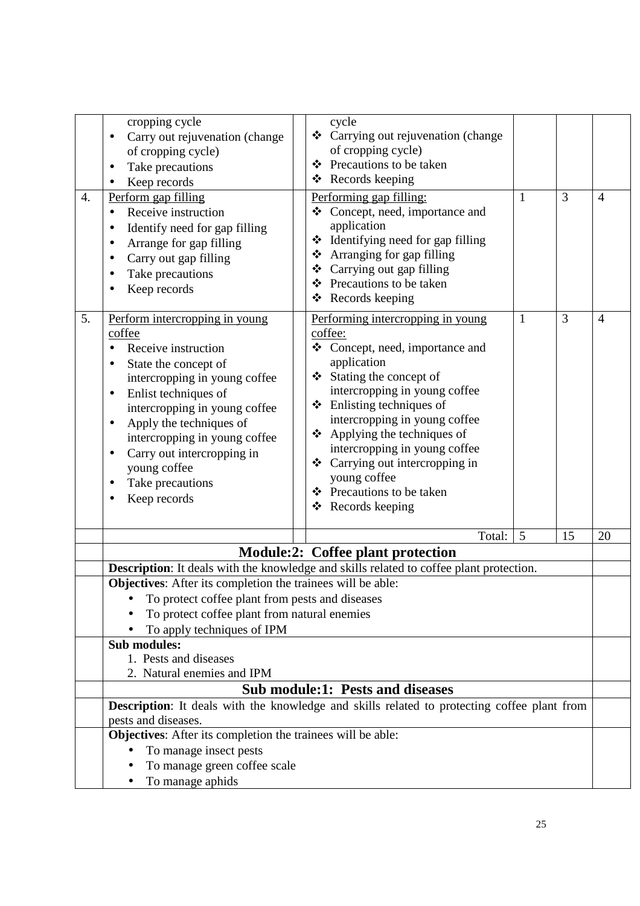| | | | | | | |
|---|---|---|---|---|---|---|
| | cropping cycle<br>• Carry out rejuvenation (change of cropping cycle)<br>• Take precautions<br>• Keep records | | cycle<br>❖ Carrying out rejuvenation (change of cropping cycle)<br>❖ Precautions to be taken<br>❖ Records keeping | | | |
| 4. | Perform gap filling<br>• Receive instruction<br>• Identify need for gap filling<br>• Arrange for gap filling<br>• Carry out gap filling<br>• Take precautions<br>• Keep records | | Performing gap filling:<br>❖ Concept, need, importance and application<br>❖ Identifying need for gap filling<br>❖ Arranging for gap filling<br>❖ Carrying out gap filling<br>❖ Precautions to be taken<br>❖ Records keeping | 1 | 3 | 4 |
| 5. | Perform intercropping in young coffee<br>• Receive instruction<br>• State the concept of intercropping in young coffee<br>• Enlist techniques of intercropping in young coffee<br>• Apply the techniques of intercropping in young coffee<br>• Carry out intercropping in young coffee<br>• Take precautions<br>• Keep records | | Performing intercropping in young coffee:<br>❖ Concept, need, importance and application<br>❖ Stating the concept of intercropping in young coffee<br>❖ Enlisting techniques of intercropping in young coffee<br>❖ Applying the techniques of intercropping in young coffee<br>❖ Carrying out intercropping in young coffee<br>❖ Precautions to be taken<br>❖ Records keeping | 1 | 3 | 4 |
| | | | Total: | 5 | 15 | 20 |

## Module:2: Coffee plant protection

**Description**: It deals with the knowledge and skills related to coffee plant protection.

**Objectives**: After its completion the trainees will be able:

- To protect coffee plant from pests and diseases
- To protect coffee plant from natural enemies
- To apply techniques of IPM

**Sub modules:**

1. Pests and diseases
2. Natural enemies and IPM

### Sub module:1: Pests and diseases

**Description**: It deals with the knowledge and skills related to protecting coffee plant from pests and diseases.

**Objectives**: After its completion the trainees will be able:

- To manage insect pests
- To manage green coffee scale
- To manage aphids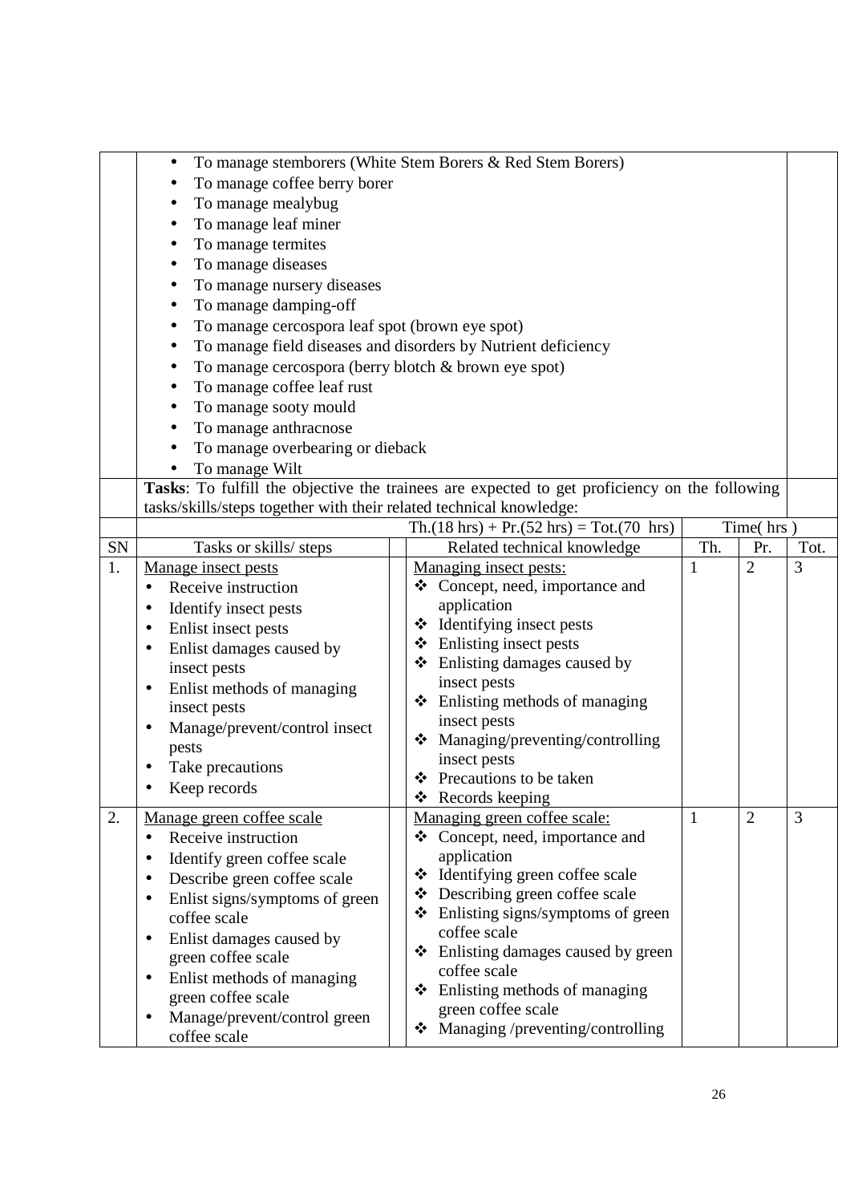- To manage stemborers (White Stem Borers & Red Stem Borers)
- To manage coffee berry borer
- To manage mealybug
- To manage leaf miner
- To manage termites
- To manage diseases
- To manage nursery diseases
- To manage damping-off
- To manage cercospora leaf spot (brown eye spot)
- To manage field diseases and disorders by Nutrient deficiency
- To manage cercospora (berry blotch & brown eye spot)
- To manage coffee leaf rust
- To manage sooty mould
- To manage anthracnose
- To manage overbearing or dieback
- To manage Wilt

**Tasks**: To fulfill the objective the trainees are expected to get proficiency on the following tasks/skills/steps together with their related technical knowledge:

| | | | Th.(18 hrs) + Pr.(52 hrs) = Tot.(70 hrs) | Time( hrs ) | | |
|---|---|---|---|---|---|---|
| SN | Tasks or skills/ steps | | Related technical knowledge | Th. | Pr. | Tot. |
| 1. | Manage insect pests<br>• Receive instruction<br>• Identify insect pests<br>• Enlist insect pests<br>• Enlist damages caused by insect pests<br>• Enlist methods of managing insect pests<br>• Manage/prevent/control insect pests<br>• Take precautions<br>• Keep records | | Managing insect pests:<br>❖ Concept, need, importance and application<br>❖ Identifying insect pests<br>❖ Enlisting insect pests<br>❖ Enlisting damages caused by insect pests<br>❖ Enlisting methods of managing insect pests<br>❖ Managing/preventing/controlling insect pests<br>❖ Precautions to be taken<br>❖ Records keeping | 1 | 2 | 3 |
| 2. | Manage green coffee scale<br>• Receive instruction<br>• Identify green coffee scale<br>• Describe green coffee scale<br>• Enlist signs/symptoms of green coffee scale<br>• Enlist damages caused by green coffee scale<br>• Enlist methods of managing green coffee scale<br>• Manage/prevent/control green coffee scale | | Managing green coffee scale:<br>❖ Concept, need, importance and application<br>❖ Identifying green coffee scale<br>❖ Describing green coffee scale<br>❖ Enlisting signs/symptoms of green coffee scale<br>❖ Enlisting damages caused by green coffee scale<br>❖ Enlisting methods of managing green coffee scale<br>❖ Managing /preventing/controlling | 1 | 2 | 3 |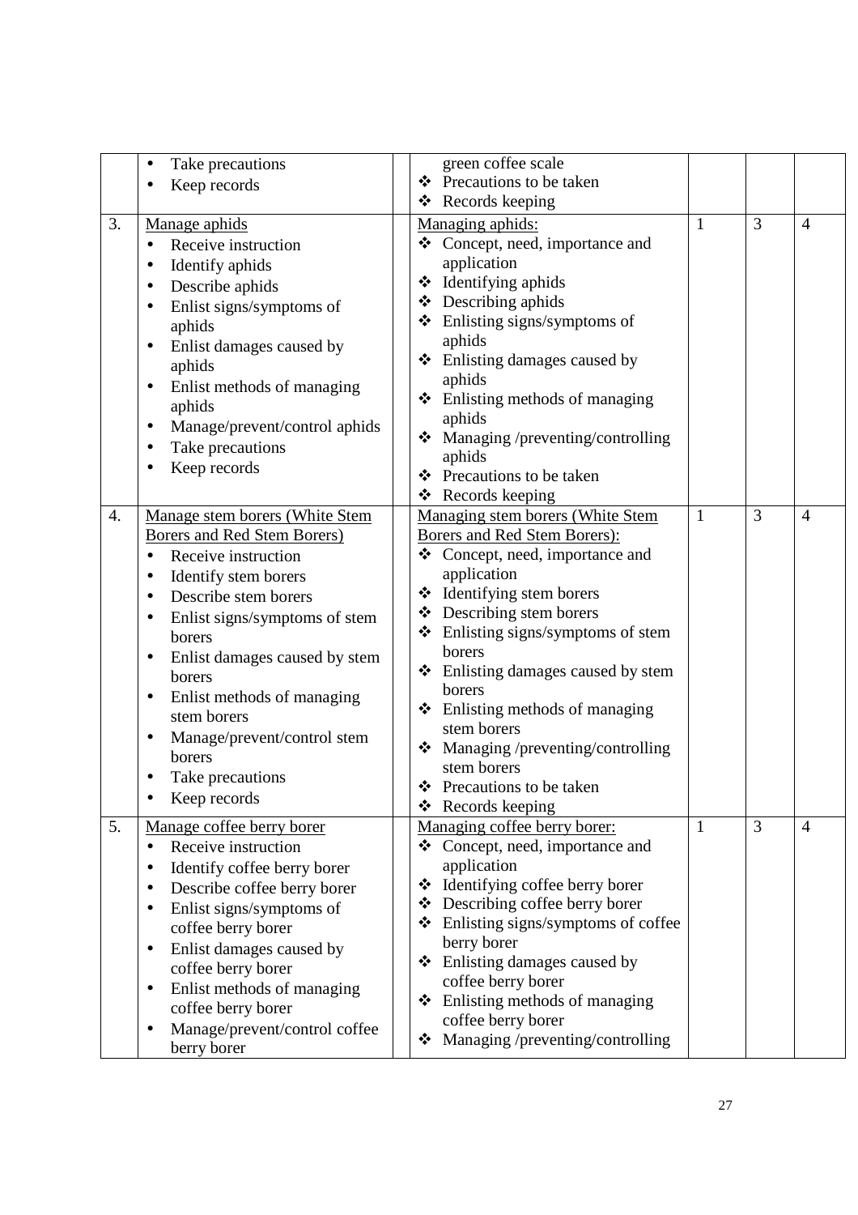| | | | | | | |
|---|---|---|---|---|---|---|
| | • Take precautions<br>• Keep records | | green coffee scale<br>❖ Precautions to be taken<br>❖ Records keeping | | | |
| 3. | Manage aphids<br>• Receive instruction<br>• Identify aphids<br>• Describe aphids<br>• Enlist signs/symptoms of aphids<br>• Enlist damages caused by aphids<br>• Enlist methods of managing aphids<br>• Manage/prevent/control aphids<br>• Take precautions<br>• Keep records | | Managing aphids:<br>❖ Concept, need, importance and application<br>❖ Identifying aphids<br>❖ Describing aphids<br>❖ Enlisting signs/symptoms of aphids<br>❖ Enlisting damages caused by aphids<br>❖ Enlisting methods of managing aphids<br>❖ Managing /preventing/controlling aphids<br>❖ Precautions to be taken<br>❖ Records keeping | 1 | 3 | 4 |
| 4. | Manage stem borers (White Stem Borers and Red Stem Borers)<br>• Receive instruction<br>• Identify stem borers<br>• Describe stem borers<br>• Enlist signs/symptoms of stem borers<br>• Enlist damages caused by stem borers<br>• Enlist methods of managing stem borers<br>• Manage/prevent/control stem borers<br>• Take precautions<br>• Keep records | | Managing stem borers (White Stem Borers and Red Stem Borers):<br>❖ Concept, need, importance and application<br>❖ Identifying stem borers<br>❖ Describing stem borers<br>❖ Enlisting signs/symptoms of stem borers<br>❖ Enlisting damages caused by stem borers<br>❖ Enlisting methods of managing stem borers<br>❖ Managing /preventing/controlling stem borers<br>❖ Precautions to be taken<br>❖ Records keeping | 1 | 3 | 4 |
| 5. | Manage coffee berry borer<br>• Receive instruction<br>• Identify coffee berry borer<br>• Describe coffee berry borer<br>• Enlist signs/symptoms of coffee berry borer<br>• Enlist damages caused by coffee berry borer<br>• Enlist methods of managing coffee berry borer<br>• Manage/prevent/control coffee berry borer | | Managing coffee berry borer:<br>❖ Concept, need, importance and application<br>❖ Identifying coffee berry borer<br>❖ Describing coffee berry borer<br>❖ Enlisting signs/symptoms of coffee berry borer<br>❖ Enlisting damages caused by coffee berry borer<br>❖ Enlisting methods of managing coffee berry borer<br>❖ Managing /preventing/controlling | 1 | 3 | 4 |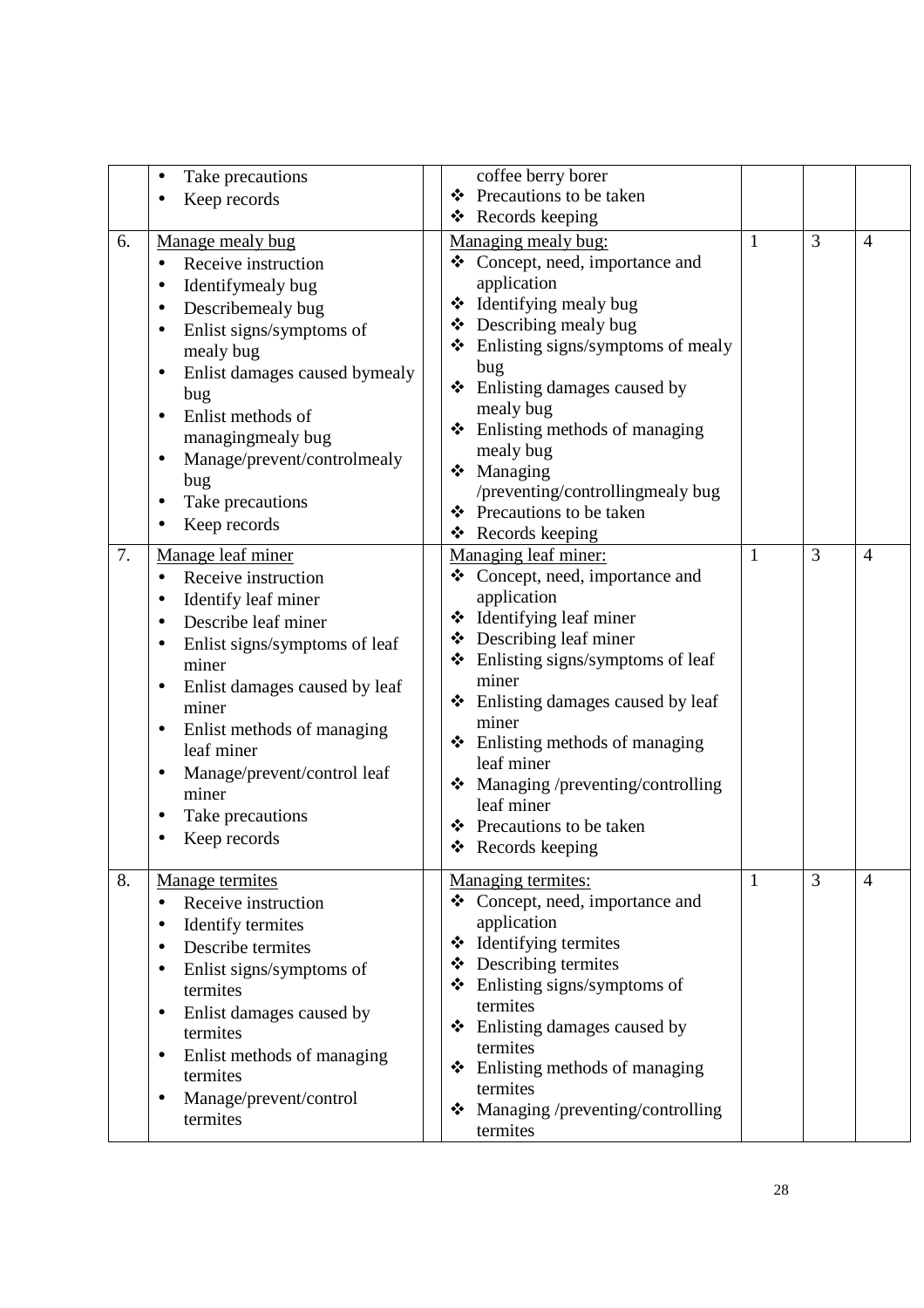| | | | | | | |
|---|---|---|---|---|---|---|
| | • Take precautions<br>• Keep records | | coffee berry borer<br>❖ Precautions to be taken<br>❖ Records keeping | | | |
| 6. | Manage mealy bug<br>• Receive instruction<br>• Identifymealy bug<br>• Describemealy bug<br>• Enlist signs/symptoms of mealy bug<br>• Enlist damages caused bymealy bug<br>• Enlist methods of managingmealy bug<br>• Manage/prevent/controlmealy bug<br>• Take precautions<br>• Keep records | | Managing mealy bug:<br>❖ Concept, need, importance and application<br>❖ Identifying mealy bug<br>❖ Describing mealy bug<br>❖ Enlisting signs/symptoms of mealy bug<br>❖ Enlisting damages caused by mealy bug<br>❖ Enlisting methods of managing mealy bug<br>❖ Managing /preventing/controllingmealy bug<br>❖ Precautions to be taken<br>❖ Records keeping | 1 | 3 | 4 |
| 7. | Manage leaf miner<br>• Receive instruction<br>• Identify leaf miner<br>• Describe leaf miner<br>• Enlist signs/symptoms of leaf miner<br>• Enlist damages caused by leaf miner<br>• Enlist methods of managing leaf miner<br>• Manage/prevent/control leaf miner<br>• Take precautions<br>• Keep records | | Managing leaf miner:<br>❖ Concept, need, importance and application<br>❖ Identifying leaf miner<br>❖ Describing leaf miner<br>❖ Enlisting signs/symptoms of leaf miner<br>❖ Enlisting damages caused by leaf miner<br>❖ Enlisting methods of managing leaf miner<br>❖ Managing /preventing/controlling leaf miner<br>❖ Precautions to be taken<br>❖ Records keeping | 1 | 3 | 4 |
| 8. | Manage termites<br>• Receive instruction<br>• Identify termites<br>• Describe termites<br>• Enlist signs/symptoms of termites<br>• Enlist damages caused by termites<br>• Enlist methods of managing termites<br>• Manage/prevent/control termites | | Managing termites:<br>❖ Concept, need, importance and application<br>❖ Identifying termites<br>❖ Describing termites<br>❖ Enlisting signs/symptoms of termites<br>❖ Enlisting damages caused by termites<br>❖ Enlisting methods of managing termites<br>❖ Managing /preventing/controlling termites | 1 | 3 | 4 |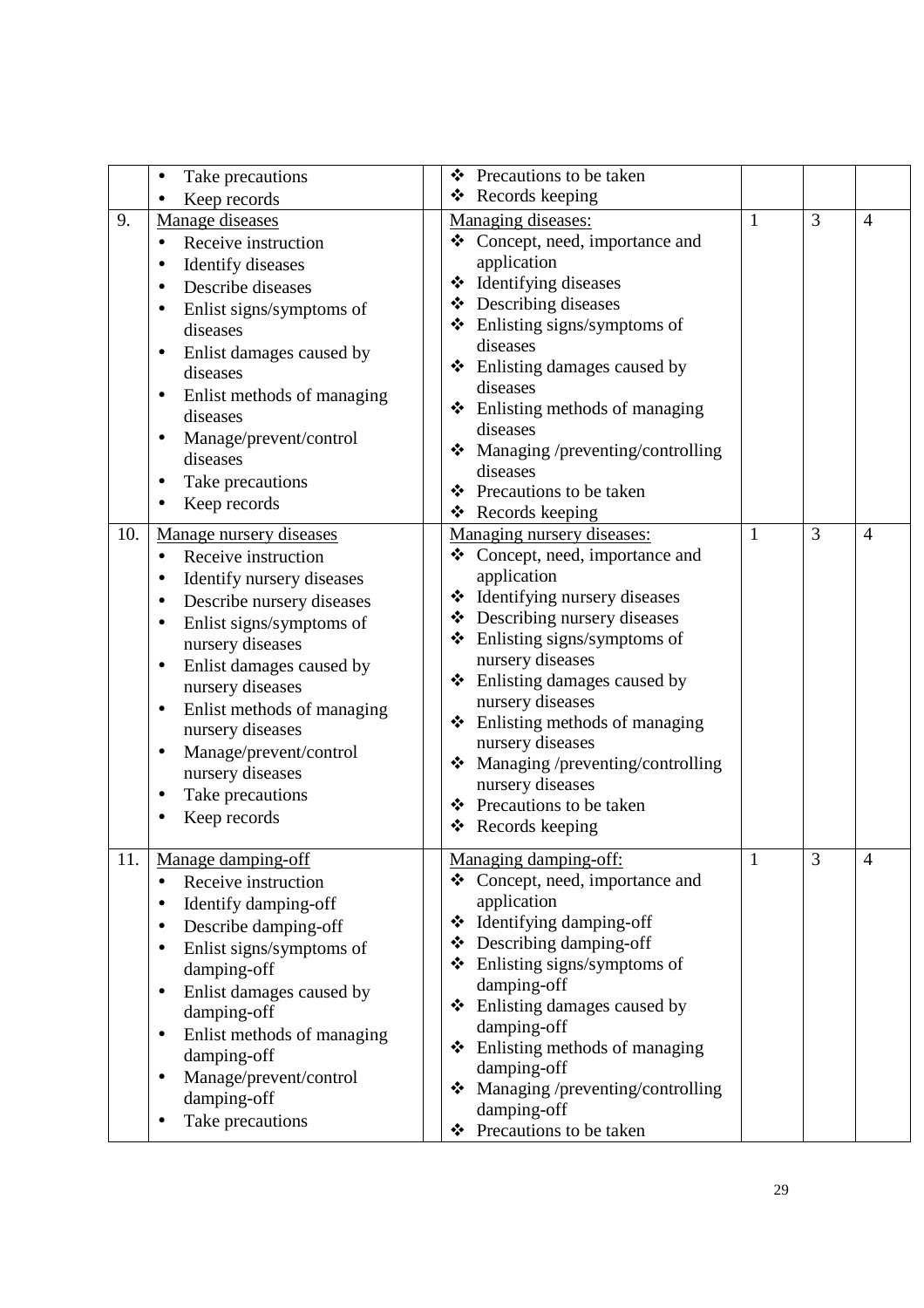| | | | | | |
|---|---|---|---|---|---|
| | • Take precautions<br>• Keep records | ❖ Precautions to be taken<br>❖ Records keeping | | | |
| 9. | Manage diseases<br>• Receive instruction<br>• Identify diseases<br>• Describe diseases<br>• Enlist signs/symptoms of diseases<br>• Enlist damages caused by diseases<br>• Enlist methods of managing diseases<br>• Manage/prevent/control diseases<br>• Take precautions<br>• Keep records | Managing diseases:<br>❖ Concept, need, importance and application<br>❖ Identifying diseases<br>❖ Describing diseases<br>❖ Enlisting signs/symptoms of diseases<br>❖ Enlisting damages caused by diseases<br>❖ Enlisting methods of managing diseases<br>❖ Managing /preventing/controlling diseases<br>❖ Precautions to be taken<br>❖ Records keeping | 1 | 3 | 4 |
| 10. | Manage nursery diseases<br>• Receive instruction<br>• Identify nursery diseases<br>• Describe nursery diseases<br>• Enlist signs/symptoms of nursery diseases<br>• Enlist damages caused by nursery diseases<br>• Enlist methods of managing nursery diseases<br>• Manage/prevent/control nursery diseases<br>• Take precautions<br>• Keep records | Managing nursery diseases:<br>❖ Concept, need, importance and application<br>❖ Identifying nursery diseases<br>❖ Describing nursery diseases<br>❖ Enlisting signs/symptoms of nursery diseases<br>❖ Enlisting damages caused by nursery diseases<br>❖ Enlisting methods of managing nursery diseases<br>❖ Managing /preventing/controlling nursery diseases<br>❖ Precautions to be taken<br>❖ Records keeping | 1 | 3 | 4 |
| 11. | Manage damping-off<br>• Receive instruction<br>• Identify damping-off<br>• Describe damping-off<br>• Enlist signs/symptoms of damping-off<br>• Enlist damages caused by damping-off<br>• Enlist methods of managing damping-off<br>• Manage/prevent/control damping-off<br>• Take precautions | Managing damping-off:<br>❖ Concept, need, importance and application<br>❖ Identifying damping-off<br>❖ Describing damping-off<br>❖ Enlisting signs/symptoms of damping-off<br>❖ Enlisting damages caused by damping-off<br>❖ Enlisting methods of managing damping-off<br>❖ Managing /preventing/controlling damping-off<br>❖ Precautions to be taken | 1 | 3 | 4 |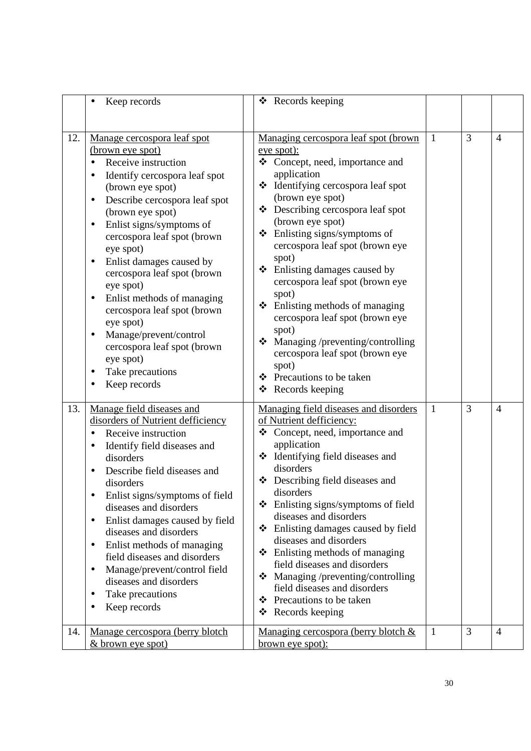| | | | | | | |
|---|---|---|---|---|---|---|
| | • Keep records | | ❖ Records keeping | | | |
| 12. | Manage cercospora leaf spot (brown eye spot)<br>• Receive instruction<br>• Identify cercospora leaf spot (brown eye spot)<br>• Describe cercospora leaf spot (brown eye spot)<br>• Enlist signs/symptoms of cercospora leaf spot (brown eye spot)<br>• Enlist damages caused by cercospora leaf spot (brown eye spot)<br>• Enlist methods of managing cercospora leaf spot (brown eye spot)<br>• Manage/prevent/control cercospora leaf spot (brown eye spot)<br>• Take precautions<br>• Keep records | | Managing cercospora leaf spot (brown eye spot):<br>❖ Concept, need, importance and application<br>❖ Identifying cercospora leaf spot (brown eye spot)<br>❖ Describing cercospora leaf spot (brown eye spot)<br>❖ Enlisting signs/symptoms of cercospora leaf spot (brown eye spot)<br>❖ Enlisting damages caused by cercospora leaf spot (brown eye spot)<br>❖ Enlisting methods of managing cercospora leaf spot (brown eye spot)<br>❖ Managing /preventing/controlling cercospora leaf spot (brown eye spot)<br>❖ Precautions to be taken<br>❖ Records keeping | 1 | 3 | 4 |
| 13. | Manage field diseases and disorders of Nutrient defficiency<br>• Receive instruction<br>• Identify field diseases and disorders<br>• Describe field diseases and disorders<br>• Enlist signs/symptoms of field diseases and disorders<br>• Enlist damages caused by field diseases and disorders<br>• Enlist methods of managing field diseases and disorders<br>• Manage/prevent/control field diseases and disorders<br>• Take precautions<br>• Keep records | | Managing field diseases and disorders of Nutrient defficiency:<br>❖ Concept, need, importance and application<br>❖ Identifying field diseases and disorders<br>❖ Describing field diseases and disorders<br>❖ Enlisting signs/symptoms of field diseases and disorders<br>❖ Enlisting damages caused by field diseases and disorders<br>❖ Enlisting methods of managing field diseases and disorders<br>❖ Managing /preventing/controlling field diseases and disorders<br>❖ Precautions to be taken<br>❖ Records keeping | 1 | 3 | 4 |
| 14. | Manage cercospora (berry blotch & brown eye spot) | | Managing cercospora (berry blotch & brown eye spot): | 1 | 3 | 4 |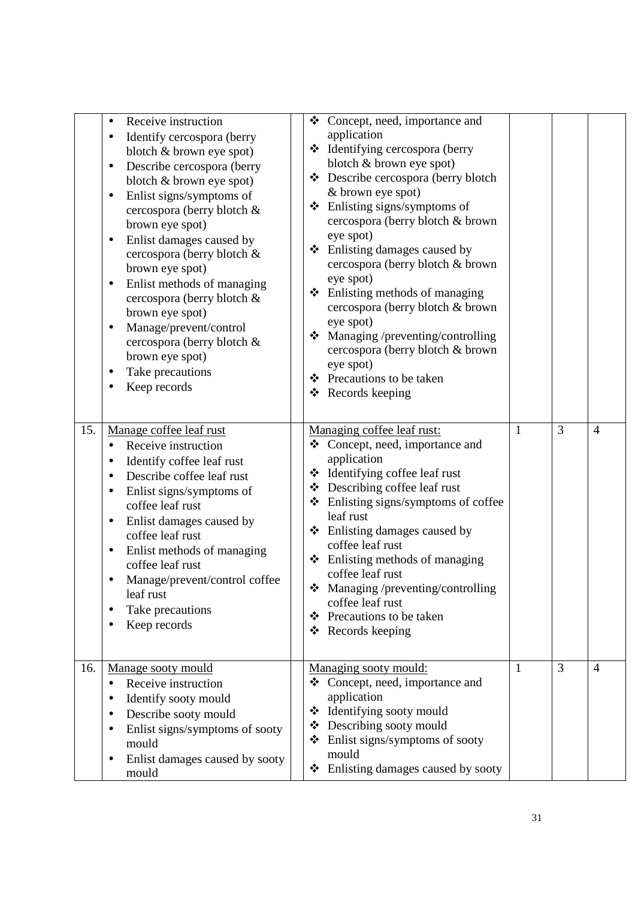| | | | | | | |
|---|---|---|---|---|---|---|
| | • Receive instruction<br>• Identify cercospora (berry blotch & brown eye spot)<br>• Describe cercospora (berry blotch & brown eye spot)<br>• Enlist signs/symptoms of cercospora (berry blotch & brown eye spot)<br>• Enlist damages caused by cercospora (berry blotch & brown eye spot)<br>• Enlist methods of managing cercospora (berry blotch & brown eye spot)<br>• Manage/prevent/control cercospora (berry blotch & brown eye spot)<br>• Take precautions<br>• Keep records | | ❖ Concept, need, importance and application<br>❖ Identifying cercospora (berry blotch & brown eye spot)<br>❖ Describe cercospora (berry blotch & brown eye spot)<br>❖ Enlisting signs/symptoms of cercospora (berry blotch & brown eye spot)<br>❖ Enlisting damages caused by cercospora (berry blotch & brown eye spot)<br>❖ Enlisting methods of managing cercospora (berry blotch & brown eye spot)<br>❖ Managing /preventing/controlling cercospora (berry blotch & brown eye spot)<br>❖ Precautions to be taken<br>❖ Records keeping | | | |
| 15. | Manage coffee leaf rust<br>• Receive instruction<br>• Identify coffee leaf rust<br>• Describe coffee leaf rust<br>• Enlist signs/symptoms of coffee leaf rust<br>• Enlist damages caused by coffee leaf rust<br>• Enlist methods of managing coffee leaf rust<br>• Manage/prevent/control coffee leaf rust<br>• Take precautions<br>• Keep records | | Managing coffee leaf rust:<br>❖ Concept, need, importance and application<br>❖ Identifying coffee leaf rust<br>❖ Describing coffee leaf rust<br>❖ Enlisting signs/symptoms of coffee leaf rust<br>❖ Enlisting damages caused by coffee leaf rust<br>❖ Enlisting methods of managing coffee leaf rust<br>❖ Managing /preventing/controlling coffee leaf rust<br>❖ Precautions to be taken<br>❖ Records keeping | 1 | 3 | 4 |
| 16. | Manage sooty mould<br>• Receive instruction<br>• Identify sooty mould<br>• Describe sooty mould<br>• Enlist signs/symptoms of sooty mould<br>• Enlist damages caused by sooty mould | | Managing sooty mould:<br>❖ Concept, need, importance and application<br>❖ Identifying sooty mould<br>❖ Describing sooty mould<br>❖ Enlist signs/symptoms of sooty mould<br>❖ Enlisting damages caused by sooty | 1 | 3 | 4 |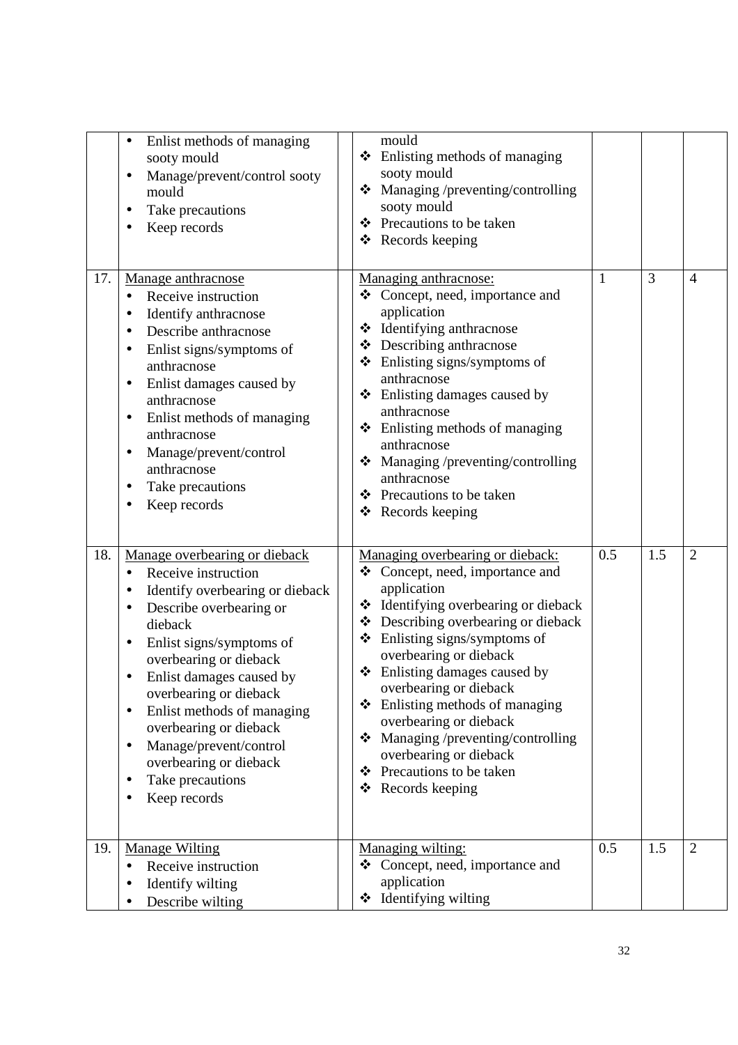| | | | | | | |
|---|---|---|---|---|---|---|
| | • Enlist methods of managing sooty mould<br>• Manage/prevent/control sooty mould<br>• Take precautions<br>• Keep records | | mould<br>❖ Enlisting methods of managing sooty mould<br>❖ Managing /preventing/controlling sooty mould<br>❖ Precautions to be taken<br>❖ Records keeping | | | |
| 17. | Manage anthracnose<br>• Receive instruction<br>• Identify anthracnose<br>• Describe anthracnose<br>• Enlist signs/symptoms of anthracnose<br>• Enlist damages caused by anthracnose<br>• Enlist methods of managing anthracnose<br>• Manage/prevent/control anthracnose<br>• Take precautions<br>• Keep records | | Managing anthracnose:<br>❖ Concept, need, importance and application<br>❖ Identifying anthracnose<br>❖ Describing anthracnose<br>❖ Enlisting signs/symptoms of anthracnose<br>❖ Enlisting damages caused by anthracnose<br>❖ Enlisting methods of managing anthracnose<br>❖ Managing /preventing/controlling anthracnose<br>❖ Precautions to be taken<br>❖ Records keeping | 1 | 3 | 4 |
| 18. | Manage overbearing or dieback<br>• Receive instruction<br>• Identify overbearing or dieback<br>• Describe overbearing or dieback<br>• Enlist signs/symptoms of overbearing or dieback<br>• Enlist damages caused by overbearing or dieback<br>• Enlist methods of managing overbearing or dieback<br>• Manage/prevent/control overbearing or dieback<br>• Take precautions<br>• Keep records | | Managing overbearing or dieback:<br>❖ Concept, need, importance and application<br>❖ Identifying overbearing or dieback<br>❖ Describing overbearing or dieback<br>❖ Enlisting signs/symptoms of overbearing or dieback<br>❖ Enlisting damages caused by overbearing or dieback<br>❖ Enlisting methods of managing overbearing or dieback<br>❖ Managing /preventing/controlling overbearing or dieback<br>❖ Precautions to be taken<br>❖ Records keeping | 0.5 | 1.5 | 2 |
| 19. | Manage Wilting<br>• Receive instruction<br>• Identify wilting<br>• Describe wilting | | Managing wilting:<br>❖ Concept, need, importance and application<br>❖ Identifying wilting | 0.5 | 1.5 | 2 |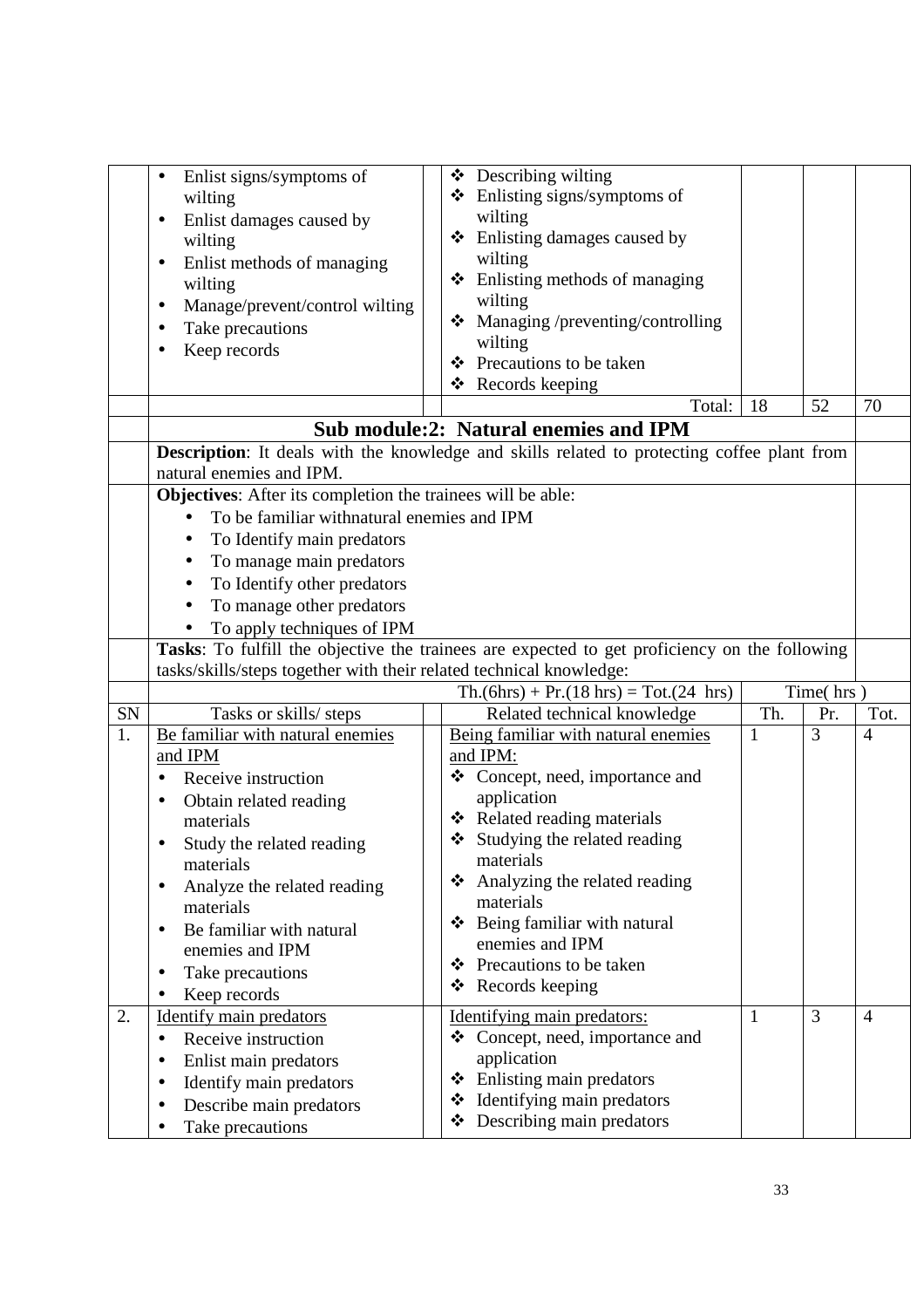| SN | Tasks or skills/ steps | | Related technical knowledge | Th. | Pr. | Tot. |
|---|---|---|---|---|---|---|
| | • Enlist signs/symptoms of wilting<br>• Enlist damages caused by wilting<br>• Enlist methods of managing wilting<br>• Manage/prevent/control wilting<br>• Take precautions<br>• Keep records | | ❖ Describing wilting<br>❖ Enlisting signs/symptoms of wilting<br>❖ Enlisting damages caused by wilting<br>❖ Enlisting methods of managing wilting<br>❖ Managing /preventing/controlling wilting<br>❖ Precautions to be taken<br>❖ Records keeping | | | |
| | | | Total: | 18 | 52 | 70 |

## Sub module:2: Natural enemies and IPM

**Description**: It deals with the knowledge and skills related to protecting coffee plant from natural enemies and IPM.

**Objectives**: After its completion the trainees will be able:

- To be familiar withnatural enemies and IPM
- To Identify main predators
- To manage main predators
- To Identify other predators
- To manage other predators
- To apply techniques of IPM

**Tasks**: To fulfill the objective the trainees are expected to get proficiency on the following tasks/skills/steps together with their related technical knowledge:

| SN | Tasks or skills/ steps | | Related technical knowledge | Th. | Pr. | Tot. |
|---|---|---|---|---|---|---|
| | | | Th.(6hrs) + Pr.(18 hrs) = Tot.(24 hrs) | Time( hrs ) | | |
| 1. | <u>Be familiar with natural enemies and IPM</u><br>• Receive instruction<br>• Obtain related reading materials<br>• Study the related reading materials<br>• Analyze the related reading materials<br>• Be familiar with natural enemies and IPM<br>• Take precautions<br>• Keep records | | <u>Being familiar with natural enemies and IPM:</u><br>❖ Concept, need, importance and application<br>❖ Related reading materials<br>❖ Studying the related reading materials<br>❖ Analyzing the related reading materials<br>❖ Being familiar with natural enemies and IPM<br>❖ Precautions to be taken<br>❖ Records keeping | 1 | 3 | 4 |
| 2. | <u>Identify main predators</u><br>• Receive instruction<br>• Enlist main predators<br>• Identify main predators<br>• Describe main predators<br>• Take precautions | | <u>Identifying main predators:</u><br>❖ Concept, need, importance and application<br>❖ Enlisting main predators<br>❖ Identifying main predators<br>❖ Describing main predators | 1 | 3 | 4 |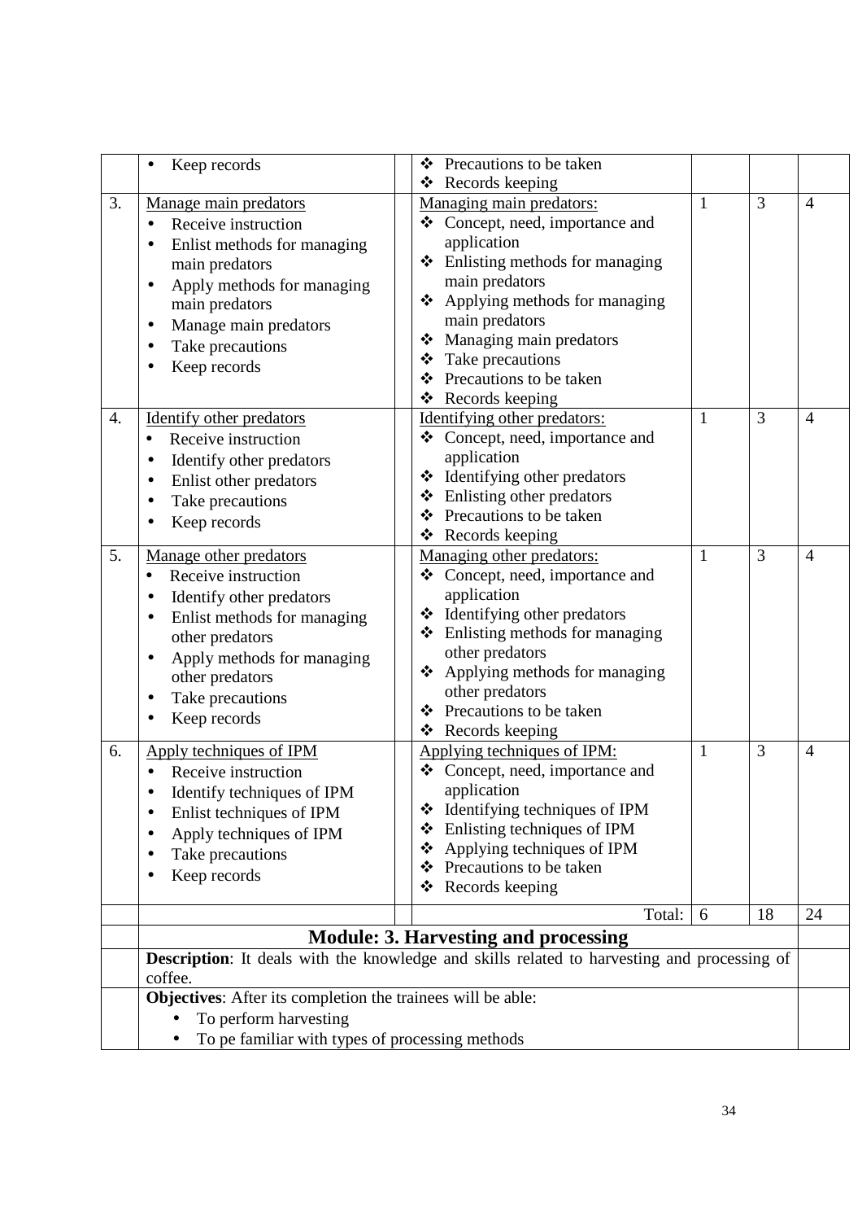| | | | | | | |
|---|---|---|---|---|---|---|
| | • Keep records | | ❖ Precautions to be taken<br>❖ Records keeping | | | |
| 3. | Manage main predators<br>• Receive instruction<br>• Enlist methods for managing main predators<br>• Apply methods for managing main predators<br>• Manage main predators<br>• Take precautions<br>• Keep records | | Managing main predators:<br>❖ Concept, need, importance and application<br>❖ Enlisting methods for managing main predators<br>❖ Applying methods for managing main predators<br>❖ Managing main predators<br>❖ Take precautions<br>❖ Precautions to be taken<br>❖ Records keeping | 1 | 3 | 4 |
| 4. | Identify other predators<br>• Receive instruction<br>• Identify other predators<br>• Enlist other predators<br>• Take precautions<br>• Keep records | | Identifying other predators:<br>❖ Concept, need, importance and application<br>❖ Identifying other predators<br>❖ Enlisting other predators<br>❖ Precautions to be taken<br>❖ Records keeping | 1 | 3 | 4 |
| 5. | Manage other predators<br>• Receive instruction<br>• Identify other predators<br>• Enlist methods for managing other predators<br>• Apply methods for managing other predators<br>• Take precautions<br>• Keep records | | Managing other predators:<br>❖ Concept, need, importance and application<br>❖ Identifying other predators<br>❖ Enlisting methods for managing other predators<br>❖ Applying methods for managing other predators<br>❖ Precautions to be taken<br>❖ Records keeping | 1 | 3 | 4 |
| 6. | Apply techniques of IPM<br>• Receive instruction<br>• Identify techniques of IPM<br>• Enlist techniques of IPM<br>• Apply techniques of IPM<br>• Take precautions<br>• Keep records | | Applying techniques of IPM:<br>❖ Concept, need, importance and application<br>❖ Identifying techniques of IPM<br>❖ Enlisting techniques of IPM<br>❖ Applying techniques of IPM<br>❖ Precautions to be taken<br>❖ Records keeping | 1 | 3 | 4 |
| | | | Total: | 6 | 18 | 24 |

## Module: 3. Harvesting and processing

**Description**: It deals with the knowledge and skills related to harvesting and processing of coffee.

**Objectives**: After its completion the trainees will be able:

- To perform harvesting
- To pe familiar with types of processing methods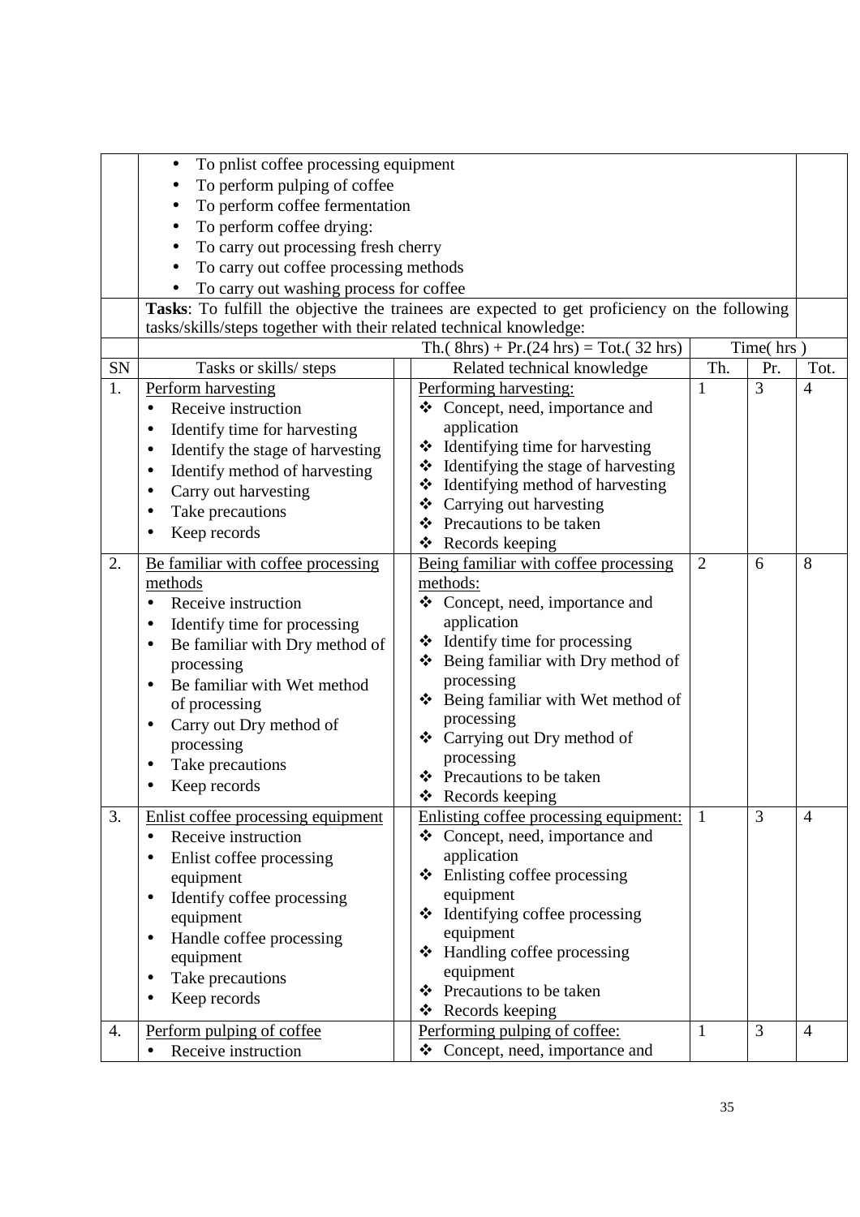- To pnlist coffee processing equipment
- To perform pulping of coffee
- To perform coffee fermentation
- To perform coffee drying:
- To carry out processing fresh cherry
- To carry out coffee processing methods
- To carry out washing process for coffee

**Tasks**: To fulfill the objective the trainees are expected to get proficiency on the following tasks/skills/steps together with their related technical knowledge:

| SN | Tasks or skills/ steps | Related technical knowledge Th.( 8hrs) + Pr.(24 hrs) = Tot.( 32 hrs) | Th. | Pr. | Tot. |
|---|---|---|---|---|---|
| 1. | Perform harvesting<br>• Receive instruction<br>• Identify time for harvesting<br>• Identify the stage of harvesting<br>• Identify method of harvesting<br>• Carry out harvesting<br>• Take precautions<br>• Keep records | Performing harvesting:<br>❖ Concept, need, importance and application<br>❖ Identifying time for harvesting<br>❖ Identifying the stage of harvesting<br>❖ Identifying method of harvesting<br>❖ Carrying out harvesting<br>❖ Precautions to be taken<br>❖ Records keeping | 1 | 3 | 4 |
| 2. | Be familiar with coffee processing methods<br>• Receive instruction<br>• Identify time for processing<br>• Be familiar with Dry method of processing<br>• Be familiar with Wet method of processing<br>• Carry out Dry method of processing<br>• Take precautions<br>• Keep records | Being familiar with coffee processing methods:<br>❖ Concept, need, importance and application<br>❖ Identify time for processing<br>❖ Being familiar with Dry method of processing<br>❖ Being familiar with Wet method of processing<br>❖ Carrying out Dry method of processing<br>❖ Precautions to be taken<br>❖ Records keeping | 2 | 6 | 8 |
| 3. | Enlist coffee processing equipment<br>• Receive instruction<br>• Enlist coffee processing equipment<br>• Identify coffee processing equipment<br>• Handle coffee processing equipment<br>• Take precautions<br>• Keep records | Enlisting coffee processing equipment:<br>❖ Concept, need, importance and application<br>❖ Enlisting coffee processing equipment<br>❖ Identifying coffee processing equipment<br>❖ Handling coffee processing equipment<br>❖ Precautions to be taken<br>❖ Records keeping | 1 | 3 | 4 |
| 4. | Perform pulping of coffee<br>• Receive instruction | Performing pulping of coffee:<br>❖ Concept, need, importance and | 1 | 3 | 4 |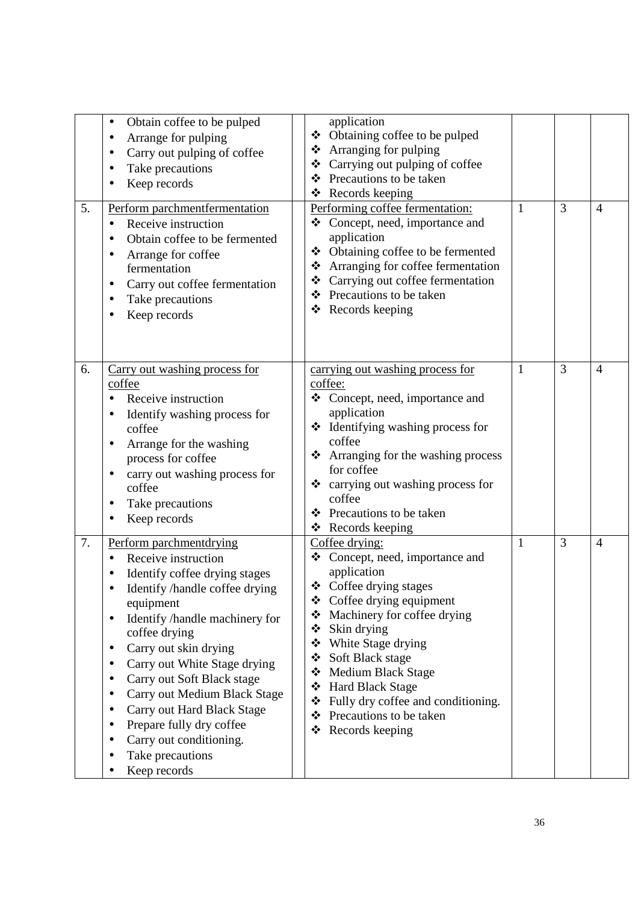| | | | | | | |
|---|---|---|---|---|---|---|
| | • Obtain coffee to be pulped<br>• Arrange for pulping<br>• Carry out pulping of coffee<br>• Take precautions<br>• Keep records | | application<br>❖ Obtaining coffee to be pulped<br>❖ Arranging for pulping<br>❖ Carrying out pulping of coffee<br>❖ Precautions to be taken<br>❖ Records keeping | | | |
| 5. | Perform parchmentfermentation<br>• Receive instruction<br>• Obtain coffee to be fermented<br>• Arrange for coffee fermentation<br>• Carry out coffee fermentation<br>• Take precautions<br>• Keep records | | Performing coffee fermentation:<br>❖ Concept, need, importance and application<br>❖ Obtaining coffee to be fermented<br>❖ Arranging for coffee fermentation<br>❖ Carrying out coffee fermentation<br>❖ Precautions to be taken<br>❖ Records keeping | 1 | 3 | 4 |
| 6. | Carry out washing process for coffee<br>• Receive instruction<br>• Identify washing process for coffee<br>• Arrange for the washing process for coffee<br>• carry out washing process for coffee<br>• Take precautions<br>• Keep records | | carrying out washing process for coffee:<br>❖ Concept, need, importance and application<br>❖ Identifying washing process for coffee<br>❖ Arranging for the washing process for coffee<br>❖ carrying out washing process for coffee<br>❖ Precautions to be taken<br>❖ Records keeping | 1 | 3 | 4 |
| 7. | Perform parchmentdrying<br>• Receive instruction<br>• Identify coffee drying stages<br>• Identify /handle coffee drying equipment<br>• Identify /handle machinery for coffee drying<br>• Carry out skin drying<br>• Carry out White Stage drying<br>• Carry out Soft Black stage<br>• Carry out Medium Black Stage<br>• Carry out Hard Black Stage<br>• Prepare fully dry coffee<br>• Carry out conditioning.<br>• Take precautions<br>• Keep records | | Coffee drying:<br>❖ Concept, need, importance and application<br>❖ Coffee drying stages<br>❖ Coffee drying equipment<br>❖ Machinery for coffee drying<br>❖ Skin drying<br>❖ White Stage drying<br>❖ Soft Black stage<br>❖ Medium Black Stage<br>❖ Hard Black Stage<br>❖ Fully dry coffee and conditioning.<br>❖ Precautions to be taken<br>❖ Records keeping | 1 | 3 | 4 |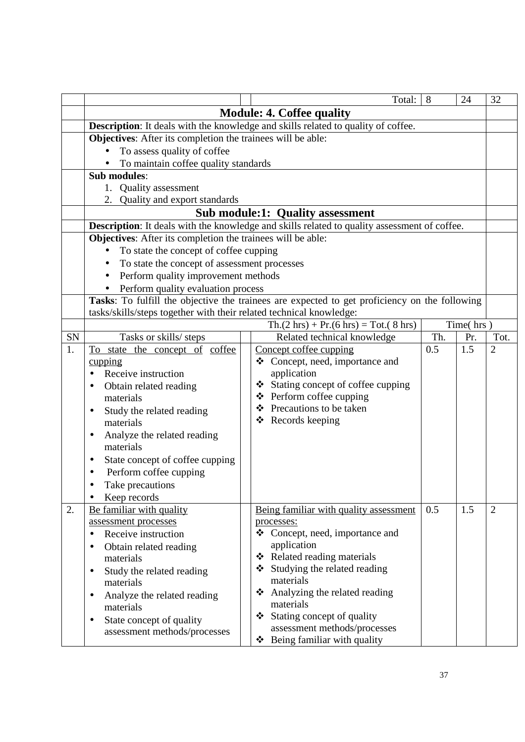| | | | | Total: | 8 | 24 | 32 |
|---|---|---|---|---|---|---|---|

## Module: 4. Coffee quality

**Description**: It deals with the knowledge and skills related to quality of coffee.

**Objectives**: After its completion the trainees will be able:

- To assess quality of coffee
- To maintain coffee quality standards

**Sub modules**:

1. Quality assessment
2. Quality and export standards

### Sub module:1: Quality assessment

**Description**: It deals with the knowledge and skills related to quality assessment of coffee.

**Objectives**: After its completion the trainees will be able:

- To state the concept of coffee cupping
- To state the concept of assessment processes
- Perform quality improvement methods
- Perform quality evaluation process

**Tasks**: To fulfill the objective the trainees are expected to get proficiency on the following tasks/skills/steps together with their related technical knowledge:

Th.(2 hrs) + Pr.(6 hrs) = Tot.( 8 hrs)

| SN | Tasks or skills/ steps | Related technical knowledge | Th. | Pr. | Tot. |
|---|---|---|---|---|---|
| 1. | To state the concept of coffee cupping<br>• Receive instruction<br>• Obtain related reading materials<br>• Study the related reading materials<br>• Analyze the related reading materials<br>• State concept of coffee cupping<br>• Perform coffee cupping<br>• Take precautions<br>• Keep records | Concept coffee cupping<br>❖ Concept, need, importance and application<br>❖ Stating concept of coffee cupping<br>❖ Perform coffee cupping<br>❖ Precautions to be taken<br>❖ Records keeping | 0.5 | 1.5 | 2 |
| 2. | Be familiar with quality assessment processes<br>• Receive instruction<br>• Obtain related reading materials<br>• Study the related reading materials<br>• Analyze the related reading materials<br>• State concept of quality assessment methods/processes | Being familiar with quality assessment processes:<br>❖ Concept, need, importance and application<br>❖ Related reading materials<br>❖ Studying the related reading materials<br>❖ Analyzing the related reading materials<br>❖ Stating concept of quality assessment methods/processes<br>❖ Being familiar with quality | 0.5 | 1.5 | 2 |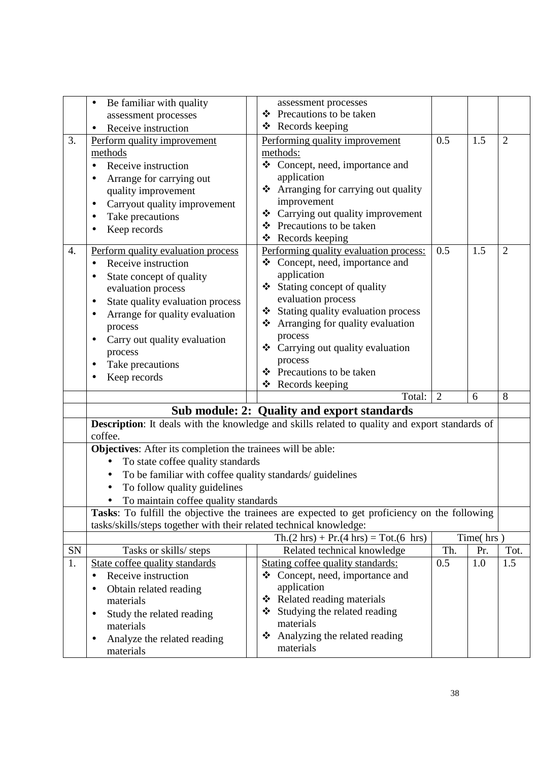| | | | | | | |
|---|---|---|---|---|---|---|
| | • Be familiar with quality assessment processes<br>• Receive instruction | | assessment processes<br>❖ Precautions to be taken<br>❖ Records keeping | | | |
| 3. | Perform quality improvement methods<br>• Receive instruction<br>• Arrange for carrying out quality improvement<br>• Carryout quality improvement<br>• Take precautions<br>• Keep records | | Performing quality improvement methods:<br>❖ Concept, need, importance and application<br>❖ Arranging for carrying out quality improvement<br>❖ Carrying out quality improvement<br>❖ Precautions to be taken<br>❖ Records keeping | 0.5 | 1.5 | 2 |
| 4. | Perform quality evaluation process<br>• Receive instruction<br>• State concept of quality evaluation process<br>• State quality evaluation process<br>• Arrange for quality evaluation process<br>• Carry out quality evaluation process<br>• Take precautions<br>• Keep records | | Performing quality evaluation process:<br>❖ Concept, need, importance and application<br>❖ Stating concept of quality evaluation process<br>❖ Stating quality evaluation process<br>❖ Arranging for quality evaluation process<br>❖ Carrying out quality evaluation process<br>❖ Precautions to be taken<br>❖ Records keeping | 0.5 | 1.5 | 2 |
| | | | Total: | 2 | 6 | 8 |

## Sub module: 2: Quality and export standards

**Description**: It deals with the knowledge and skills related to quality and export standards of coffee.

**Objectives**: After its completion the trainees will be able:

- To state coffee quality standards
- To be familiar with coffee quality standards/ guidelines
- To follow quality guidelines
- To maintain coffee quality standards

**Tasks**: To fulfill the objective the trainees are expected to get proficiency on the following tasks/skills/steps together with their related technical knowledge:

| | | | Th.(2 hrs) + Pr.(4 hrs) = Tot.(6 hrs) | Time( hrs ) | | |
|---|---|---|---|---|---|---|
| SN | Tasks or skills/ steps | | Related technical knowledge | Th. | Pr. | Tot. |
| 1. | State coffee quality standards<br>• Receive instruction<br>• Obtain related reading materials<br>• Study the related reading materials<br>• Analyze the related reading materials | | Stating coffee quality standards:<br>❖ Concept, need, importance and application<br>❖ Related reading materials<br>❖ Studying the related reading materials<br>❖ Analyzing the related reading materials | 0.5 | 1.0 | 1.5 |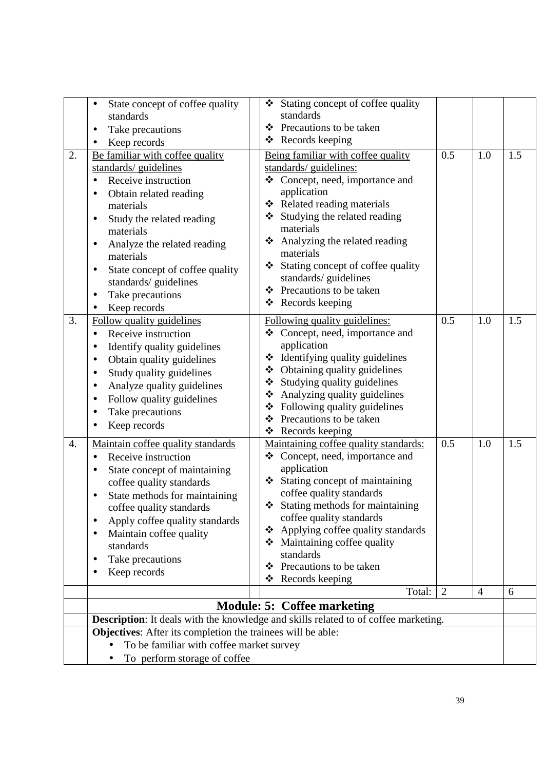| | | | | | | |
|---|---|---|---|---|---|---|
| | • State concept of coffee quality standards<br>• Take precautions<br>• Keep records | | ❖ Stating concept of coffee quality standards<br>❖ Precautions to be taken<br>❖ Records keeping | | | |
| 2. | Be familiar with coffee quality standards/ guidelines<br>• Receive instruction<br>• Obtain related reading materials<br>• Study the related reading materials<br>• Analyze the related reading materials<br>• State concept of coffee quality standards/ guidelines<br>• Take precautions<br>• Keep records | | Being familiar with coffee quality standards/ guidelines:<br>❖ Concept, need, importance and application<br>❖ Related reading materials<br>❖ Studying the related reading materials<br>❖ Analyzing the related reading materials<br>❖ Stating concept of coffee quality standards/ guidelines<br>❖ Precautions to be taken<br>❖ Records keeping | 0.5 | 1.0 | 1.5 |
| 3. | Follow quality guidelines<br>• Receive instruction<br>• Identify quality guidelines<br>• Obtain quality guidelines<br>• Study quality guidelines<br>• Analyze quality guidelines<br>• Follow quality guidelines<br>• Take precautions<br>• Keep records | | Following quality guidelines:<br>❖ Concept, need, importance and application<br>❖ Identifying quality guidelines<br>❖ Obtaining quality guidelines<br>❖ Studying quality guidelines<br>❖ Analyzing quality guidelines<br>❖ Following quality guidelines<br>❖ Precautions to be taken<br>❖ Records keeping | 0.5 | 1.0 | 1.5 |
| 4. | Maintain coffee quality standards<br>• Receive instruction<br>• State concept of maintaining coffee quality standards<br>• State methods for maintaining coffee quality standards<br>• Apply coffee quality standards<br>• Maintain coffee quality standards<br>• Take precautions<br>• Keep records | | Maintaining coffee quality standards:<br>❖ Concept, need, importance and application<br>❖ Stating concept of maintaining coffee quality standards<br>❖ Stating methods for maintaining coffee quality standards<br>❖ Applying coffee quality standards<br>❖ Maintaining coffee quality standards<br>❖ Precautions to be taken<br>❖ Records keeping | 0.5 | 1.0 | 1.5 |
| | | | Total: | 2 | 4 | 6 |

## Module: 5: Coffee marketing

**Description**: It deals with the knowledge and skills related to of coffee marketing.

**Objectives**: After its completion the trainees will be able:

- To be familiar with coffee market survey
- To perform storage of coffee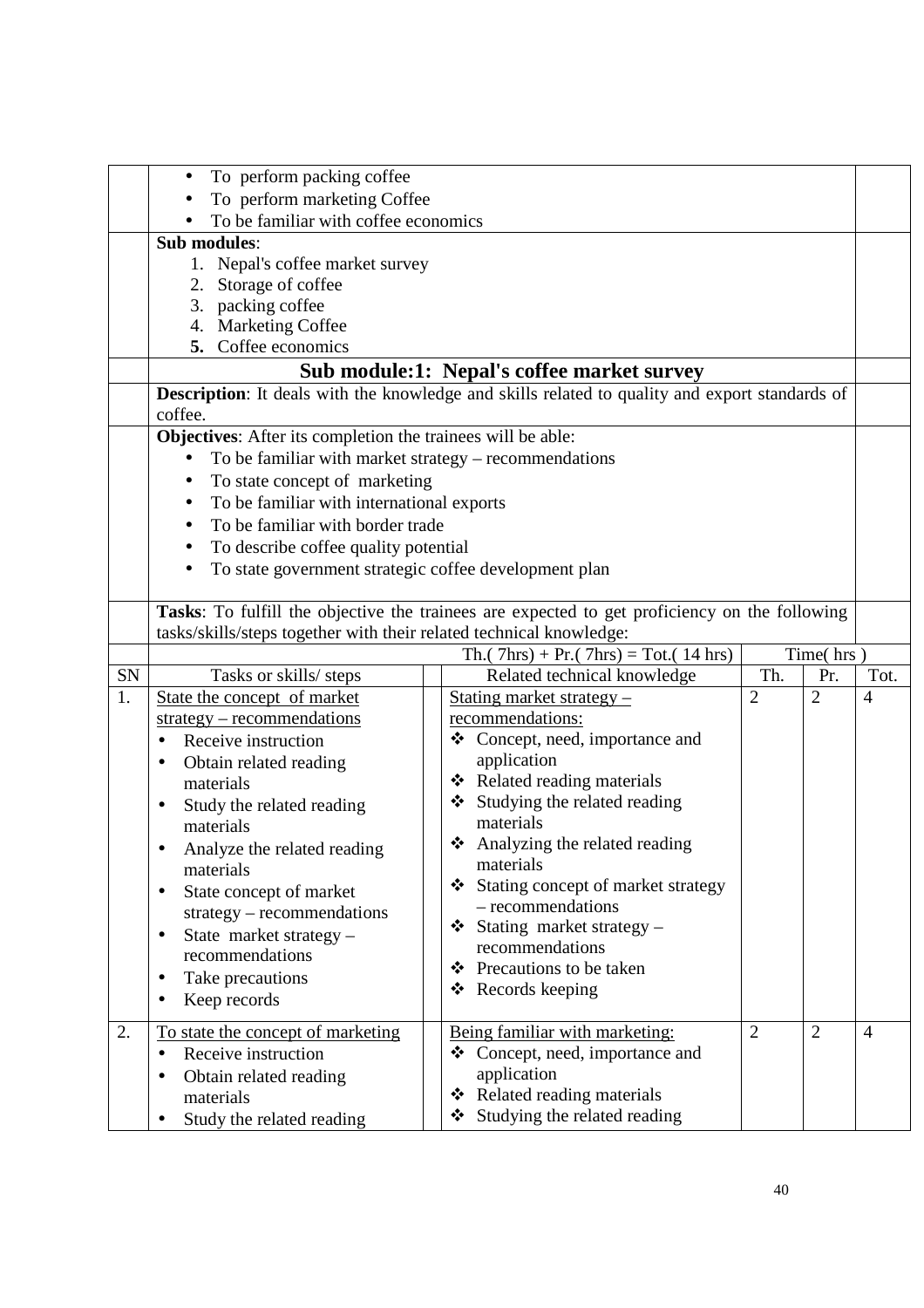- To perform packing coffee
- To perform marketing Coffee
- To be familiar with coffee economics

**Sub modules**:

1. Nepal's coffee market survey
2. Storage of coffee
3. packing coffee
4. Marketing Coffee
5. Coffee economics

## Sub module:1: Nepal's coffee market survey

**Description**: It deals with the knowledge and skills related to quality and export standards of coffee.

**Objectives**: After its completion the trainees will be able:

- To be familiar with market strategy – recommendations
- To state concept of marketing
- To be familiar with international exports
- To be familiar with border trade
- To describe coffee quality potential
- To state government strategic coffee development plan

**Tasks**: To fulfill the objective the trainees are expected to get proficiency on the following tasks/skills/steps together with their related technical knowledge:

| | | Th.( 7hrs) + Pr.( 7hrs) = Tot.( 14 hrs) | Time( hrs ) | | |
|---|---|---|---|---|---|
| SN | Tasks or skills/ steps | Related technical knowledge | Th. | Pr. | Tot. |
| 1. | State the concept of market strategy – recommendations<br>• Receive instruction<br>• Obtain related reading materials<br>• Study the related reading materials<br>• Analyze the related reading materials<br>• State concept of market strategy – recommendations<br>• State market strategy – recommendations<br>• Take precautions<br>• Keep records | Stating market strategy – recommendations:<br>❖ Concept, need, importance and application<br>❖ Related reading materials<br>❖ Studying the related reading materials<br>❖ Analyzing the related reading materials<br>❖ Stating concept of market strategy – recommendations<br>❖ Stating market strategy – recommendations<br>❖ Precautions to be taken<br>❖ Records keeping | 2 | 2 | 4 |
| 2. | To state the concept of marketing<br>• Receive instruction<br>• Obtain related reading materials<br>• Study the related reading | Being familiar with marketing:<br>❖ Concept, need, importance and application<br>❖ Related reading materials<br>❖ Studying the related reading | 2 | 2 | 4 |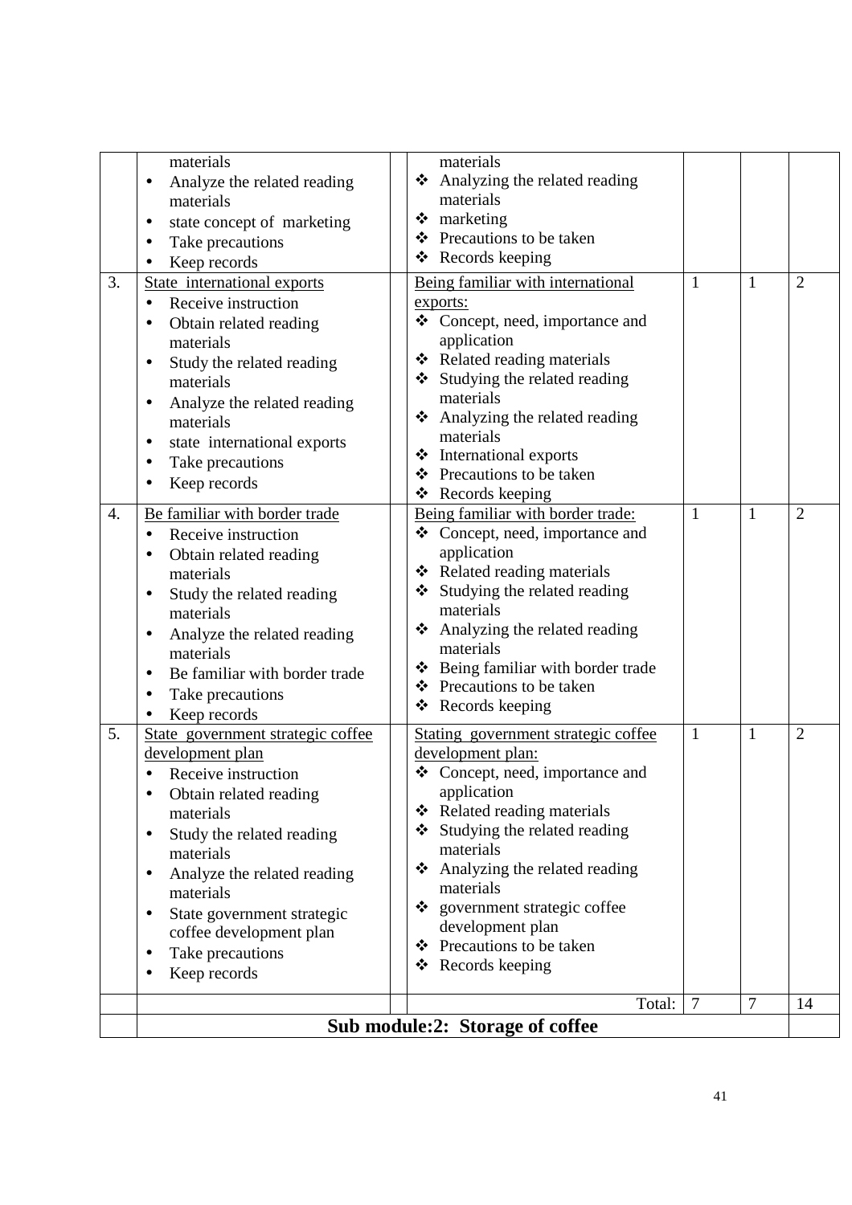| | | | | | | |
|---|---|---|---|---|---|---|
| | materials<br>• Analyze the related reading materials<br>• state concept of marketing<br>• Take precautions<br>• Keep records | | materials<br>❖ Analyzing the related reading materials<br>❖ marketing<br>❖ Precautions to be taken<br>❖ Records keeping | | | |
| 3. | State international exports<br>• Receive instruction<br>• Obtain related reading materials<br>• Study the related reading materials<br>• Analyze the related reading materials<br>• state international exports<br>• Take precautions<br>• Keep records | | Being familiar with international exports:<br>❖ Concept, need, importance and application<br>❖ Related reading materials<br>❖ Studying the related reading materials<br>❖ Analyzing the related reading materials<br>❖ International exports<br>❖ Precautions to be taken<br>❖ Records keeping | 1 | 1 | 2 |
| 4. | Be familiar with border trade<br>• Receive instruction<br>• Obtain related reading materials<br>• Study the related reading materials<br>• Analyze the related reading materials<br>• Be familiar with border trade<br>• Take precautions<br>• Keep records | | Being familiar with border trade:<br>❖ Concept, need, importance and application<br>❖ Related reading materials<br>❖ Studying the related reading materials<br>❖ Analyzing the related reading materials<br>❖ Being familiar with border trade<br>❖ Precautions to be taken<br>❖ Records keeping | 1 | 1 | 2 |
| 5. | State government strategic coffee development plan<br>• Receive instruction<br>• Obtain related reading materials<br>• Study the related reading materials<br>• Analyze the related reading materials<br>• State government strategic coffee development plan<br>• Take precautions<br>• Keep records | | Stating government strategic coffee development plan:<br>❖ Concept, need, importance and application<br>❖ Related reading materials<br>❖ Studying the related reading materials<br>❖ Analyzing the related reading materials<br>❖ government strategic coffee development plan<br>❖ Precautions to be taken<br>❖ Records keeping | 1 | 1 | 2 |
| | | | Total: | 7 | 7 | 14 |
| | **Sub module:2: Storage of coffee** | | | | | |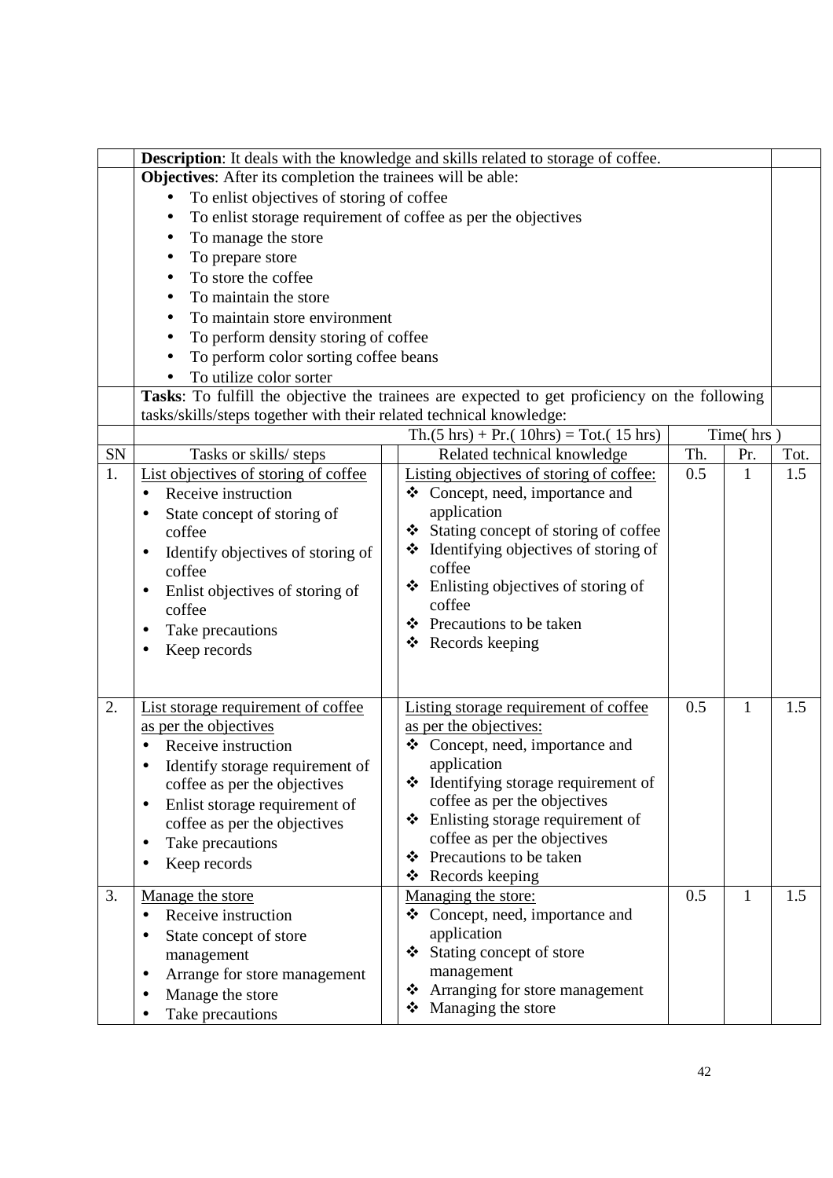| | **Description**: It deals with the knowledge and skills related to storage of coffee. | | | | | |
|---|---|---|---|---|---|---|
| | **Objectives**: After its completion the trainees will be able:<br>• To enlist objectives of storing of coffee<br>• To enlist storage requirement of coffee as per the objectives<br>• To manage the store<br>• To prepare store<br>• To store the coffee<br>• To maintain the store<br>• To maintain store environment<br>• To perform density storing of coffee<br>• To perform color sorting coffee beans<br>• To utilize color sorter | | | | | |
| | **Tasks**: To fulfill the objective the trainees are expected to get proficiency on the following tasks/skills/steps together with their related technical knowledge: | | | | | |
| | | Th.(5 hrs) + Pr.( 10hrs) = Tot.( 15 hrs) | Time( hrs ) | | | |
| SN | Tasks or skills/ steps | Related technical knowledge | Th. | Pr. | Tot. | |
| 1. | List objectives of storing of coffee<br>• Receive instruction<br>• State concept of storing of coffee<br>• Identify objectives of storing of coffee<br>• Enlist objectives of storing of coffee<br>• Take precautions<br>• Keep records | Listing objectives of storing of coffee:<br>❖ Concept, need, importance and application<br>❖ Stating concept of storing of coffee<br>❖ Identifying objectives of storing of coffee<br>❖ Enlisting objectives of storing of coffee<br>❖ Precautions to be taken<br>❖ Records keeping | 0.5 | 1 | 1.5 | |
| 2. | List storage requirement of coffee as per the objectives<br>• Receive instruction<br>• Identify storage requirement of coffee as per the objectives<br>• Enlist storage requirement of coffee as per the objectives<br>• Take precautions<br>• Keep records | Listing storage requirement of coffee as per the objectives:<br>❖ Concept, need, importance and application<br>❖ Identifying storage requirement of coffee as per the objectives<br>❖ Enlisting storage requirement of coffee as per the objectives<br>❖ Precautions to be taken<br>❖ Records keeping | 0.5 | 1 | 1.5 | |
| 3. | Manage the store<br>• Receive instruction<br>• State concept of store management<br>• Arrange for store management<br>• Manage the store<br>• Take precautions | Managing the store:<br>❖ Concept, need, importance and application<br>❖ Stating concept of store management<br>❖ Arranging for store management<br>❖ Managing the store | 0.5 | 1 | 1.5 | |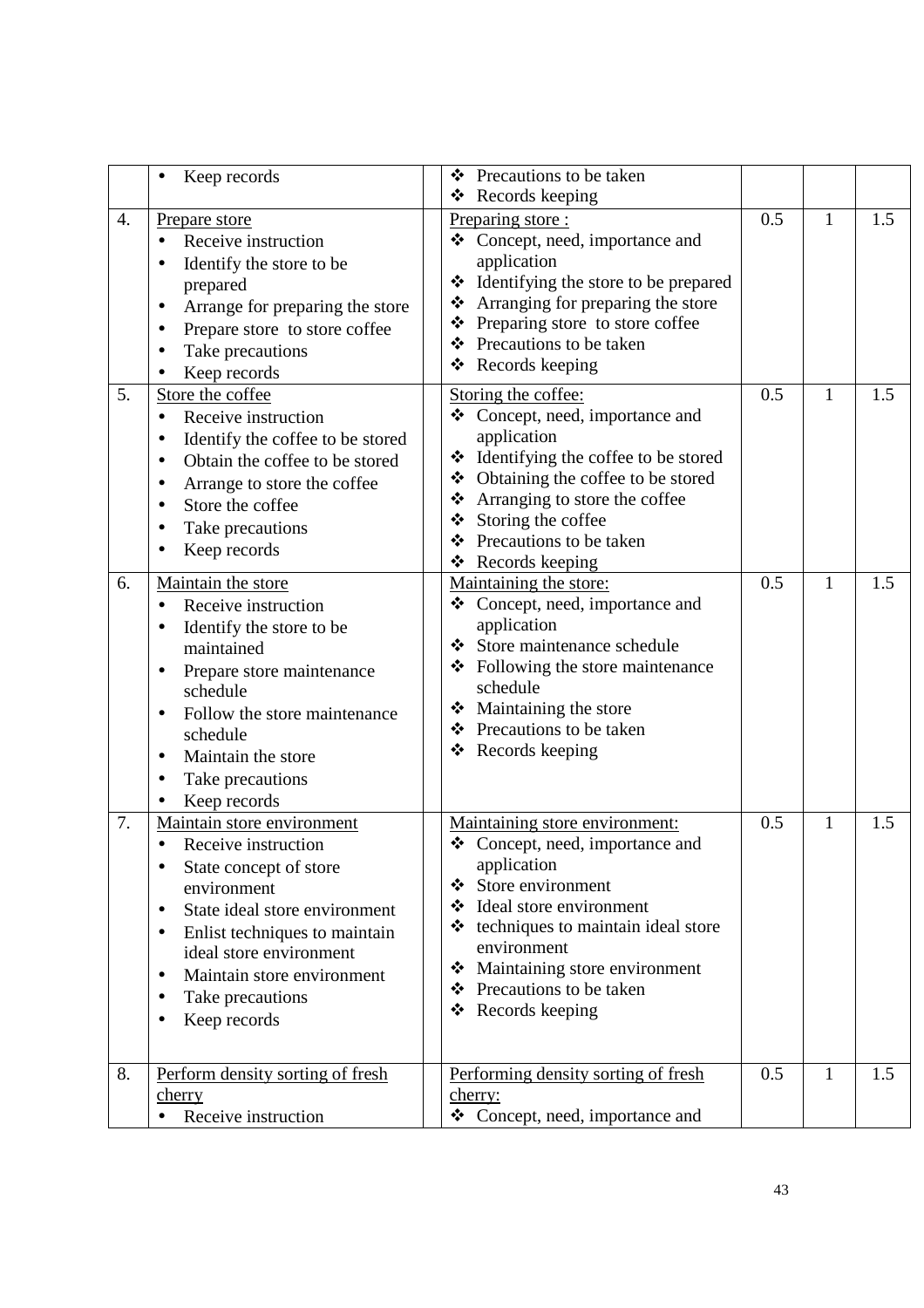| | | | | | | |
|---|---|---|---|---|---|---|
| | • Keep records | | ❖ Precautions to be taken<br>❖ Records keeping | | | |
| 4. | Prepare store<br>• Receive instruction<br>• Identify the store to be prepared<br>• Arrange for preparing the store<br>• Prepare store to store coffee<br>• Take precautions<br>• Keep records | | Preparing store :<br>❖ Concept, need, importance and application<br>❖ Identifying the store to be prepared<br>❖ Arranging for preparing the store<br>❖ Preparing store to store coffee<br>❖ Precautions to be taken<br>❖ Records keeping | 0.5 | 1 | 1.5 |
| 5. | Store the coffee<br>• Receive instruction<br>• Identify the coffee to be stored<br>• Obtain the coffee to be stored<br>• Arrange to store the coffee<br>• Store the coffee<br>• Take precautions<br>• Keep records | | Storing the coffee:<br>❖ Concept, need, importance and application<br>❖ Identifying the coffee to be stored<br>❖ Obtaining the coffee to be stored<br>❖ Arranging to store the coffee<br>❖ Storing the coffee<br>❖ Precautions to be taken<br>❖ Records keeping | 0.5 | 1 | 1.5 |
| 6. | Maintain the store<br>• Receive instruction<br>• Identify the store to be maintained<br>• Prepare store maintenance schedule<br>• Follow the store maintenance schedule<br>• Maintain the store<br>• Take precautions<br>• Keep records | | Maintaining the store:<br>❖ Concept, need, importance and application<br>❖ Store maintenance schedule<br>❖ Following the store maintenance schedule<br>❖ Maintaining the store<br>❖ Precautions to be taken<br>❖ Records keeping | 0.5 | 1 | 1.5 |
| 7. | Maintain store environment<br>• Receive instruction<br>• State concept of store environment<br>• State ideal store environment<br>• Enlist techniques to maintain ideal store environment<br>• Maintain store environment<br>• Take precautions<br>• Keep records | | Maintaining store environment:<br>❖ Concept, need, importance and application<br>❖ Store environment<br>❖ Ideal store environment<br>❖ techniques to maintain ideal store environment<br>❖ Maintaining store environment<br>❖ Precautions to be taken<br>❖ Records keeping | 0.5 | 1 | 1.5 |
| 8. | Perform density sorting of fresh cherry<br>• Receive instruction | | Performing density sorting of fresh cherry:<br>❖ Concept, need, importance and | 0.5 | 1 | 1.5 |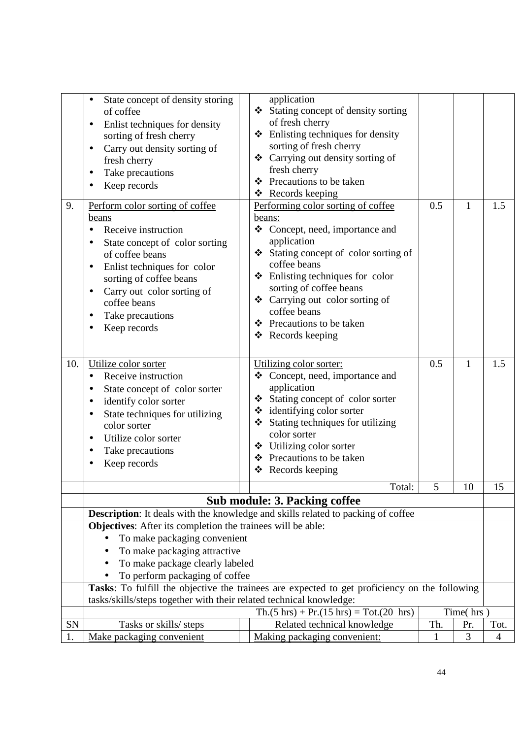| SN | Tasks or skills/ steps | | Related technical knowledge | Th. | Pr. | Tot. |
|---|---|---|---|---|---|---|
| | • State concept of density storing of coffee<br>• Enlist techniques for density sorting of fresh cherry<br>• Carry out density sorting of fresh cherry<br>• Take precautions<br>• Keep records | | application<br>❖ Stating concept of density sorting of fresh cherry<br>❖ Enlisting techniques for density sorting of fresh cherry<br>❖ Carrying out density sorting of fresh cherry<br>❖ Precautions to be taken<br>❖ Records keeping | | | |
| 9. | Perform color sorting of coffee beans<br>• Receive instruction<br>• State concept of color sorting of coffee beans<br>• Enlist techniques for color sorting of coffee beans<br>• Carry out color sorting of coffee beans<br>• Take precautions<br>• Keep records | | Performing color sorting of coffee beans:<br>❖ Concept, need, importance and application<br>❖ Stating concept of color sorting of coffee beans<br>❖ Enlisting techniques for color sorting of coffee beans<br>❖ Carrying out color sorting of coffee beans<br>❖ Precautions to be taken<br>❖ Records keeping | 0.5 | 1 | 1.5 |
| 10. | Utilize color sorter<br>• Receive instruction<br>• State concept of color sorter<br>• identify color sorter<br>• State techniques for utilizing color sorter<br>• Utilize color sorter<br>• Take precautions<br>• Keep records | | Utilizing color sorter:<br>❖ Concept, need, importance and application<br>❖ Stating concept of color sorter<br>❖ identifying color sorter<br>❖ Stating techniques for utilizing color sorter<br>❖ Utilizing color sorter<br>❖ Precautions to be taken<br>❖ Records keeping | 0.5 | 1 | 1.5 |
| | | | Total: | 5 | 10 | 15 |

## Sub module: 3. Packing coffee

**Description**: It deals with the knowledge and skills related to packing of coffee

**Objectives**: After its completion the trainees will be able:

- To make packaging convenient
- To make packaging attractive
- To make package clearly labeled
- To perform packaging of coffee

**Tasks**: To fulfill the objective the trainees are expected to get proficiency on the following tasks/skills/steps together with their related technical knowledge:

| | | | Th.(5 hrs) + Pr.(15 hrs) = Tot.(20 hrs) | Time( hrs ) | | |
|---|---|---|---|---|---|---|
| SN | Tasks or skills/ steps | | Related technical knowledge | Th. | Pr. | Tot. |
| 1. | Make packaging convenient | | Making packaging convenient: | 1 | 3 | 4 |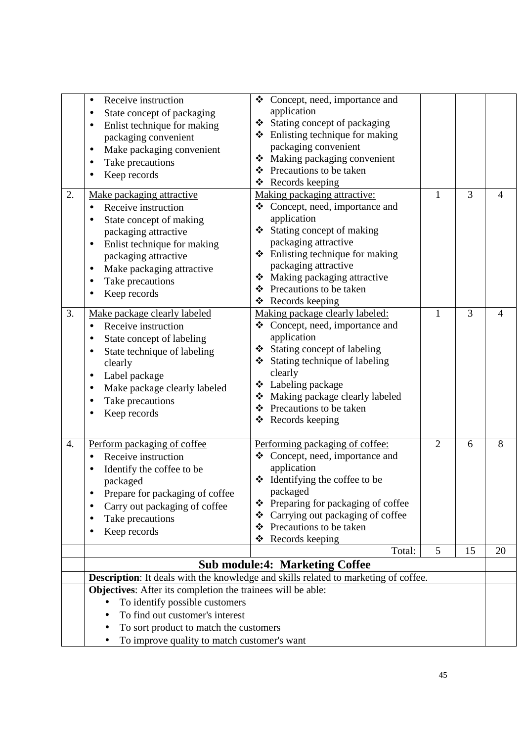| | | | | | | |
|---|---|---|---|---|---|---|
| | • Receive instruction<br>• State concept of packaging<br>• Enlist technique for making packaging convenient<br>• Make packaging convenient<br>• Take precautions<br>• Keep records | | ❖ Concept, need, importance and application<br>❖ Stating concept of packaging<br>❖ Enlisting technique for making packaging convenient<br>❖ Making packaging convenient<br>❖ Precautions to be taken<br>❖ Records keeping | | | |
| 2. | <u>Make packaging attractive</u><br>• Receive instruction<br>• State concept of making packaging attractive<br>• Enlist technique for making packaging attractive<br>• Make packaging attractive<br>• Take precautions<br>• Keep records | | <u>Making packaging attractive:</u><br>❖ Concept, need, importance and application<br>❖ Stating concept of making packaging attractive<br>❖ Enlisting technique for making packaging attractive<br>❖ Making packaging attractive<br>❖ Precautions to be taken<br>❖ Records keeping | 1 | 3 | 4 |
| 3. | <u>Make package clearly labeled</u><br>• Receive instruction<br>• State concept of labeling<br>• State technique of labeling clearly<br>• Label package<br>• Make package clearly labeled<br>• Take precautions<br>• Keep records | | <u>Making package clearly labeled:</u><br>❖ Concept, need, importance and application<br>❖ Stating concept of labeling<br>❖ Stating technique of labeling clearly<br>❖ Labeling package<br>❖ Making package clearly labeled<br>❖ Precautions to be taken<br>❖ Records keeping | 1 | 3 | 4 |
| 4. | <u>Perform packaging of coffee</u><br>• Receive instruction<br>• Identify the coffee to be packaged<br>• Prepare for packaging of coffee<br>• Carry out packaging of coffee<br>• Take precautions<br>• Keep records | | <u>Performing packaging of coffee:</u><br>❖ Concept, need, importance and application<br>❖ Identifying the coffee to be packaged<br>❖ Preparing for packaging of coffee<br>❖ Carrying out packaging of coffee<br>❖ Precautions to be taken<br>❖ Records keeping | 2 | 6 | 8 |
| | | | Total: | 5 | 15 | 20 |
| | **Sub module:4: Marketing Coffee** | | | | | |
| | **Description**: It deals with the knowledge and skills related to marketing of coffee. | | | | | |
| | **Objectives**: After its completion the trainees will be able:<br>• To identify possible customers<br>• To find out customer's interest<br>• To sort product to match the customers<br>• To improve quality to match customer's want | | | | | |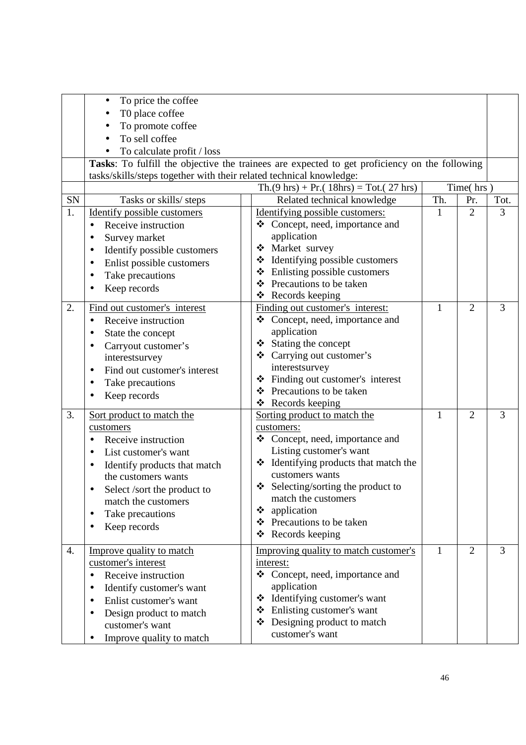|  | • To price the coffee<br>• T0 place coffee<br>• To promote coffee<br>• To sell coffee<br>• To calculate profit / loss |  |  |  |  |  |
|---|---|---|---|---|---|---|
|  | **Tasks**: To fulfill the objective the trainees are expected to get proficiency on the following tasks/skills/steps together with their related technical knowledge: |  |  |  |  |  |
|  |  |  | Th.(9 hrs) + Pr.( 18hrs) = Tot.( 27 hrs) | Time( hrs ) |  |  |
| SN | Tasks or skills/ steps |  | Related technical knowledge | Th. | Pr. | Tot. |
| 1. | Identify possible customers<br>• Receive instruction<br>• Survey market<br>• Identify possible customers<br>• Enlist possible customers<br>• Take precautions<br>• Keep records |  | Identifying possible customers:<br>❖ Concept, need, importance and application<br>❖ Market survey<br>❖ Identifying possible customers<br>❖ Enlisting possible customers<br>❖ Precautions to be taken<br>❖ Records keeping | 1 | 2 | 3 |
| 2. | Find out customer's interest<br>• Receive instruction<br>• State the concept<br>• Carryout customer's interestsurvey<br>• Find out customer's interest<br>• Take precautions<br>• Keep records |  | Finding out customer's interest:<br>❖ Concept, need, importance and application<br>❖ Stating the concept<br>❖ Carrying out customer's interestsurvey<br>❖ Finding out customer's interest<br>❖ Precautions to be taken<br>❖ Records keeping | 1 | 2 | 3 |
| 3. | Sort product to match the customers<br>• Receive instruction<br>• List customer's want<br>• Identify products that match the customers wants<br>• Select /sort the product to match the customers<br>• Take precautions<br>• Keep records |  | Sorting product to match the customers:<br>❖ Concept, need, importance and Listing customer's want<br>❖ Identifying products that match the customers wants<br>❖ Selecting/sorting the product to match the customers<br>❖ application<br>❖ Precautions to be taken<br>❖ Records keeping | 1 | 2 | 3 |
| 4. | Improve quality to match customer's interest<br>• Receive instruction<br>• Identify customer's want<br>• Enlist customer's want<br>• Design product to match customer's want<br>• Improve quality to match |  | Improving quality to match customer's interest:<br>❖ Concept, need, importance and application<br>❖ Identifying customer's want<br>❖ Enlisting customer's want<br>❖ Designing product to match customer's want | 1 | 2 | 3 |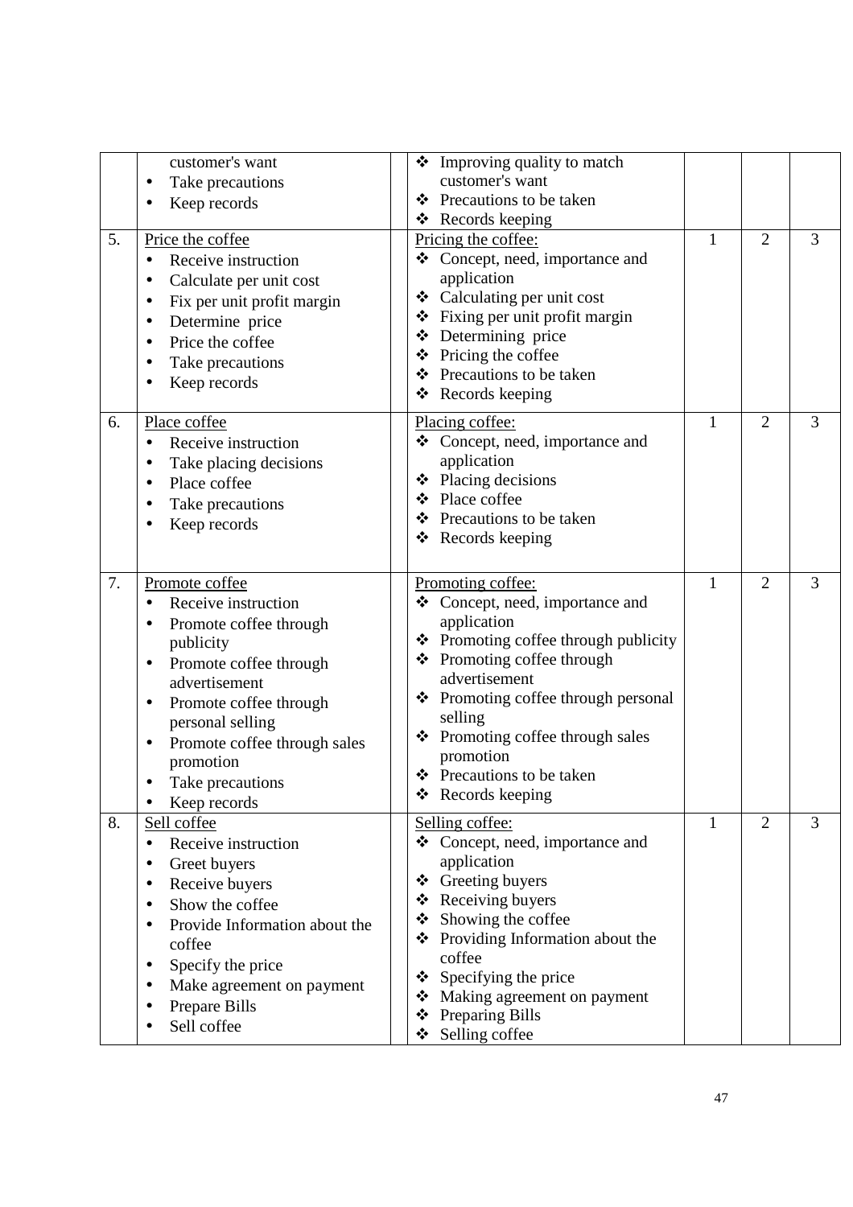| | | | | | | |
|---|---|---|---|---|---|---|
| | customer's want<br>• Take precautions<br>• Keep records | | ❖ Improving quality to match customer's want<br>❖ Precautions to be taken<br>❖ Records keeping | | | |
| 5. | Price the coffee<br>• Receive instruction<br>• Calculate per unit cost<br>• Fix per unit profit margin<br>• Determine price<br>• Price the coffee<br>• Take precautions<br>• Keep records | | Pricing the coffee:<br>❖ Concept, need, importance and application<br>❖ Calculating per unit cost<br>❖ Fixing per unit profit margin<br>❖ Determining price<br>❖ Pricing the coffee<br>❖ Precautions to be taken<br>❖ Records keeping | 1 | 2 | 3 |
| 6. | Place coffee<br>• Receive instruction<br>• Take placing decisions<br>• Place coffee<br>• Take precautions<br>• Keep records | | Placing coffee:<br>❖ Concept, need, importance and application<br>❖ Placing decisions<br>❖ Place coffee<br>❖ Precautions to be taken<br>❖ Records keeping | 1 | 2 | 3 |
| 7. | Promote coffee<br>• Receive instruction<br>• Promote coffee through publicity<br>• Promote coffee through advertisement<br>• Promote coffee through personal selling<br>• Promote coffee through sales promotion<br>• Take precautions<br>• Keep records | | Promoting coffee:<br>❖ Concept, need, importance and application<br>❖ Promoting coffee through publicity<br>❖ Promoting coffee through advertisement<br>❖ Promoting coffee through personal selling<br>❖ Promoting coffee through sales promotion<br>❖ Precautions to be taken<br>❖ Records keeping | 1 | 2 | 3 |
| 8. | Sell coffee<br>• Receive instruction<br>• Greet buyers<br>• Receive buyers<br>• Show the coffee<br>• Provide Information about the coffee<br>• Specify the price<br>• Make agreement on payment<br>• Prepare Bills<br>• Sell coffee | | Selling coffee:<br>❖ Concept, need, importance and application<br>❖ Greeting buyers<br>❖ Receiving buyers<br>❖ Showing the coffee<br>❖ Providing Information about the coffee<br>❖ Specifying the price<br>❖ Making agreement on payment<br>❖ Preparing Bills<br>❖ Selling coffee | 1 | 2 | 3 |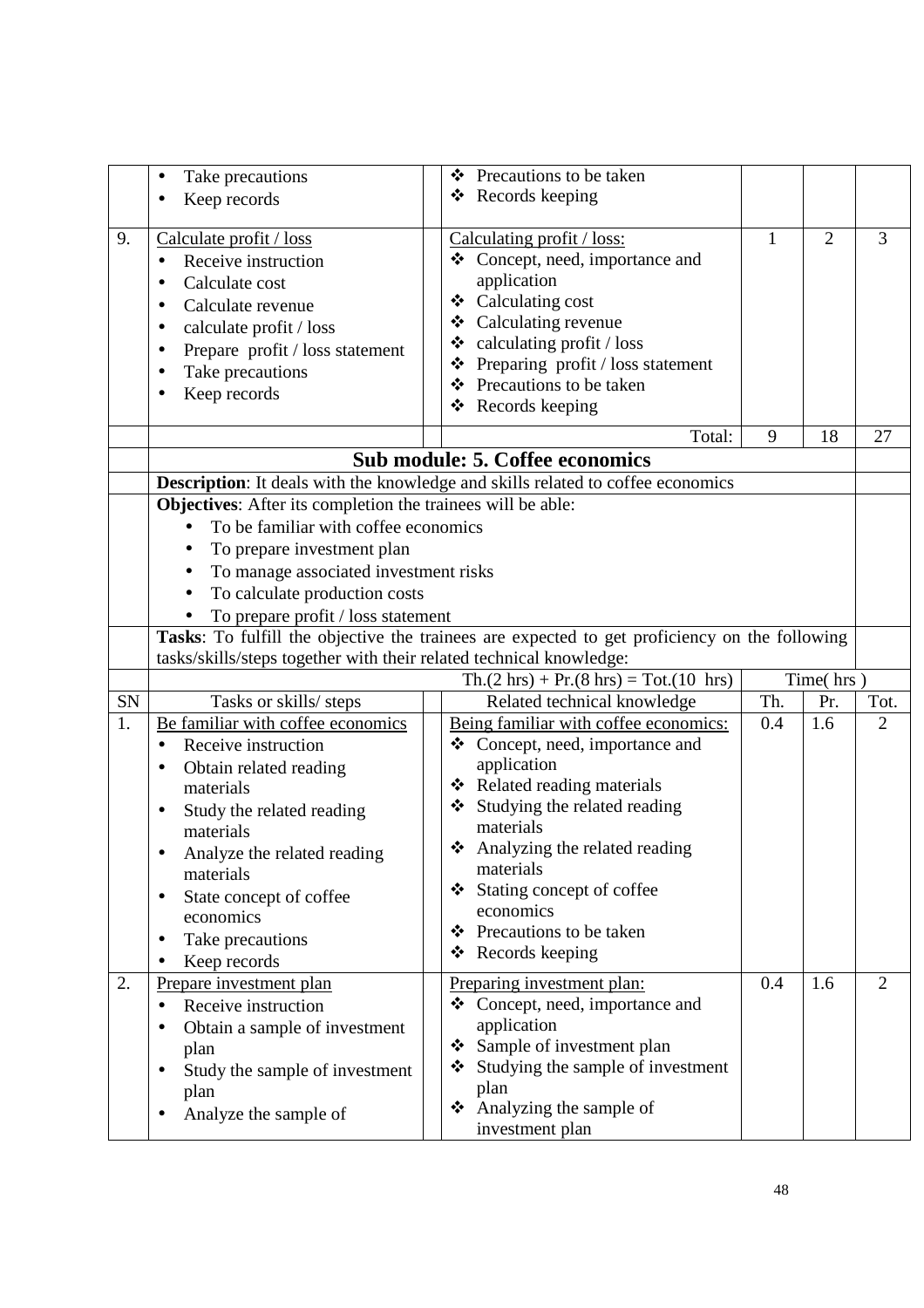| SN | Tasks or skills/ steps | | Related technical knowledge | Th. | Pr. | Tot. |
|---|---|---|---|---|---|---|
| | • Take precautions<br>• Keep records | | ❖ Precautions to be taken<br>❖ Records keeping | | | |
| 9. | Calculate profit / loss<br>• Receive instruction<br>• Calculate cost<br>• Calculate revenue<br>• calculate profit / loss<br>• Prepare profit / loss statement<br>• Take precautions<br>• Keep records | | Calculating profit / loss:<br>❖ Concept, need, importance and application<br>❖ Calculating cost<br>❖ Calculating revenue<br>❖ calculating profit / loss<br>❖ Preparing profit / loss statement<br>❖ Precautions to be taken<br>❖ Records keeping | 1 | 2 | 3 |
| | | | Total: | 9 | 18 | 27 |

## Sub module: 5. Coffee economics

**Description**: It deals with the knowledge and skills related to coffee economics

**Objectives**: After its completion the trainees will be able:

- To be familiar with coffee economics
- To prepare investment plan
- To manage associated investment risks
- To calculate production costs
- To prepare profit / loss statement

**Tasks**: To fulfill the objective the trainees are expected to get proficiency on the following tasks/skills/steps together with their related technical knowledge:

| | | | Th.(2 hrs) + Pr.(8 hrs) = Tot.(10 hrs) | Time( hrs ) | | |
|---|---|---|---|---|---|---|
| SN | Tasks or skills/ steps | | Related technical knowledge | Th. | Pr. | Tot. |
| 1. | Be familiar with coffee economics<br>• Receive instruction<br>• Obtain related reading materials<br>• Study the related reading materials<br>• Analyze the related reading materials<br>• State concept of coffee economics<br>• Take precautions<br>• Keep records | | Being familiar with coffee economics:<br>❖ Concept, need, importance and application<br>❖ Related reading materials<br>❖ Studying the related reading materials<br>❖ Analyzing the related reading materials<br>❖ Stating concept of coffee economics<br>❖ Precautions to be taken<br>❖ Records keeping | 0.4 | 1.6 | 2 |
| 2. | Prepare investment plan<br>• Receive instruction<br>• Obtain a sample of investment plan<br>• Study the sample of investment plan<br>• Analyze the sample of | | Preparing investment plan:<br>❖ Concept, need, importance and application<br>❖ Sample of investment plan<br>❖ Studying the sample of investment plan<br>❖ Analyzing the sample of investment plan | 0.4 | 1.6 | 2 |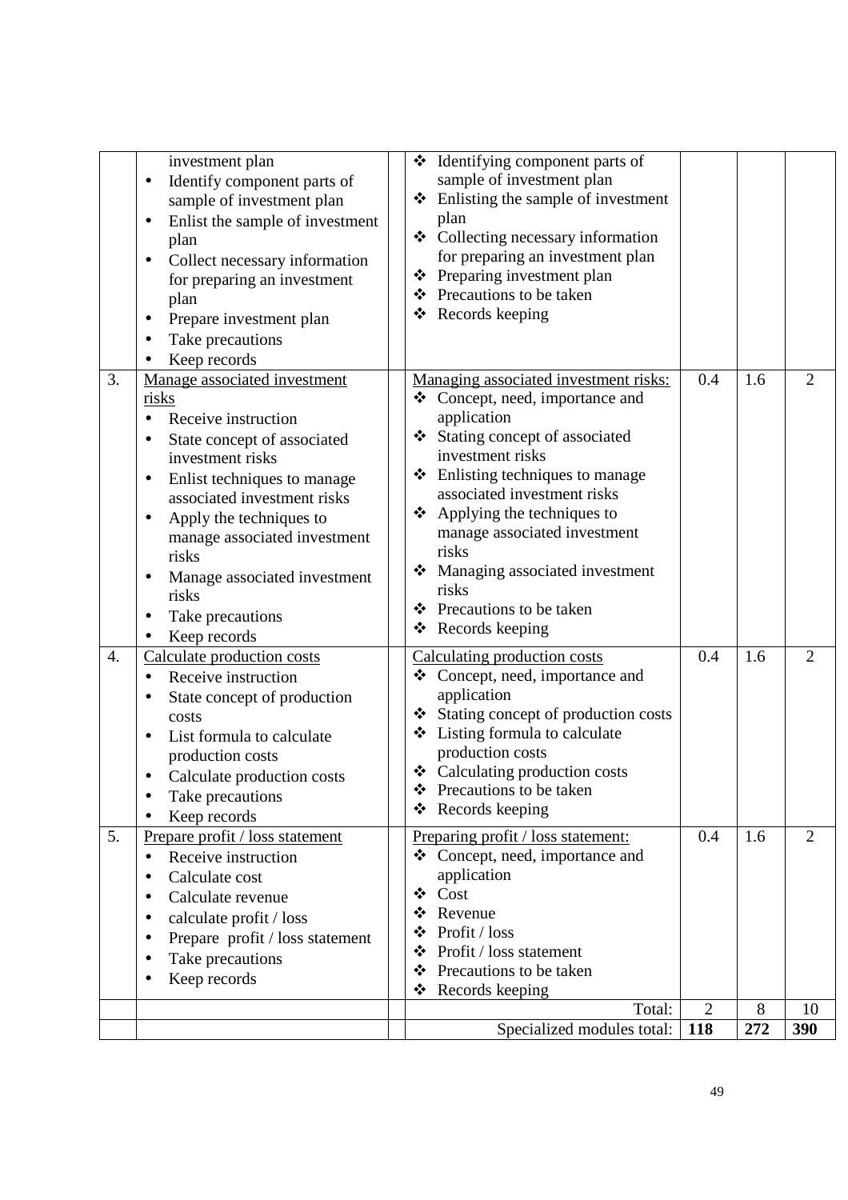| | | | | | | |
|---|---|---|---|---|---|---|
| | investment plan<br>• Identify component parts of sample of investment plan<br>• Enlist the sample of investment plan<br>• Collect necessary information for preparing an investment plan<br>• Prepare investment plan<br>• Take precautions<br>• Keep records | | ❖ Identifying component parts of sample of investment plan<br>❖ Enlisting the sample of investment plan<br>❖ Collecting necessary information for preparing an investment plan<br>❖ Preparing investment plan<br>❖ Precautions to be taken<br>❖ Records keeping | | | |
| 3. | Manage associated investment risks<br>• Receive instruction<br>• State concept of associated investment risks<br>• Enlist techniques to manage associated investment risks<br>• Apply the techniques to manage associated investment risks<br>• Manage associated investment risks<br>• Take precautions<br>• Keep records | | Managing associated investment risks:<br>❖ Concept, need, importance and application<br>❖ Stating concept of associated investment risks<br>❖ Enlisting techniques to manage associated investment risks<br>❖ Applying the techniques to manage associated investment risks<br>❖ Managing associated investment risks<br>❖ Precautions to be taken<br>❖ Records keeping | 0.4 | 1.6 | 2 |
| 4. | Calculate production costs<br>• Receive instruction<br>• State concept of production costs<br>• List formula to calculate production costs<br>• Calculate production costs<br>• Take precautions<br>• Keep records | | Calculating production costs<br>❖ Concept, need, importance and application<br>❖ Stating concept of production costs<br>❖ Listing formula to calculate production costs<br>❖ Calculating production costs<br>❖ Precautions to be taken<br>❖ Records keeping | 0.4 | 1.6 | 2 |
| 5. | Prepare profit / loss statement<br>• Receive instruction<br>• Calculate cost<br>• Calculate revenue<br>• calculate profit / loss<br>• Prepare profit / loss statement<br>• Take precautions<br>• Keep records | | Preparing profit / loss statement:<br>❖ Concept, need, importance and application<br>❖ Cost<br>❖ Revenue<br>❖ Profit / loss<br>❖ Profit / loss statement<br>❖ Precautions to be taken<br>❖ Records keeping | 0.4 | 1.6 | 2 |
| | | | Total: | 2 | 8 | 10 |
| | | | Specialized modules total: | **118** | **272** | **390** |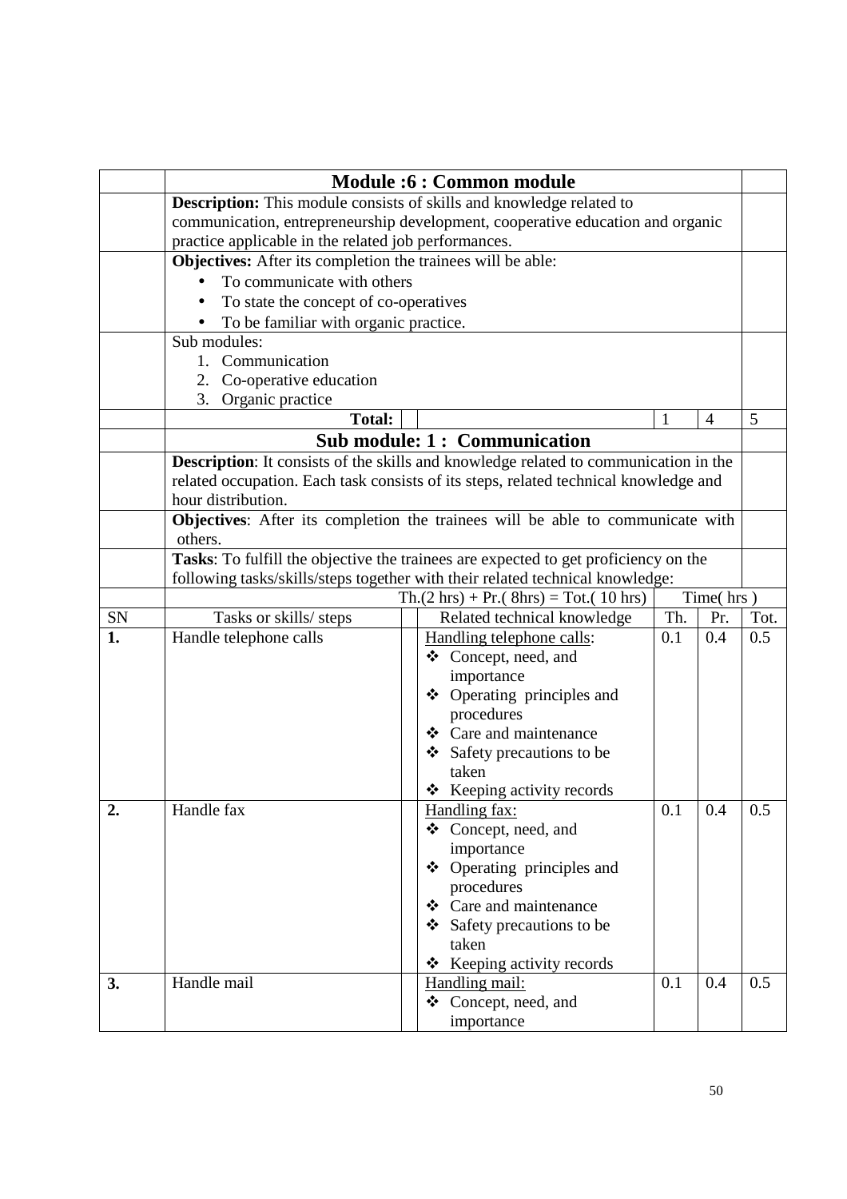# Module :6 : Common module

**Description:** This module consists of skills and knowledge related to communication, entrepreneurship development, cooperative education and organic practice applicable in the related job performances.

**Objectives:** After its completion the trainees will be able:

- To communicate with others
- To state the concept of co-operatives
- To be familiar with organic practice.

Sub modules:

1. Communication
2. Co-operative education
3. Organic practice

| Total: | | | Th. 1 | Pr. 4 | Tot. 5 |
|---|---|---|---|---|---|

## Sub module: 1 : Communication

**Description**: It consists of the skills and knowledge related to communication in the related occupation. Each task consists of its steps, related technical knowledge and hour distribution.

**Objectives**: After its completion the trainees will be able to communicate with others.

**Tasks**: To fulfill the objective the trainees are expected to get proficiency on the following tasks/skills/steps together with their related technical knowledge:

Th.(2 hrs) + Pr.( 8hrs) = Tot.( 10 hrs)

| SN | Tasks or skills/ steps | Related technical knowledge | Th. | Pr. | Tot. |
|---|---|---|---|---|---|
| **1.** | Handle telephone calls | Handling telephone calls:<br>❖ Concept, need, and importance<br>❖ Operating principles and procedures<br>❖ Care and maintenance<br>❖ Safety precautions to be taken<br>❖ Keeping activity records | 0.1 | 0.4 | 0.5 |
| **2.** | Handle fax | Handling fax:<br>❖ Concept, need, and importance<br>❖ Operating principles and procedures<br>❖ Care and maintenance<br>❖ Safety precautions to be taken<br>❖ Keeping activity records | 0.1 | 0.4 | 0.5 |
| **3.** | Handle mail | Handling mail:<br>❖ Concept, need, and importance | 0.1 | 0.4 | 0.5 |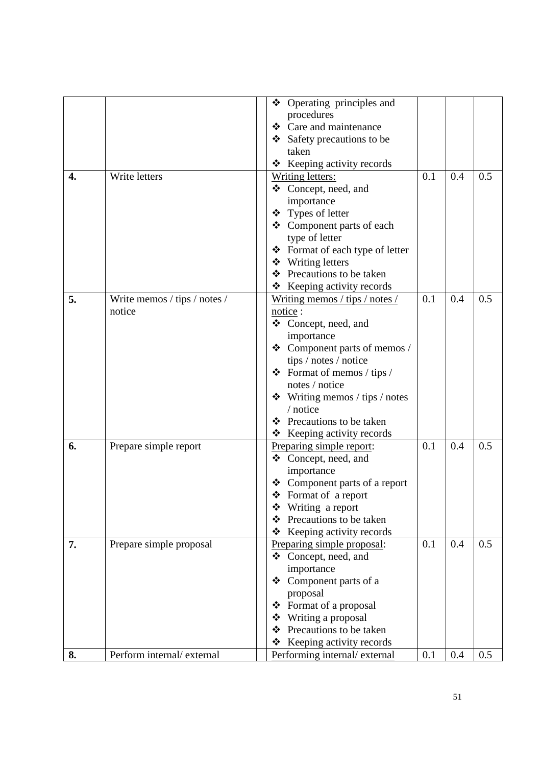| | | | | | | |
|---|---|---|---|---|---|---|
| | | | ❖ Operating principles and procedures<br>❖ Care and maintenance<br>❖ Safety precautions to be taken<br>❖ Keeping activity records | | | |
| **4.** | Write letters | | Writing letters:<br>❖ Concept, need, and importance<br>❖ Types of letter<br>❖ Component parts of each type of letter<br>❖ Format of each type of letter<br>❖ Writing letters<br>❖ Precautions to be taken<br>❖ Keeping activity records | 0.1 | 0.4 | 0.5 |
| **5.** | Write memos / tips / notes / notice | | Writing memos / tips / notes / notice :<br>❖ Concept, need, and importance<br>❖ Component parts of memos / tips / notes / notice<br>❖ Format of memos / tips / notes / notice<br>❖ Writing memos / tips / notes / notice<br>❖ Precautions to be taken<br>❖ Keeping activity records | 0.1 | 0.4 | 0.5 |
| **6.** | Prepare simple report | | Preparing simple report:<br>❖ Concept, need, and importance<br>❖ Component parts of a report<br>❖ Format of a report<br>❖ Writing a report<br>❖ Precautions to be taken<br>❖ Keeping activity records | 0.1 | 0.4 | 0.5 |
| **7.** | Prepare simple proposal | | Preparing simple proposal:<br>❖ Concept, need, and importance<br>❖ Component parts of a proposal<br>❖ Format of a proposal<br>❖ Writing a proposal<br>❖ Precautions to be taken<br>❖ Keeping activity records | 0.1 | 0.4 | 0.5 |
| **8.** | Perform internal/ external | | Performing internal/ external | 0.1 | 0.4 | 0.5 |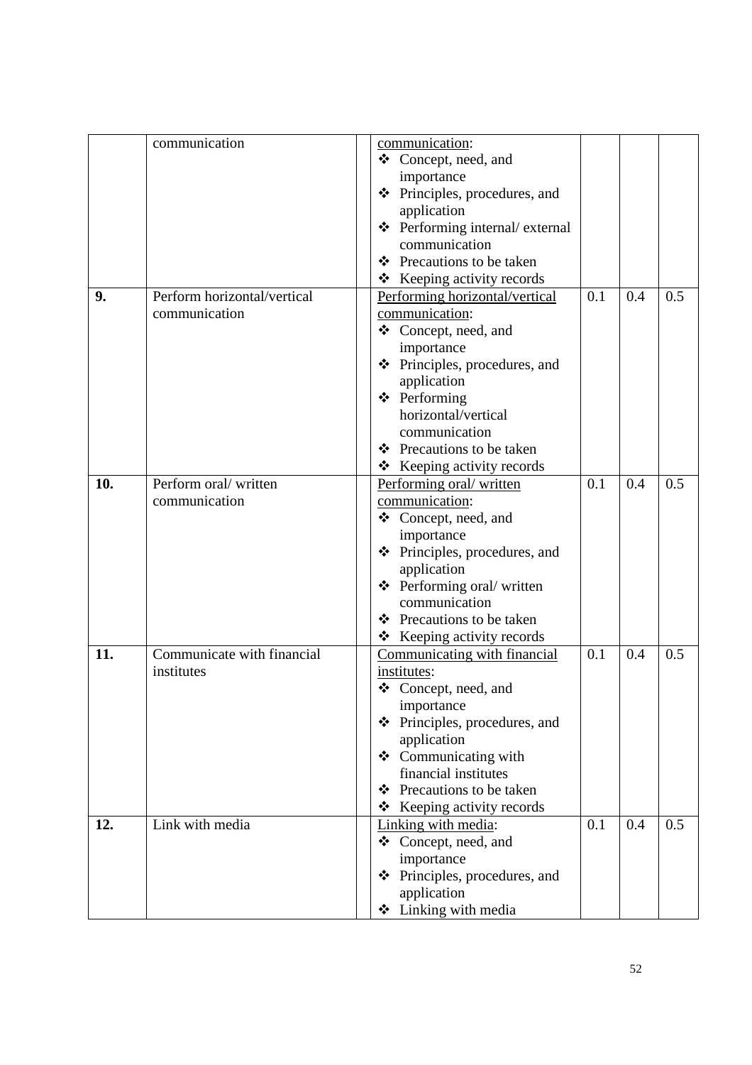| | | | | | | |
|---|---|---|---|---|---|---|
| | communication | | <u>communication</u>:<br>❖ Concept, need, and importance<br>❖ Principles, procedures, and application<br>❖ Performing internal/ external communication<br>❖ Precautions to be taken<br>❖ Keeping activity records | | | |
| **9.** | Perform horizontal/vertical communication | | <u>Performing horizontal/vertical communication</u>:<br>❖ Concept, need, and importance<br>❖ Principles, procedures, and application<br>❖ Performing horizontal/vertical communication<br>❖ Precautions to be taken<br>❖ Keeping activity records | 0.1 | 0.4 | 0.5 |
| **10.** | Perform oral/ written communication | | <u>Performing oral/ written communication</u>:<br>❖ Concept, need, and importance<br>❖ Principles, procedures, and application<br>❖ Performing oral/ written communication<br>❖ Precautions to be taken<br>❖ Keeping activity records | 0.1 | 0.4 | 0.5 |
| **11.** | Communicate with financial institutes | | <u>Communicating with financial institutes</u>:<br>❖ Concept, need, and importance<br>❖ Principles, procedures, and application<br>❖ Communicating with financial institutes<br>❖ Precautions to be taken<br>❖ Keeping activity records | 0.1 | 0.4 | 0.5 |
| **12.** | Link with media | | <u>Linking with media</u>:<br>❖ Concept, need, and importance<br>❖ Principles, procedures, and application<br>❖ Linking with media | 0.1 | 0.4 | 0.5 |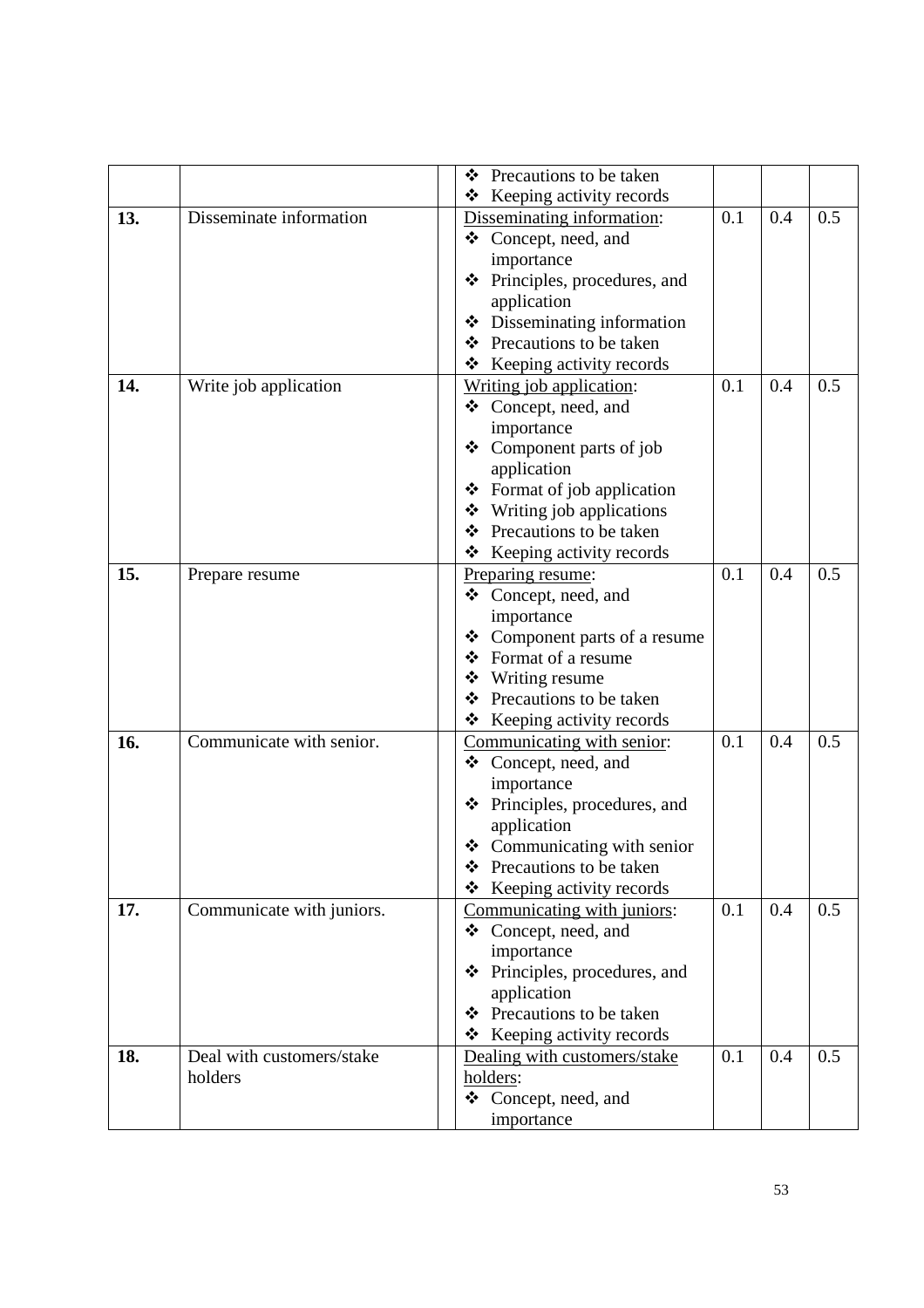| | | | | | | |
|---|---|---|---|---|---|---|
| | | | ❖ Precautions to be taken<br>❖ Keeping activity records | | | |
| **13.** | Disseminate information | | Disseminating information:<br>❖ Concept, need, and importance<br>❖ Principles, procedures, and application<br>❖ Disseminating information<br>❖ Precautions to be taken<br>❖ Keeping activity records | 0.1 | 0.4 | 0.5 |
| **14.** | Write job application | | Writing job application:<br>❖ Concept, need, and importance<br>❖ Component parts of job application<br>❖ Format of job application<br>❖ Writing job applications<br>❖ Precautions to be taken<br>❖ Keeping activity records | 0.1 | 0.4 | 0.5 |
| **15.** | Prepare resume | | Preparing resume:<br>❖ Concept, need, and importance<br>❖ Component parts of a resume<br>❖ Format of a resume<br>❖ Writing resume<br>❖ Precautions to be taken<br>❖ Keeping activity records | 0.1 | 0.4 | 0.5 |
| **16.** | Communicate with senior. | | Communicating with senior:<br>❖ Concept, need, and importance<br>❖ Principles, procedures, and application<br>❖ Communicating with senior<br>❖ Precautions to be taken<br>❖ Keeping activity records | 0.1 | 0.4 | 0.5 |
| **17.** | Communicate with juniors. | | Communicating with juniors:<br>❖ Concept, need, and importance<br>❖ Principles, procedures, and application<br>❖ Precautions to be taken<br>❖ Keeping activity records | 0.1 | 0.4 | 0.5 |
| **18.** | Deal with customers/stake holders | | Dealing with customers/stake holders:<br>❖ Concept, need, and importance | 0.1 | 0.4 | 0.5 |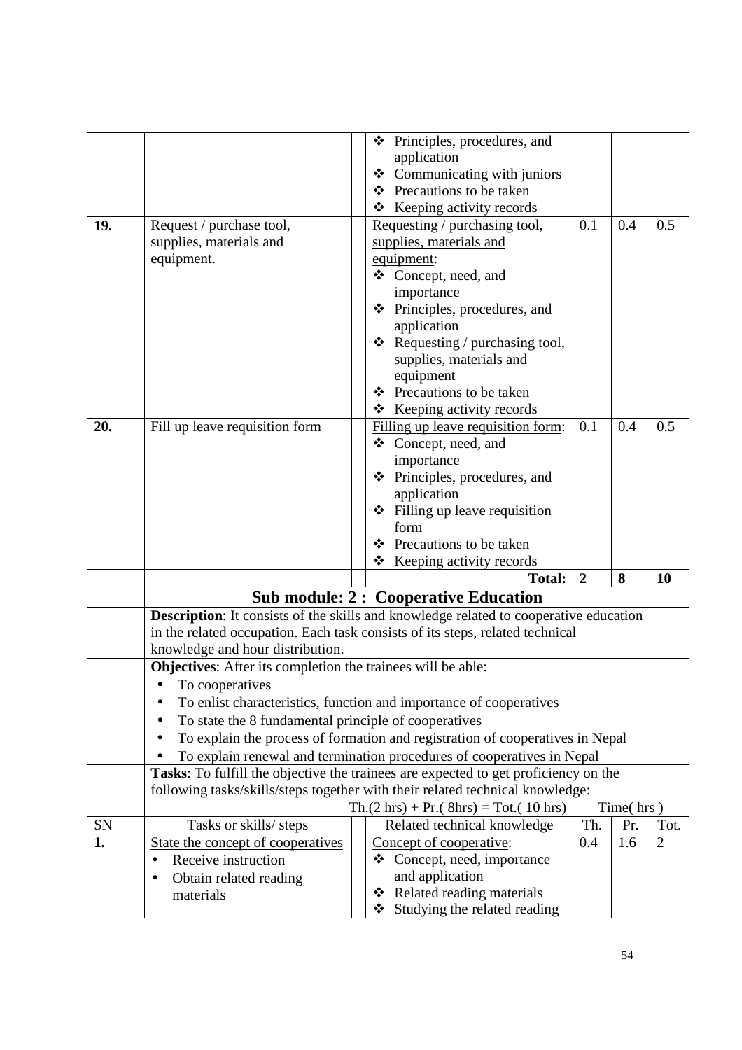| | | | | | |
|---|---|---|---|---|---|
| | | ❖ Principles, procedures, and application<br>❖ Communicating with juniors<br>❖ Precautions to be taken<br>❖ Keeping activity records | | | |
| **19.** | Request / purchase tool, supplies, materials and equipment. | Requesting / purchasing tool, supplies, materials and equipment:<br>❖ Concept, need, and importance<br>❖ Principles, procedures, and application<br>❖ Requesting / purchasing tool, supplies, materials and equipment<br>❖ Precautions to be taken<br>❖ Keeping activity records | 0.1 | 0.4 | 0.5 |
| **20.** | Fill up leave requisition form | Filling up leave requisition form:<br>❖ Concept, need, and importance<br>❖ Principles, procedures, and application<br>❖ Filling up leave requisition form<br>❖ Precautions to be taken<br>❖ Keeping activity records | 0.1 | 0.4 | 0.5 |
| | | **Total:** | **2** | **8** | **10** |

## Sub module: 2 : Cooperative Education

**Description**: It consists of the skills and knowledge related to cooperative education in the related occupation. Each task consists of its steps, related technical knowledge and hour distribution.

**Objectives**: After its completion the trainees will be able:

- To cooperatives
- To enlist characteristics, function and importance of cooperatives
- To state the 8 fundamental principle of cooperatives
- To explain the process of formation and registration of cooperatives in Nepal
- To explain renewal and termination procedures of cooperatives in Nepal

**Tasks**: To fulfill the objective the trainees are expected to get proficiency on the following tasks/skills/steps together with their related technical knowledge:

| | | Th.(2 hrs) + Pr.( 8hrs) = Tot.( 10 hrs) | Time( hrs ) | | |
|---|---|---|---|---|---|
| SN | Tasks or skills/ steps | Related technical knowledge | Th. | Pr. | Tot. |
| **1.** | State the concept of cooperatives<br>• Receive instruction<br>• Obtain related reading materials | Concept of cooperative:<br>❖ Concept, need, importance and application<br>❖ Related reading materials<br>❖ Studying the related reading | 0.4 | 1.6 | 2 |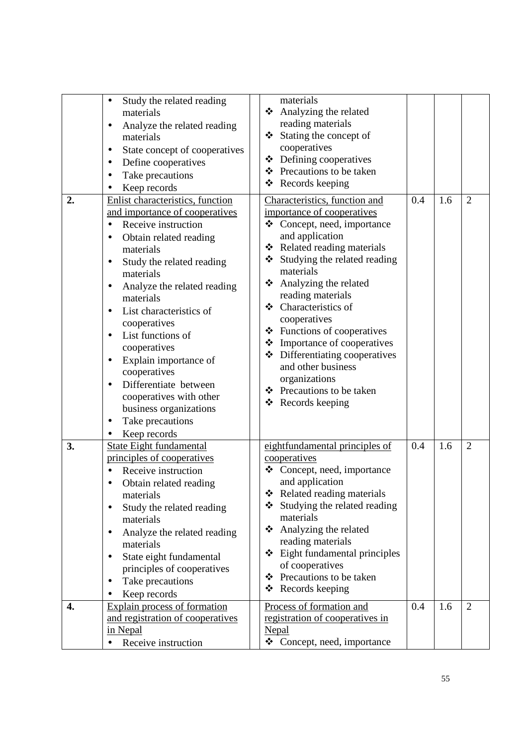| | | | | | |
|---|---|---|---|---|---|
| | • Study the related reading materials<br>• Analyze the related reading materials<br>• State concept of cooperatives<br>• Define cooperatives<br>• Take precautions<br>• Keep records | materials<br>❖ Analyzing the related reading materials<br>❖ Stating the concept of cooperatives<br>❖ Defining cooperatives<br>❖ Precautions to be taken<br>❖ Records keeping | | | |
| **2.** | <u>Enlist characteristics, function and importance of cooperatives</u><br>• Receive instruction<br>• Obtain related reading materials<br>• Study the related reading materials<br>• Analyze the related reading materials<br>• List characteristics of cooperatives<br>• List functions of cooperatives<br>• Explain importance of cooperatives<br>• Differentiate between cooperatives with other business organizations<br>• Take precautions<br>• Keep records | <u>Characteristics, function and importance of cooperatives</u><br>❖ Concept, need, importance and application<br>❖ Related reading materials<br>❖ Studying the related reading materials<br>❖ Analyzing the related reading materials<br>❖ Characteristics of cooperatives<br>❖ Functions of cooperatives<br>❖ Importance of cooperatives<br>❖ Differentiating cooperatives and other business organizations<br>❖ Precautions to be taken<br>❖ Records keeping | 0.4 | 1.6 | 2 |
| **3.** | <u>State Eight fundamental principles of cooperatives</u><br>• Receive instruction<br>• Obtain related reading materials<br>• Study the related reading materials<br>• Analyze the related reading materials<br>• State eight fundamental principles of cooperatives<br>• Take precautions<br>• Keep records | <u>eightfundamental principles of cooperatives</u><br>❖ Concept, need, importance and application<br>❖ Related reading materials<br>❖ Studying the related reading materials<br>❖ Analyzing the related reading materials<br>❖ Eight fundamental principles of cooperatives<br>❖ Precautions to be taken<br>❖ Records keeping | 0.4 | 1.6 | 2 |
| **4.** | <u>Explain process of formation and registration of cooperatives in Nepal</u><br>• Receive instruction | <u>Process of formation and registration of cooperatives in Nepal</u><br>❖ Concept, need, importance | 0.4 | 1.6 | 2 |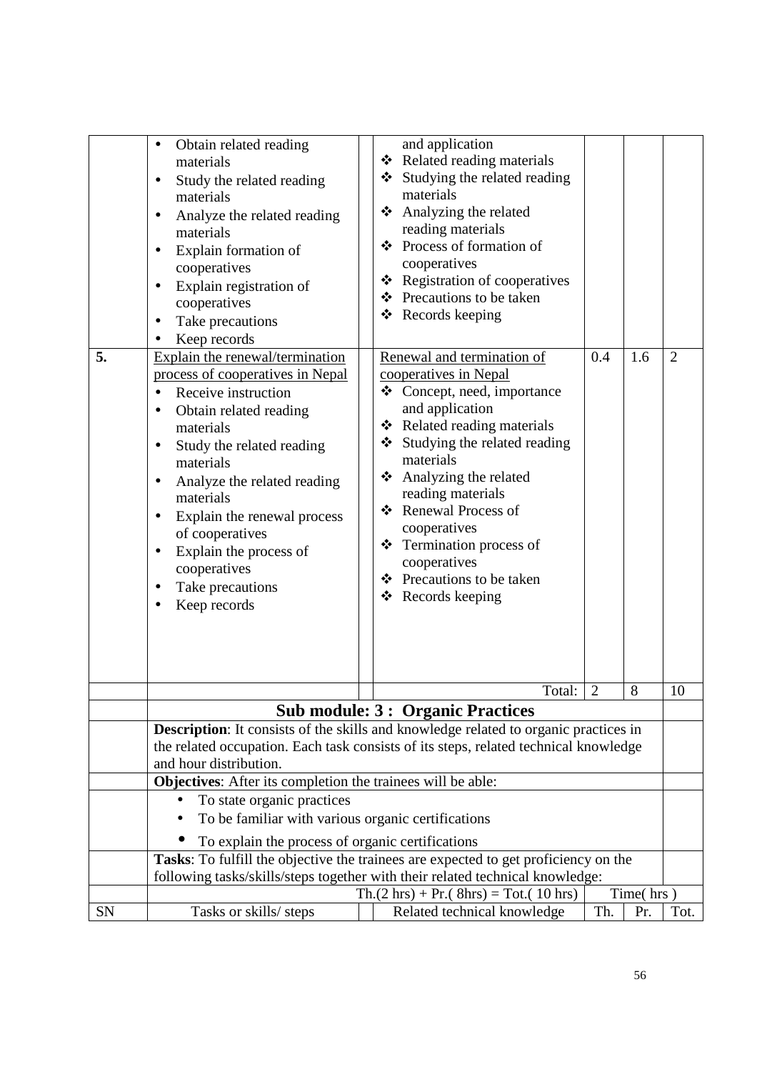| SN | Tasks or skills/ steps | | Related technical knowledge | Th. | Pr. | Tot. |
|---|---|---|---|---|---|---|
| | • Obtain related reading materials<br>• Study the related reading materials<br>• Analyze the related reading materials<br>• Explain formation of cooperatives<br>• Explain registration of cooperatives<br>• Take precautions<br>• Keep records | | and application<br>❖ Related reading materials<br>❖ Studying the related reading materials<br>❖ Analyzing the related reading materials<br>❖ Process of formation of cooperatives<br>❖ Registration of cooperatives<br>❖ Precautions to be taken<br>❖ Records keeping | | | |
| **5.** | <u>Explain the renewal/termination process of cooperatives in Nepal</u><br>• Receive instruction<br>• Obtain related reading materials<br>• Study the related reading materials<br>• Analyze the related reading materials<br>• Explain the renewal process of cooperatives<br>• Explain the process of cooperatives<br>• Take precautions<br>• Keep records | | <u>Renewal and termination of cooperatives in Nepal</u><br>❖ Concept, need, importance and application<br>❖ Related reading materials<br>❖ Studying the related reading materials<br>❖ Analyzing the related reading materials<br>❖ Renewal Process of cooperatives<br>❖ Termination process of cooperatives<br>❖ Precautions to be taken<br>❖ Records keeping | 0.4 | 1.6 | 2 |
| | | | Total: | 2 | 8 | 10 |

## Sub module: 3 : Organic Practices

**Description**: It consists of the skills and knowledge related to organic practices in the related occupation. Each task consists of its steps, related technical knowledge and hour distribution.

**Objectives**: After its completion the trainees will be able:

- To state organic practices
- To be familiar with various organic certifications
- To explain the process of organic certifications

**Tasks**: To fulfill the objective the trainees are expected to get proficiency on the following tasks/skills/steps together with their related technical knowledge:

| | | | Th.(2 hrs) + Pr.( 8hrs) = Tot.( 10 hrs) | Time( hrs ) | | |
|---|---|---|---|---|---|---|
| SN | Tasks or skills/ steps | | Related technical knowledge | Th. | Pr. | Tot. |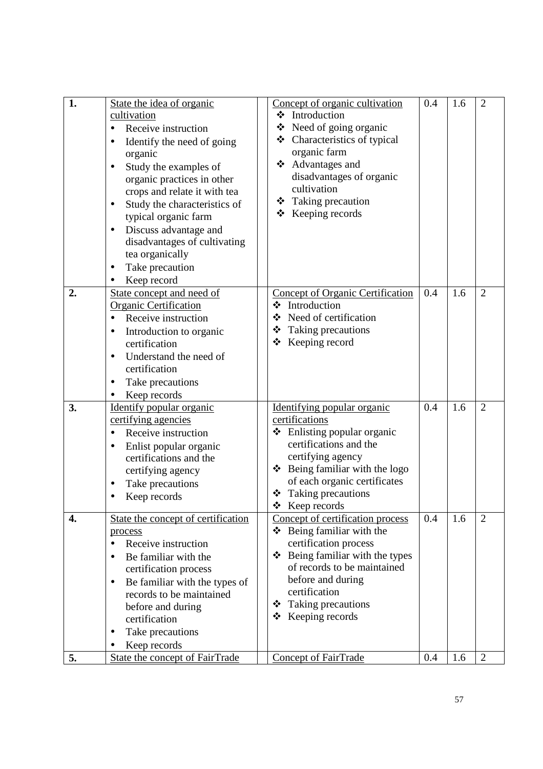| | | | | | | |
|---|---|---|---|---|---|---|
| **1.** | State the idea of organic cultivation<br>• Receive instruction<br>• Identify the need of going organic<br>• Study the examples of organic practices in other crops and relate it with tea<br>• Study the characteristics of typical organic farm<br>• Discuss advantage and disadvantages of cultivating tea organically<br>• Take precaution<br>• Keep record | | Concept of organic cultivation<br>❖ Introduction<br>❖ Need of going organic<br>❖ Characteristics of typical organic farm<br>❖ Advantages and disadvantages of organic cultivation<br>❖ Taking precaution<br>❖ Keeping records | 0.4 | 1.6 | 2 |
| **2.** | State concept and need of Organic Certification<br>• Receive instruction<br>• Introduction to organic certification<br>• Understand the need of certification<br>• Take precautions<br>• Keep records | | Concept of Organic Certification<br>❖ Introduction<br>❖ Need of certification<br>❖ Taking precautions<br>❖ Keeping record | 0.4 | 1.6 | 2 |
| **3.** | Identify popular organic certifying agencies<br>• Receive instruction<br>• Enlist popular organic certifications and the certifying agency<br>• Take precautions<br>• Keep records | | Identifying popular organic certifications<br>❖ Enlisting popular organic certifications and the certifying agency<br>❖ Being familiar with the logo of each organic certificates<br>❖ Taking precautions<br>❖ Keep records | 0.4 | 1.6 | 2 |
| **4.** | State the concept of certification process<br>• Receive instruction<br>• Be familiar with the certification process<br>• Be familiar with the types of records to be maintained before and during certification<br>• Take precautions<br>• Keep records | | Concept of certification process<br>❖ Being familiar with the certification process<br>❖ Being familiar with the types of records to be maintained before and during certification<br>❖ Taking precautions<br>❖ Keeping records | 0.4 | 1.6 | 2 |
| **5.** | State the concept of FairTrade | | Concept of FairTrade | 0.4 | 1.6 | 2 |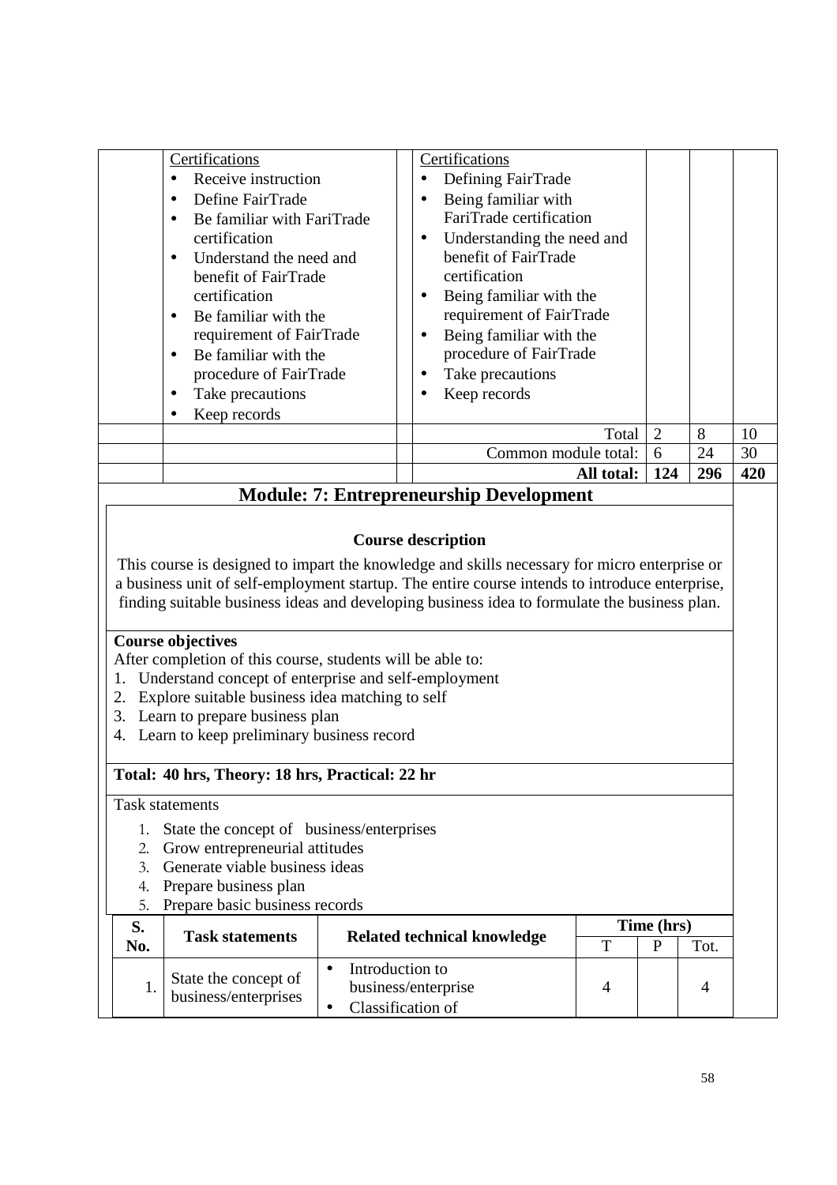| | Task statements | | Related technical knowledge | T | P | Tot. |
|---|---|---|---|---|---|---|
| | Certifications<br>• Receive instruction<br>• Define FairTrade<br>• Be familiar with FariTrade certification<br>• Understand the need and benefit of FairTrade certification<br>• Be familiar with the requirement of FairTrade<br>• Be familiar with the procedure of FairTrade<br>• Take precautions<br>• Keep records | | Certifications<br>• Defining FairTrade<br>• Being familiar with FariTrade certification<br>• Understanding the need and benefit of FairTrade certification<br>• Being familiar with the requirement of FairTrade<br>• Being familiar with the procedure of FairTrade<br>• Take precautions<br>• Keep records | | | |
| | | | Total | 2 | 8 | 10 |
| | | | Common module total: | 6 | 24 | 30 |
| | | | **All total:** | **124** | **296** | **420** |

## Module: 7: Entrepreneurship Development

**Course description**

This course is designed to impart the knowledge and skills necessary for micro enterprise or a business unit of self-employment startup. The entire course intends to introduce enterprise, finding suitable business ideas and developing business idea to formulate the business plan.

**Course objectives**

After completion of this course, students will be able to:

1. Understand concept of enterprise and self-employment
2. Explore suitable business idea matching to self
3. Learn to prepare business plan
4. Learn to keep preliminary business record

**Total: 40 hrs, Theory: 18 hrs, Practical: 22 hr**

Task statements

1. State the concept of business/enterprises
2. Grow entrepreneurial attitudes
3. Generate viable business ideas
4. Prepare business plan
5. Prepare basic business records

| S. No. | Task statements | Related technical knowledge | Time (hrs) | | |
|---|---|---|---|---|---|
| | | | T | P | Tot. |
| 1. | State the concept of business/enterprises | • Introduction to business/enterprise<br>• Classification of | 4 | | 4 |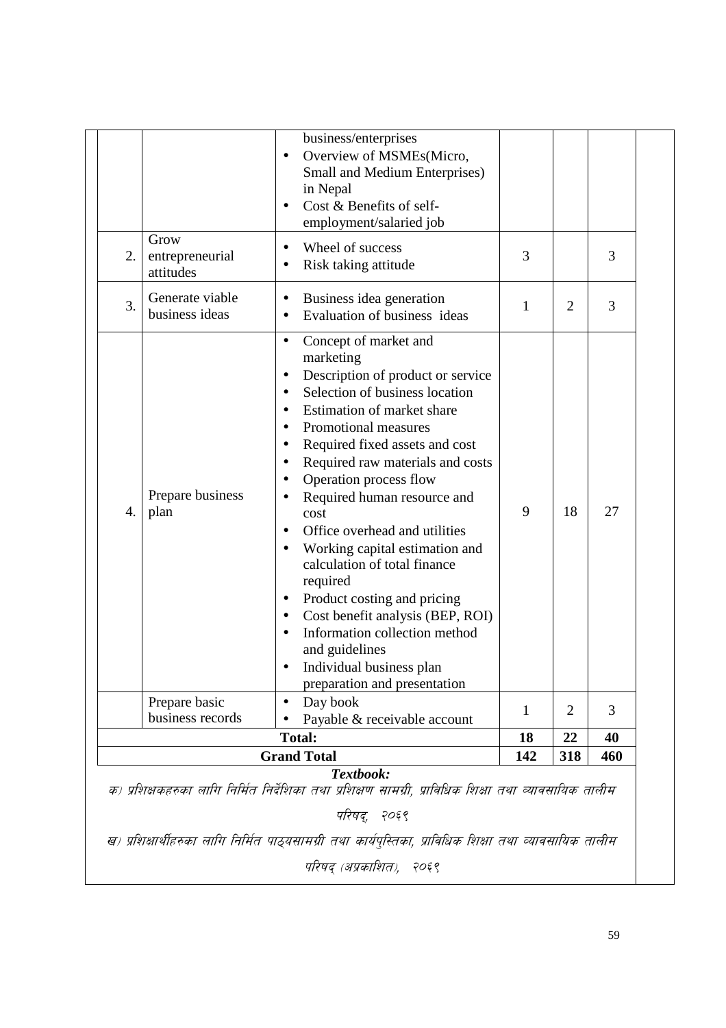| | | | | | |
|---|---|---|---|---|---|
| | | business/enterprises<br>• Overview of MSMEs(Micro, Small and Medium Enterprises) in Nepal<br>• Cost & Benefits of self-employment/salaried job | | | |
| 2. | Grow entrepreneurial attitudes | • Wheel of success<br>• Risk taking attitude | 3 | | 3 |
| 3. | Generate viable business ideas | • Business idea generation<br>• Evaluation of business ideas | 1 | 2 | 3 |
| 4. | Prepare business plan | • Concept of market and marketing<br>• Description of product or service<br>• Selection of business location<br>• Estimation of market share<br>• Promotional measures<br>• Required fixed assets and cost<br>• Required raw materials and costs<br>• Operation process flow<br>• Required human resource and cost<br>• Office overhead and utilities<br>• Working capital estimation and calculation of total finance required<br>• Product costing and pricing<br>• Cost benefit analysis (BEP, ROI)<br>• Information collection method and guidelines<br>• Individual business plan preparation and presentation | 9 | 18 | 27 |
| | Prepare basic business records | • Day book<br>• Payable & receivable account | 1 | 2 | 3 |
| | | **Total:** | **18** | **22** | **40** |
| | | **Grand Total** | **142** | **318** | **460** |

***Textbook:***

*क) प्रशिक्षकहरुका लागि निर्मित निर्देशिका तथा प्रशिक्षण सामग्री, प्राविधिक शिक्षा तथा व्यावसायिक तालीम परिषद्, २०६९*

*ख) प्रशिक्षार्थीहरुका लागि निर्मित पाठ्यसामग्री तथा कार्यपुस्तिका, प्राविधिक शिक्षा तथा व्यावसायिक तालीम परिषद् (अप्रकाशित), २०६९*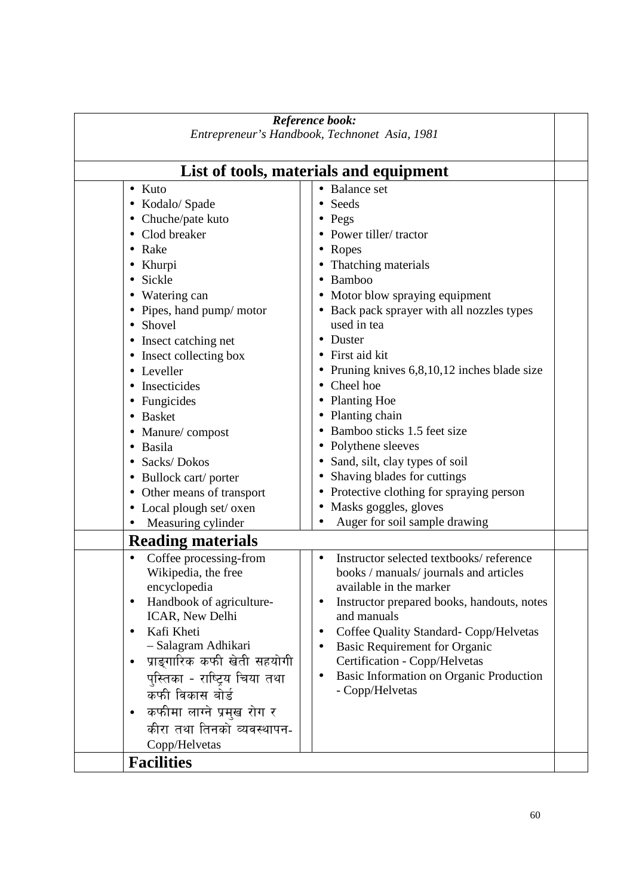***Reference book:***
*Entrepreneur's Handbook, Technonet Asia, 1981*

## List of tools, materials and equipment

- Kuto
- Kodalo/ Spade
- Chuche/pate kuto
- Clod breaker
- Rake
- Khurpi
- Sickle
- Watering can
- Pipes, hand pump/ motor
- Shovel
- Insect catching net
- Insect collecting box
- Leveller
- Insecticides
- Fungicides
- Basket
- Manure/ compost
- Basila
- Sacks/ Dokos
- Bullock cart/ porter
- Other means of transport
- Local plough set/ oxen
- Measuring cylinder
- Balance set
- Seeds
- Pegs
- Power tiller/ tractor
- Ropes
- Thatching materials
- Bamboo
- Motor blow spraying equipment
- Back pack sprayer with all nozzles types used in tea
- Duster
- First aid kit
- Pruning knives 6,8,10,12 inches blade size
- Cheel hoe
- Planting Hoe
- Planting chain
- Bamboo sticks 1.5 feet size
- Polythene sleeves
- Sand, silt, clay types of soil
- Shaving blades for cuttings
- Protective clothing for spraying person
- Masks goggles, gloves
- Auger for soil sample drawing

## Reading materials

- Coffee processing-from Wikipedia, the free encyclopedia
- Handbook of agriculture- ICAR, New Delhi
- Kafi Kheti – Salagram Adhikari
- प्राङ्गारिक कफी खेती सहयोगी पुस्तिका - राष्ट्रिय चिया तथा कफी विकास बोर्ड
- कफीमा लाग्ने प्रमुख रोग र कीरा तथा तिनको व्यवस्थापन- Copp/Helvetas
- Instructor selected textbooks/ reference books / manuals/ journals and articles available in the marker
- Instructor prepared books, handouts, notes and manuals
- Coffee Quality Standard- Copp/Helvetas
- Basic Requirement for Organic Certification - Copp/Helvetas
- Basic Information on Organic Production - Copp/Helvetas

## Facilities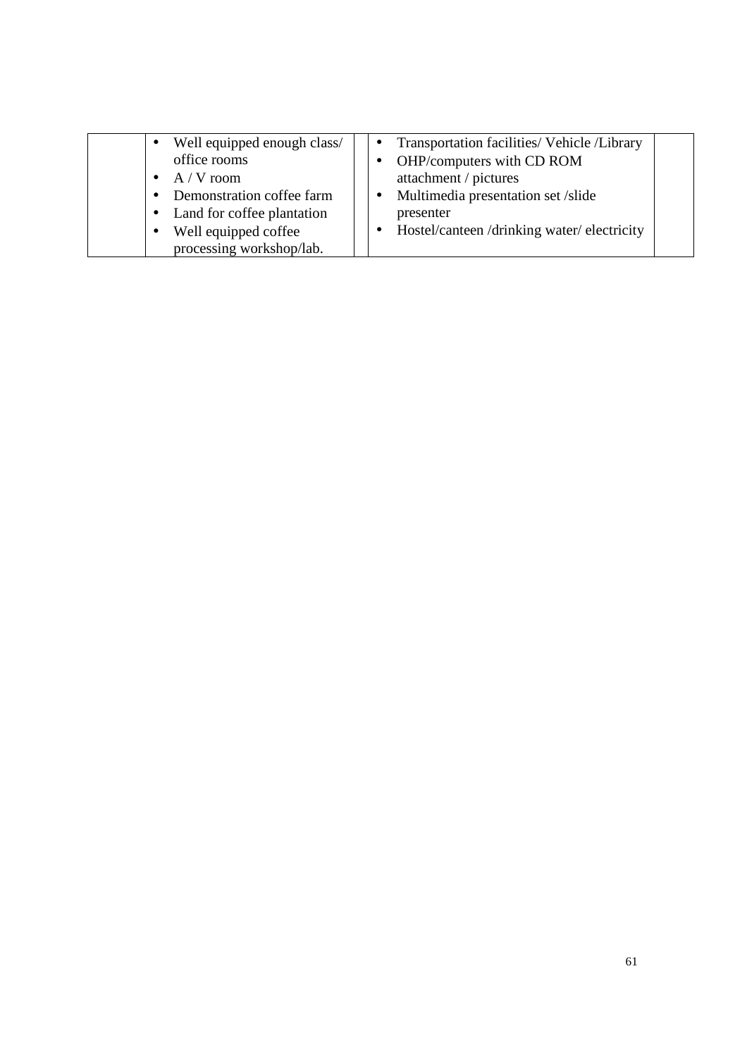| | | | | |
|---|---|---|---|---|
| | • Well equipped enough class/ office rooms<br>• A / V room<br>• Demonstration coffee farm<br>• Land for coffee plantation<br>• Well equipped coffee processing workshop/lab. | | • Transportation facilities/ Vehicle /Library<br>• OHP/computers with CD ROM attachment / pictures<br>• Multimedia presentation set /slide presenter<br>• Hostel/canteen /drinking water/ electricity | |